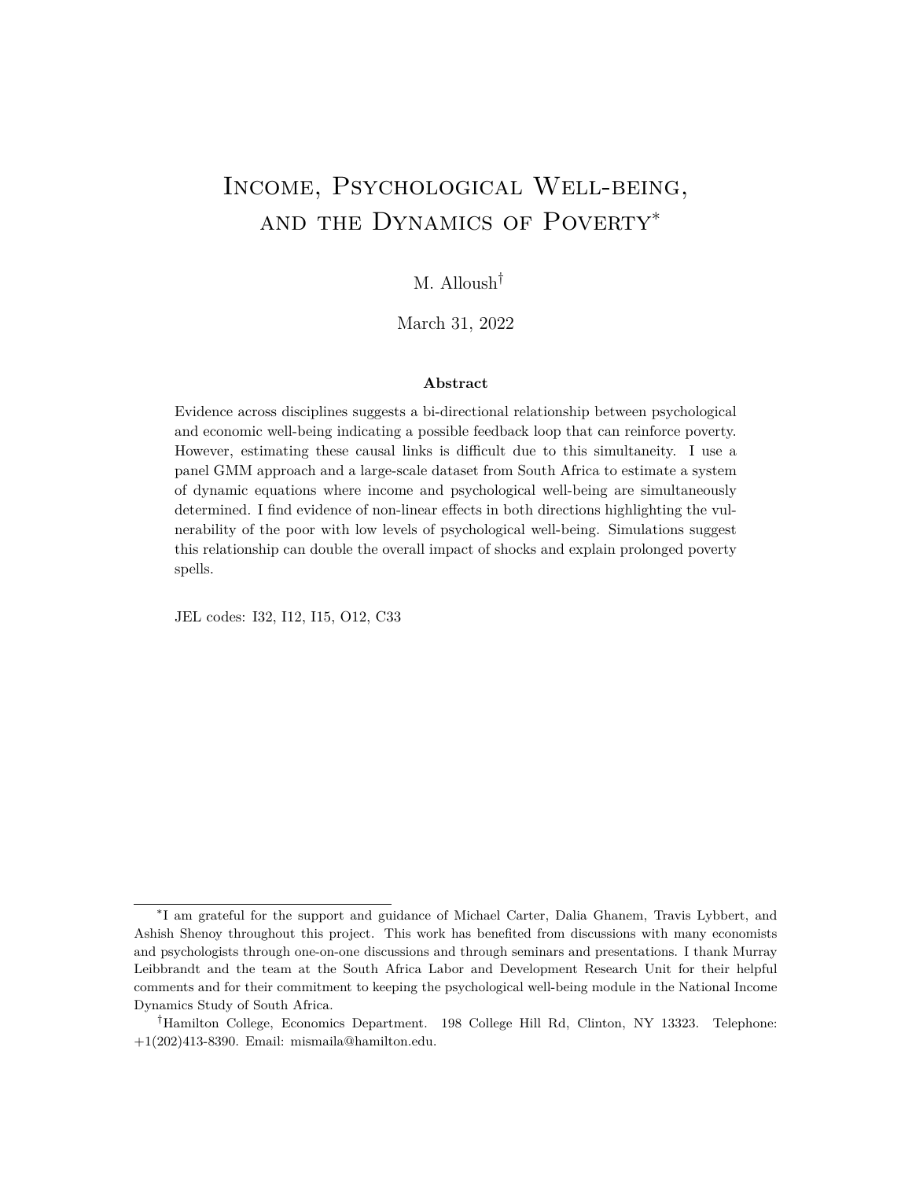# Income, Psychological Well-being, and the Dynamics of Poverty*

M. Alloush†

March 31, 2022

**Abstract**

Evidence across disciplines suggests a bi-directional relationship between psychological and economic well-being indicating a possible feedback loop that can reinforce poverty. However, estimating these causal links is difficult due to this simultaneity. I use a panel GMM approach and a large-scale dataset from South Africa to estimate a system of dynamic equations where income and psychological well-being are simultaneously determined. I find evidence of non-linear effects in both directions highlighting the vulnerability of the poor with low levels of psychological well-being. Simulations suggest this relationship can double the overall impact of shocks and explain prolonged poverty spells.

JEL codes: I32, I12, I15, O12, C33

---

*I am grateful for the support and guidance of Michael Carter, Dalia Ghanem, Travis Lybbert, and Ashish Shenoy throughout this project. This work has benefited from discussions with many economists and psychologists through one-on-one discussions and through seminars and presentations. I thank Murray Leibbrandt and the team at the South Africa Labor and Development Research Unit for their helpful comments and for their commitment to keeping the psychological well-being module in the National Income Dynamics Study of South Africa.

†Hamilton College, Economics Department. 198 College Hill Rd, Clinton, NY 13323. Telephone: +1(202)413-8390. Email: mismaila@hamilton.edu.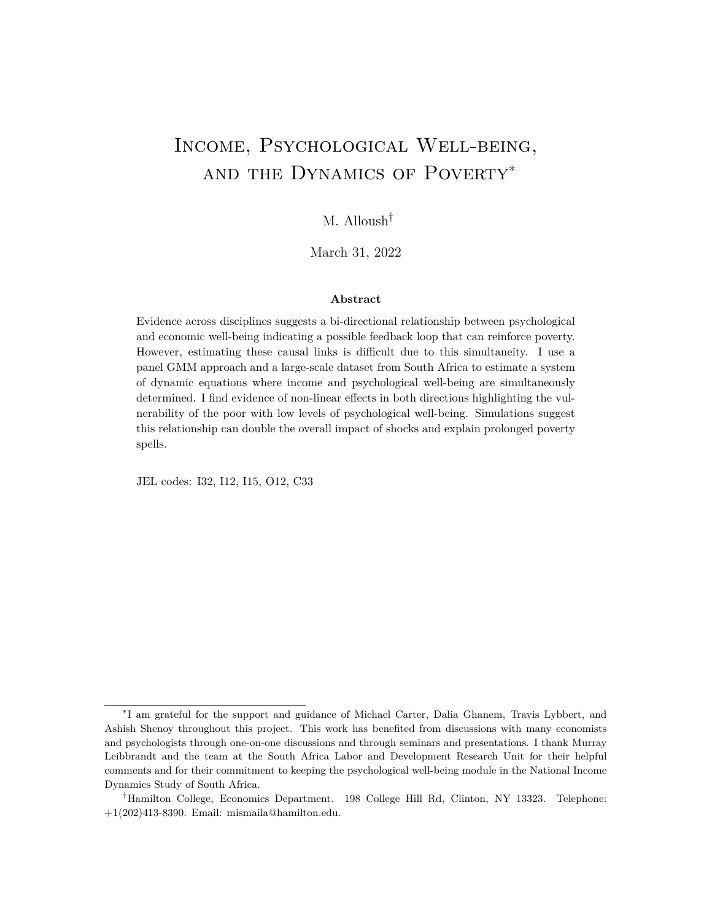# Income, Psychological Well-being, and the Dynamics of Poverty*

M. Alloush†

March 31, 2022

**Abstract**

Evidence across disciplines suggests a bi-directional relationship between psychological and economic well-being indicating a possible feedback loop that can reinforce poverty. However, estimating these causal links is difficult due to this simultaneity. I use a panel GMM approach and a large-scale dataset from South Africa to estimate a system of dynamic equations where income and psychological well-being are simultaneously determined. I find evidence of non-linear effects in both directions highlighting the vulnerability of the poor with low levels of psychological well-being. Simulations suggest this relationship can double the overall impact of shocks and explain prolonged poverty spells.

JEL codes: I32, I12, I15, O12, C33

---

*I am grateful for the support and guidance of Michael Carter, Dalia Ghanem, Travis Lybbert, and Ashish Shenoy throughout this project. This work has benefited from discussions with many economists and psychologists through one-on-one discussions and through seminars and presentations. I thank Murray Leibbrandt and the team at the South Africa Labor and Development Research Unit for their helpful comments and for their commitment to keeping the psychological well-being module in the National Income Dynamics Study of South Africa.

†Hamilton College, Economics Department. 198 College Hill Rd, Clinton, NY 13323. Telephone: +1(202)413-8390. Email: mismaila@hamilton.edu.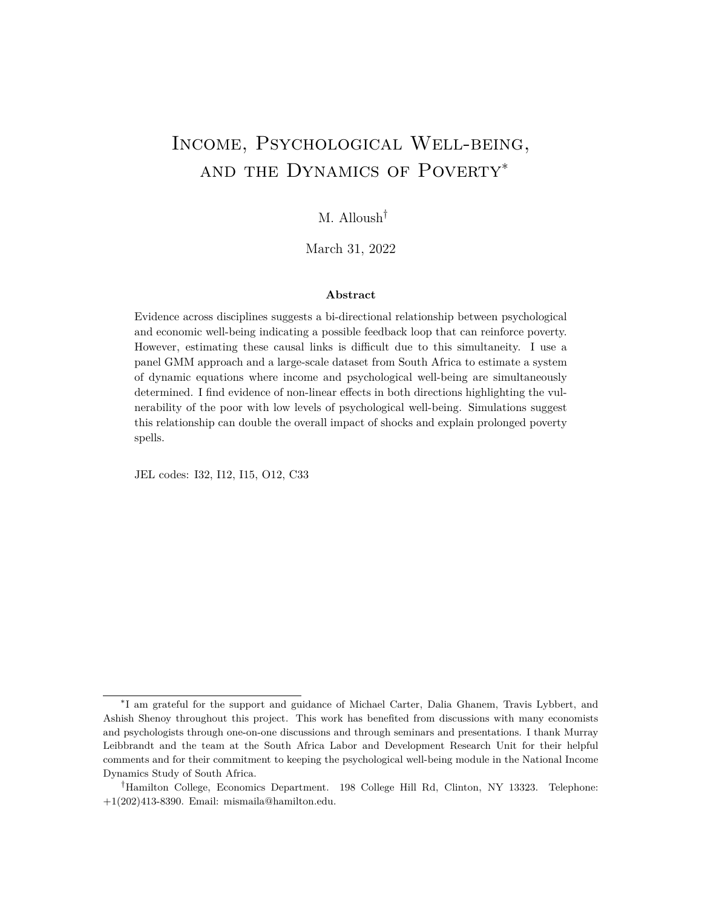# Income, Psychological Well-being, and the Dynamics of Poverty*

M. Alloush†

March 31, 2022

**Abstract**

Evidence across disciplines suggests a bi-directional relationship between psychological and economic well-being indicating a possible feedback loop that can reinforce poverty. However, estimating these causal links is difficult due to this simultaneity. I use a panel GMM approach and a large-scale dataset from South Africa to estimate a system of dynamic equations where income and psychological well-being are simultaneously determined. I find evidence of non-linear effects in both directions highlighting the vulnerability of the poor with low levels of psychological well-being. Simulations suggest this relationship can double the overall impact of shocks and explain prolonged poverty spells.

JEL codes: I32, I12, I15, O12, C33

---

*I am grateful for the support and guidance of Michael Carter, Dalia Ghanem, Travis Lybbert, and Ashish Shenoy throughout this project. This work has benefited from discussions with many economists and psychologists through one-on-one discussions and through seminars and presentations. I thank Murray Leibbrandt and the team at the South Africa Labor and Development Research Unit for their helpful comments and for their commitment to keeping the psychological well-being module in the National Income Dynamics Study of South Africa.

†Hamilton College, Economics Department. 198 College Hill Rd, Clinton, NY 13323. Telephone: +1(202)413-8390. Email: mismaila@hamilton.edu.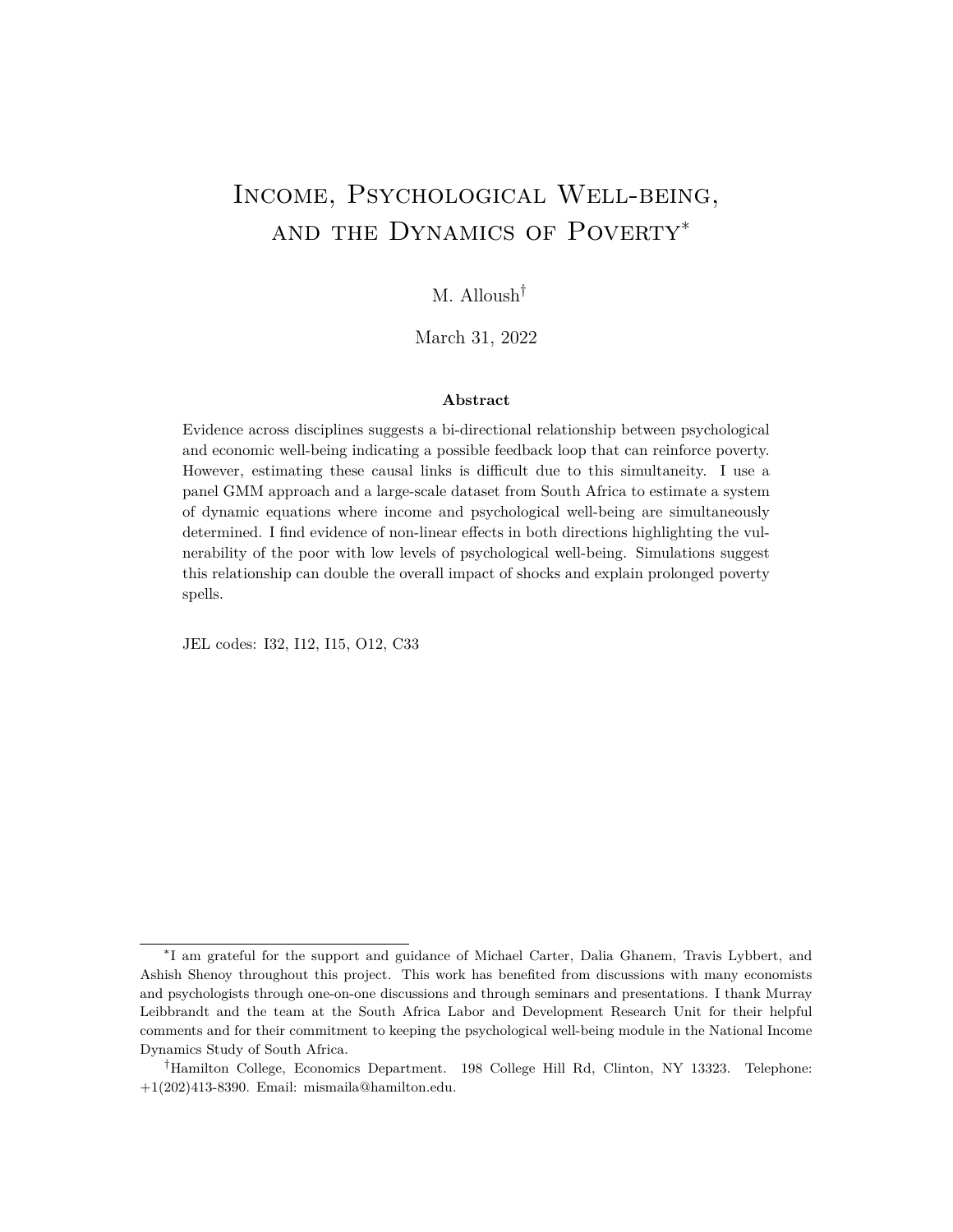// Footnote markers rendered as [*] and [†] per the bracketed-marker rule for non-mathematical superscripts.
# Income, Psychological Well-being, and the Dynamics of Poverty[*]

M. Alloush[†]

March 31, 2022

### Abstract

Evidence across disciplines suggests a bi-directional relationship between psychological and economic well-being indicating a possible feedback loop that can reinforce poverty. However, estimating these causal links is difficult due to this simultaneity. I use a panel GMM approach and a large-scale dataset from South Africa to estimate a system of dynamic equations where income and psychological well-being are simultaneously determined. I find evidence of non-linear effects in both directions highlighting the vulnerability of the poor with low levels of psychological well-being. Simulations suggest this relationship can double the overall impact of shocks and explain prolonged poverty spells.

JEL codes: I32, I12, I15, O12, C33

---

[*] I am grateful for the support and guidance of Michael Carter, Dalia Ghanem, Travis Lybbert, and Ashish Shenoy throughout this project. This work has benefited from discussions with many economists and psychologists through one-on-one discussions and through seminars and presentations. I thank Murray Leibbrandt and the team at the South Africa Labor and Development Research Unit for their helpful comments and for their commitment to keeping the psychological well-being module in the National Income Dynamics Study of South Africa.

[†] Hamilton College, Economics Department. 198 College Hill Rd, Clinton, NY 13323. Telephone: +1(202)413-8390. Email: mismaila@hamilton.edu.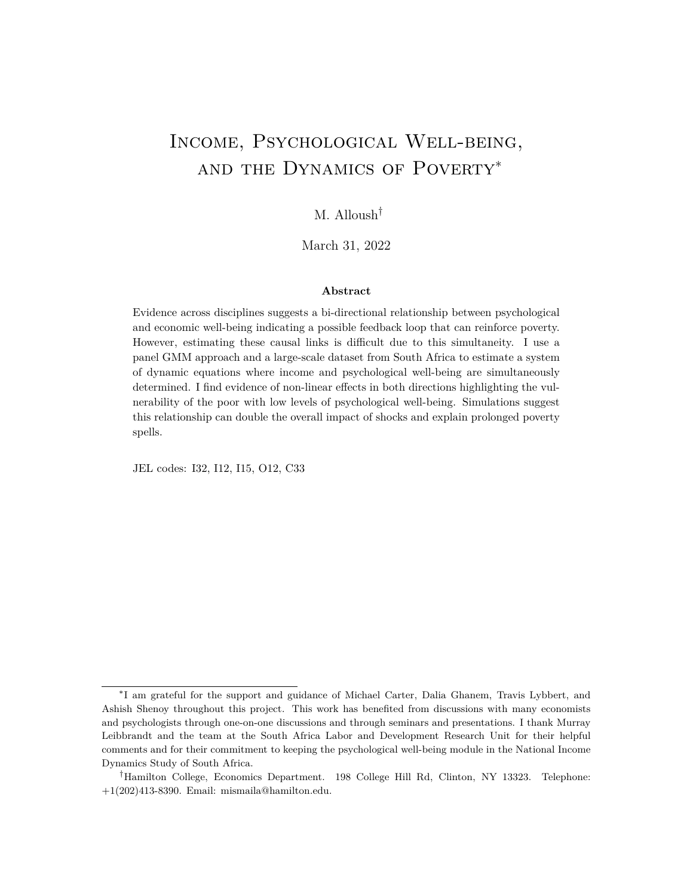# Income, Psychological Well-being, and the Dynamics of Poverty[*]

M. Alloush[†]

March 31, 2022

**Abstract**

Evidence across disciplines suggests a bi-directional relationship between psychological and economic well-being indicating a possible feedback loop that can reinforce poverty. However, estimating these causal links is difficult due to this simultaneity. I use a panel GMM approach and a large-scale dataset from South Africa to estimate a system of dynamic equations where income and psychological well-being are simultaneously determined. I find evidence of non-linear effects in both directions highlighting the vulnerability of the poor with low levels of psychological well-being. Simulations suggest this relationship can double the overall impact of shocks and explain prolonged poverty spells.

JEL codes: I32, I12, I15, O12, C33

---

[*] I am grateful for the support and guidance of Michael Carter, Dalia Ghanem, Travis Lybbert, and Ashish Shenoy throughout this project. This work has benefited from discussions with many economists and psychologists through one-on-one discussions and through seminars and presentations. I thank Murray Leibbrandt and the team at the South Africa Labor and Development Research Unit for their helpful comments and for their commitment to keeping the psychological well-being module in the National Income Dynamics Study of South Africa.

[†] Hamilton College, Economics Department. 198 College Hill Rd, Clinton, NY 13323. Telephone: +1(202)413-8390. Email: mismaila@hamilton.edu.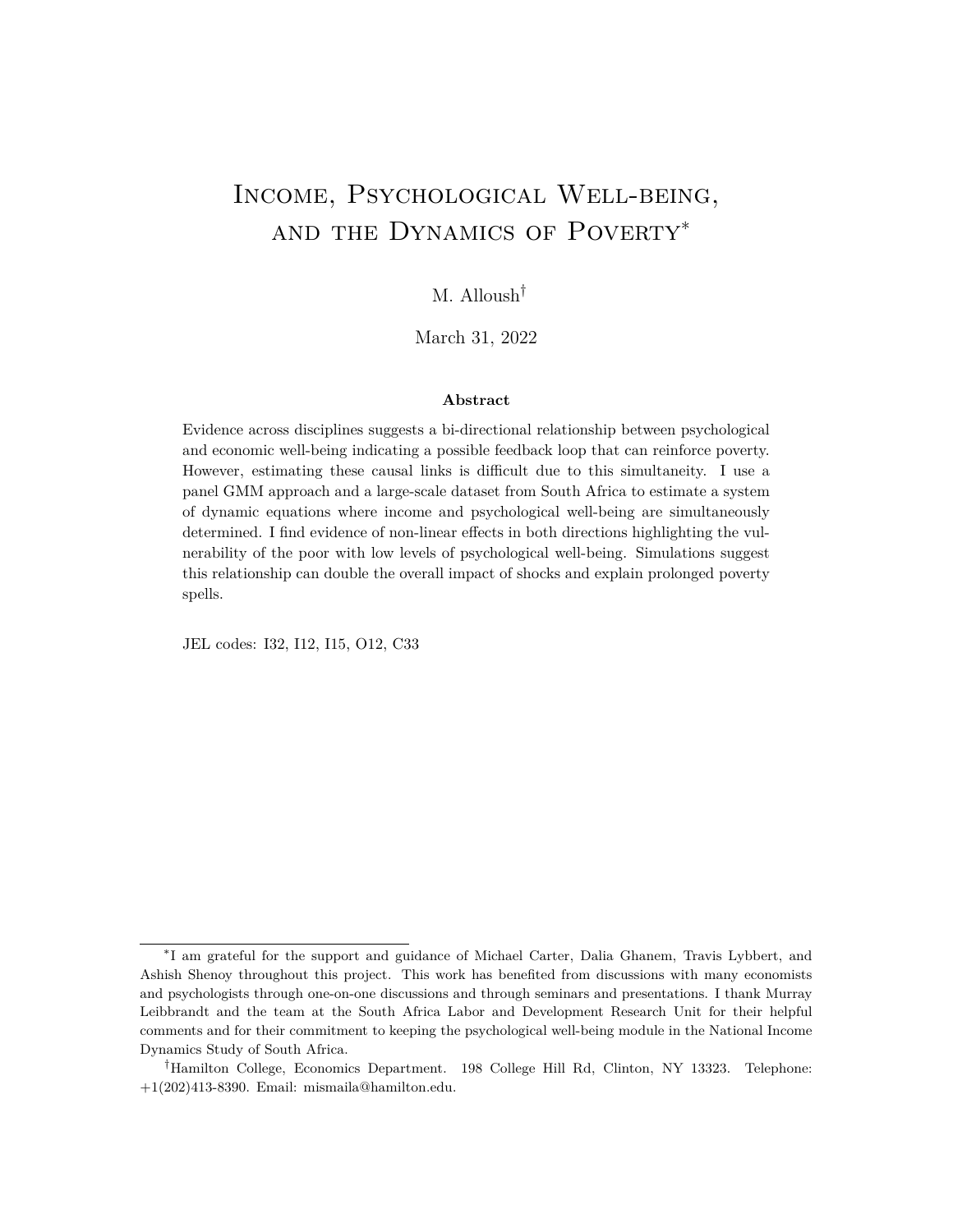# Income, Psychological Well-being, and the Dynamics of Poverty[*]

M. Alloush[†]

March 31, 2022

### Abstract

Evidence across disciplines suggests a bi-directional relationship between psychological and economic well-being indicating a possible feedback loop that can reinforce poverty. However, estimating these causal links is difficult due to this simultaneity. I use a panel GMM approach and a large-scale dataset from South Africa to estimate a system of dynamic equations where income and psychological well-being are simultaneously determined. I find evidence of non-linear effects in both directions highlighting the vulnerability of the poor with low levels of psychological well-being. Simulations suggest this relationship can double the overall impact of shocks and explain prolonged poverty spells.

JEL codes: I32, I12, I15, O12, C33

---

[*] I am grateful for the support and guidance of Michael Carter, Dalia Ghanem, Travis Lybbert, and Ashish Shenoy throughout this project. This work has benefited from discussions with many economists and psychologists through one-on-one discussions and through seminars and presentations. I thank Murray Leibbrandt and the team at the South Africa Labor and Development Research Unit for their helpful comments and for their commitment to keeping the psychological well-being module in the National Income Dynamics Study of South Africa.

[†] Hamilton College, Economics Department. 198 College Hill Rd, Clinton, NY 13323. Telephone: +1(202)413-8390. Email: mismaila@hamilton.edu.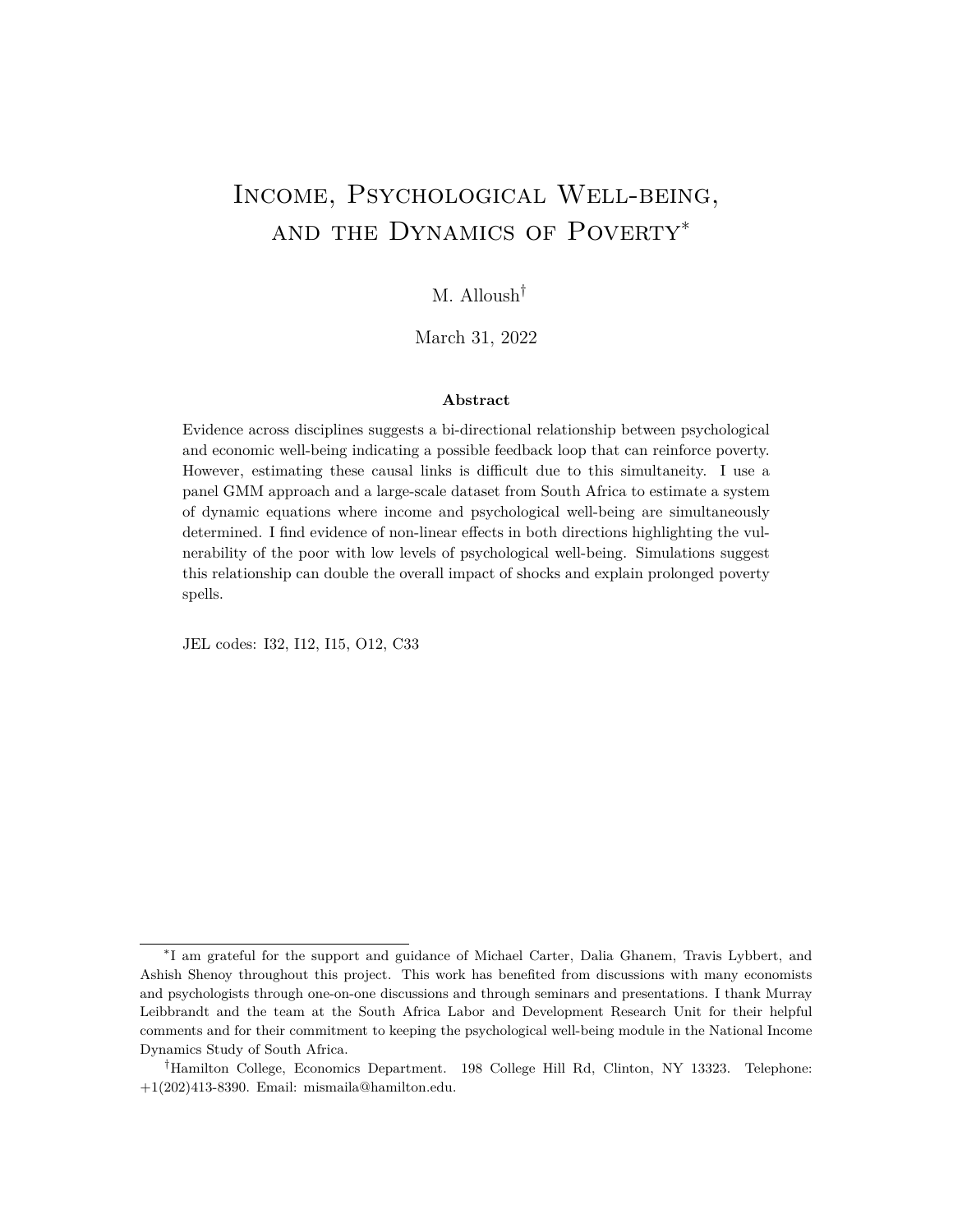# Income, Psychological Well-being, and the Dynamics of Poverty*

M. Alloush†

March 31, 2022

**Abstract**

Evidence across disciplines suggests a bi-directional relationship between psychological and economic well-being indicating a possible feedback loop that can reinforce poverty. However, estimating these causal links is difficult due to this simultaneity. I use a panel GMM approach and a large-scale dataset from South Africa to estimate a system of dynamic equations where income and psychological well-being are simultaneously determined. I find evidence of non-linear effects in both directions highlighting the vulnerability of the poor with low levels of psychological well-being. Simulations suggest this relationship can double the overall impact of shocks and explain prolonged poverty spells.

JEL codes: I32, I12, I15, O12, C33

---

*I am grateful for the support and guidance of Michael Carter, Dalia Ghanem, Travis Lybbert, and Ashish Shenoy throughout this project. This work has benefited from discussions with many economists and psychologists through one-on-one discussions and through seminars and presentations. I thank Murray Leibbrandt and the team at the South Africa Labor and Development Research Unit for their helpful comments and for their commitment to keeping the psychological well-being module in the National Income Dynamics Study of South Africa.

†Hamilton College, Economics Department. 198 College Hill Rd, Clinton, NY 13323. Telephone: +1(202)413-8390. Email: mismaila@hamilton.edu.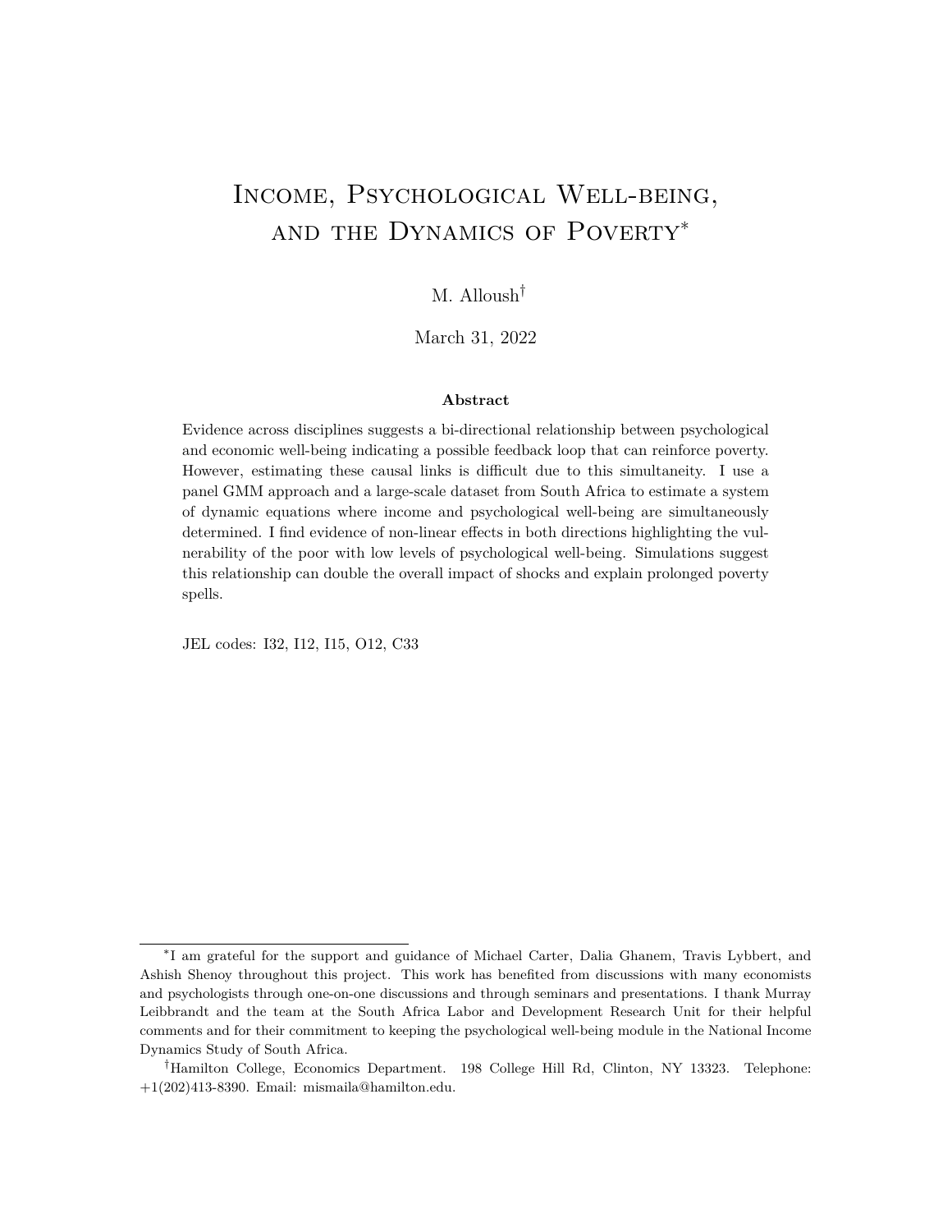# Income, Psychological Well-being, and the Dynamics of Poverty[*]

M. Alloush[†]

March 31, 2022

### Abstract

Evidence across disciplines suggests a bi-directional relationship between psychological and economic well-being indicating a possible feedback loop that can reinforce poverty. However, estimating these causal links is difficult due to this simultaneity. I use a panel GMM approach and a large-scale dataset from South Africa to estimate a system of dynamic equations where income and psychological well-being are simultaneously determined. I find evidence of non-linear effects in both directions highlighting the vulnerability of the poor with low levels of psychological well-being. Simulations suggest this relationship can double the overall impact of shocks and explain prolonged poverty spells.

JEL codes: I32, I12, I15, O12, C33

---

[*]I am grateful for the support and guidance of Michael Carter, Dalia Ghanem, Travis Lybbert, and Ashish Shenoy throughout this project. This work has benefited from discussions with many economists and psychologists through one-on-one discussions and through seminars and presentations. I thank Murray Leibbrandt and the team at the South Africa Labor and Development Research Unit for their helpful comments and for their commitment to keeping the psychological well-being module in the National Income Dynamics Study of South Africa.

[†]Hamilton College, Economics Department. 198 College Hill Rd, Clinton, NY 13323. Telephone: +1(202)413-8390. Email: mismaila@hamilton.edu.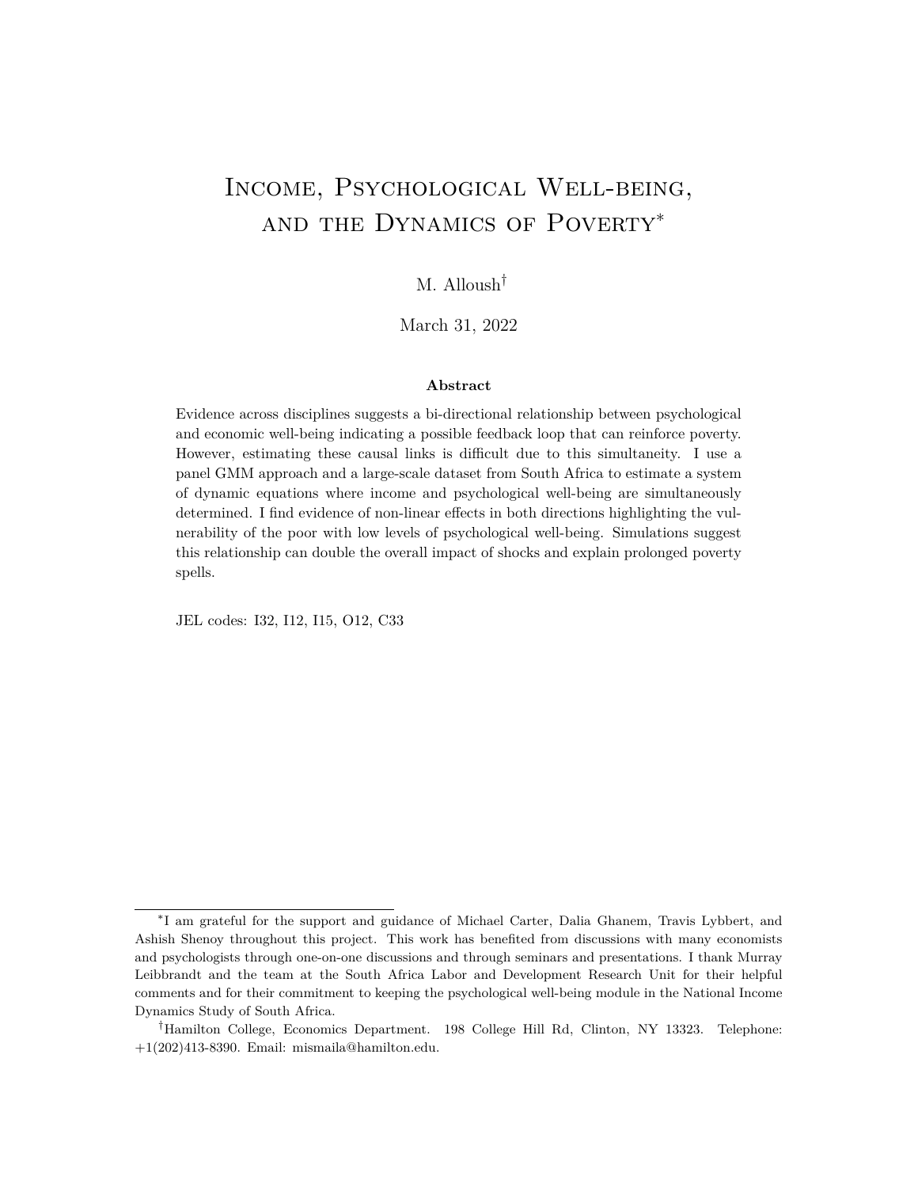# Income, Psychological Well-being, and the Dynamics of Poverty[*]

M. Alloush[†]

March 31, 2022

**Abstract**

Evidence across disciplines suggests a bi-directional relationship between psychological and economic well-being indicating a possible feedback loop that can reinforce poverty. However, estimating these causal links is difficult due to this simultaneity. I use a panel GMM approach and a large-scale dataset from South Africa to estimate a system of dynamic equations where income and psychological well-being are simultaneously determined. I find evidence of non-linear effects in both directions highlighting the vulnerability of the poor with low levels of psychological well-being. Simulations suggest this relationship can double the overall impact of shocks and explain prolonged poverty spells.

JEL codes: I32, I12, I15, O12, C33

[*]I am grateful for the support and guidance of Michael Carter, Dalia Ghanem, Travis Lybbert, and Ashish Shenoy throughout this project. This work has benefited from discussions with many economists and psychologists through one-on-one discussions and through seminars and presentations. I thank Murray Leibbrandt and the team at the South Africa Labor and Development Research Unit for their helpful comments and for their commitment to keeping the psychological well-being module in the National Income Dynamics Study of South Africa.

[†]Hamilton College, Economics Department. 198 College Hill Rd, Clinton, NY 13323. Telephone: +1(202)413-8390. Email: mismaila@hamilton.edu.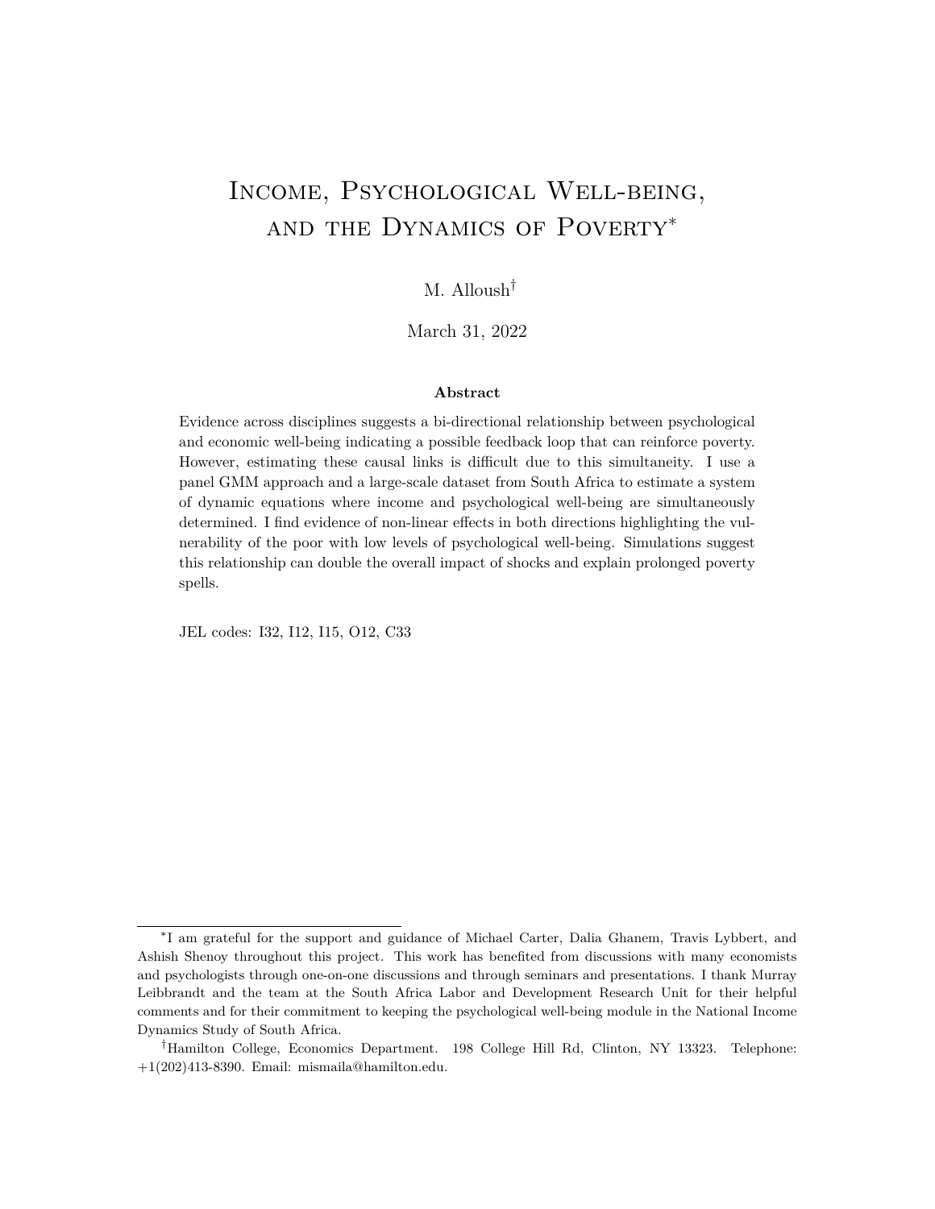# Income, Psychological Well-being, and the Dynamics of Poverty*

M. Alloush†

March 31, 2022

**Abstract**

Evidence across disciplines suggests a bi-directional relationship between psychological and economic well-being indicating a possible feedback loop that can reinforce poverty. However, estimating these causal links is difficult due to this simultaneity. I use a panel GMM approach and a large-scale dataset from South Africa to estimate a system of dynamic equations where income and psychological well-being are simultaneously determined. I find evidence of non-linear effects in both directions highlighting the vulnerability of the poor with low levels of psychological well-being. Simulations suggest this relationship can double the overall impact of shocks and explain prolonged poverty spells.

JEL codes: I32, I12, I15, O12, C33

---

*I am grateful for the support and guidance of Michael Carter, Dalia Ghanem, Travis Lybbert, and Ashish Shenoy throughout this project. This work has benefited from discussions with many economists and psychologists through one-on-one discussions and through seminars and presentations. I thank Murray Leibbrandt and the team at the South Africa Labor and Development Research Unit for their helpful comments and for their commitment to keeping the psychological well-being module in the National Income Dynamics Study of South Africa.

†Hamilton College, Economics Department. 198 College Hill Rd, Clinton, NY 13323. Telephone: +1(202)413-8390. Email: mismaila@hamilton.edu.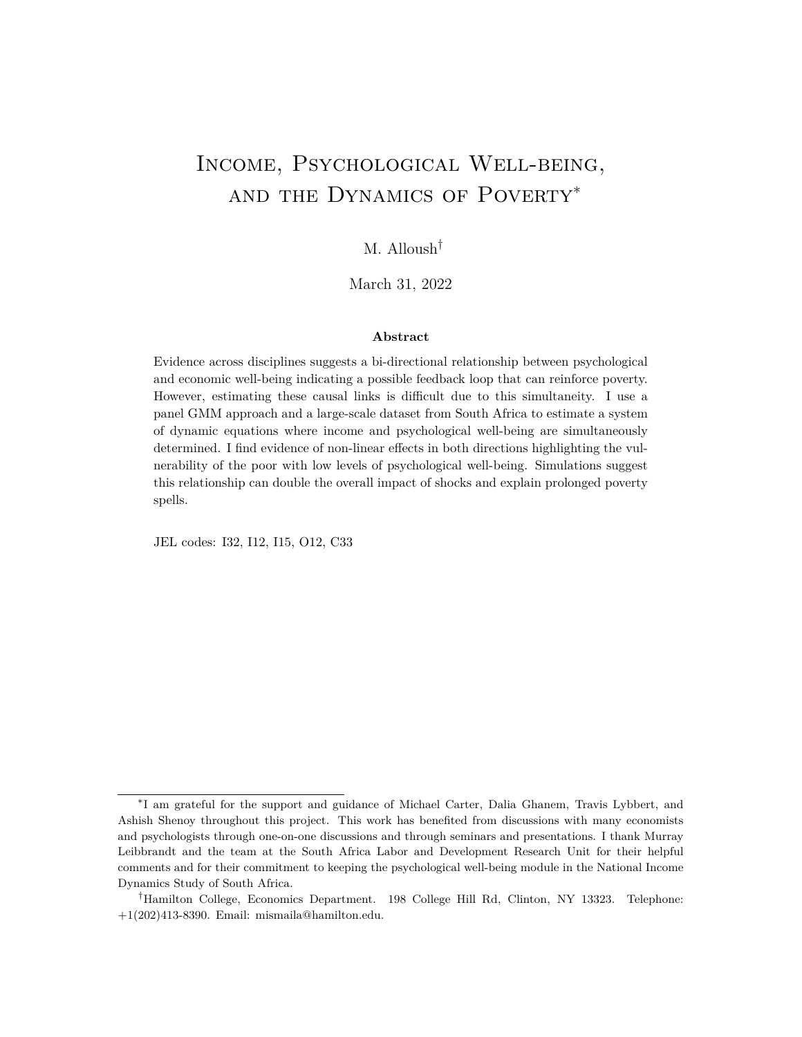# Income, Psychological Well-being, and the Dynamics of Poverty[*]

M. Alloush[†]

March 31, 2022

**Abstract**

Evidence across disciplines suggests a bi-directional relationship between psychological and economic well-being indicating a possible feedback loop that can reinforce poverty. However, estimating these causal links is difficult due to this simultaneity. I use a panel GMM approach and a large-scale dataset from South Africa to estimate a system of dynamic equations where income and psychological well-being are simultaneously determined. I find evidence of non-linear effects in both directions highlighting the vulnerability of the poor with low levels of psychological well-being. Simulations suggest this relationship can double the overall impact of shocks and explain prolonged poverty spells.

JEL codes: I32, I12, I15, O12, C33

[*]I am grateful for the support and guidance of Michael Carter, Dalia Ghanem, Travis Lybbert, and Ashish Shenoy throughout this project. This work has benefited from discussions with many economists and psychologists through one-on-one discussions and through seminars and presentations. I thank Murray Leibbrandt and the team at the South Africa Labor and Development Research Unit for their helpful comments and for their commitment to keeping the psychological well-being module in the National Income Dynamics Study of South Africa.

[†]Hamilton College, Economics Department. 198 College Hill Rd, Clinton, NY 13323. Telephone: +1(202)413-8390. Email: mismaila@hamilton.edu.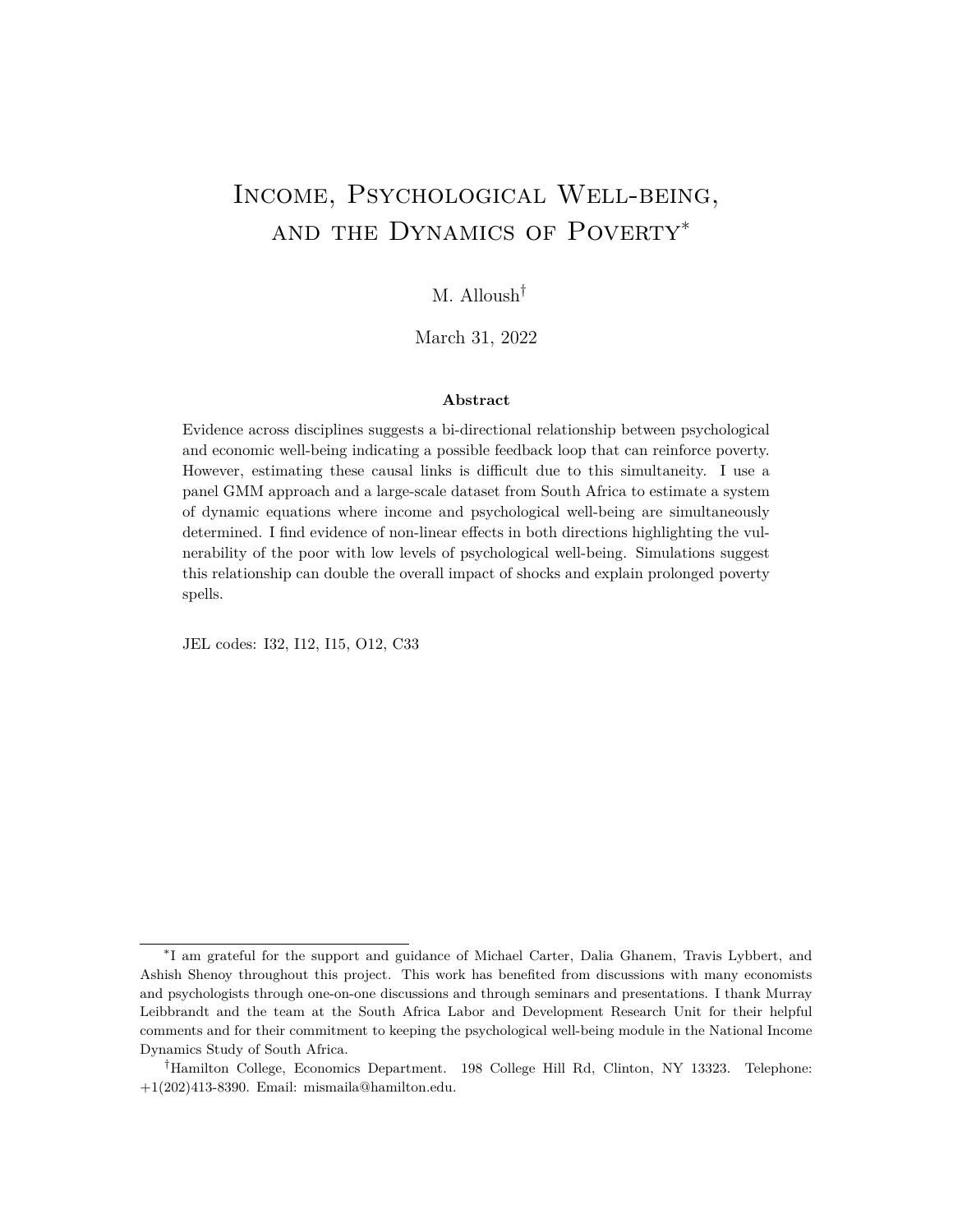# Income, Psychological Well-being, and the Dynamics of Poverty*

M. Alloush[†]

March 31, 2022

**Abstract**

Evidence across disciplines suggests a bi-directional relationship between psychological and economic well-being indicating a possible feedback loop that can reinforce poverty. However, estimating these causal links is difficult due to this simultaneity. I use a panel GMM approach and a large-scale dataset from South Africa to estimate a system of dynamic equations where income and psychological well-being are simultaneously determined. I find evidence of non-linear effects in both directions highlighting the vulnerability of the poor with low levels of psychological well-being. Simulations suggest this relationship can double the overall impact of shocks and explain prolonged poverty spells.

JEL codes: I32, I12, I15, O12, C33

---

*I am grateful for the support and guidance of Michael Carter, Dalia Ghanem, Travis Lybbert, and Ashish Shenoy throughout this project. This work has benefited from discussions with many economists and psychologists through one-on-one discussions and through seminars and presentations. I thank Murray Leibbrandt and the team at the South Africa Labor and Development Research Unit for their helpful comments and for their commitment to keeping the psychological well-being module in the National Income Dynamics Study of South Africa.

[†]Hamilton College, Economics Department. 198 College Hill Rd, Clinton, NY 13323. Telephone: +1(202)413-8390. Email: mismaila@hamilton.edu.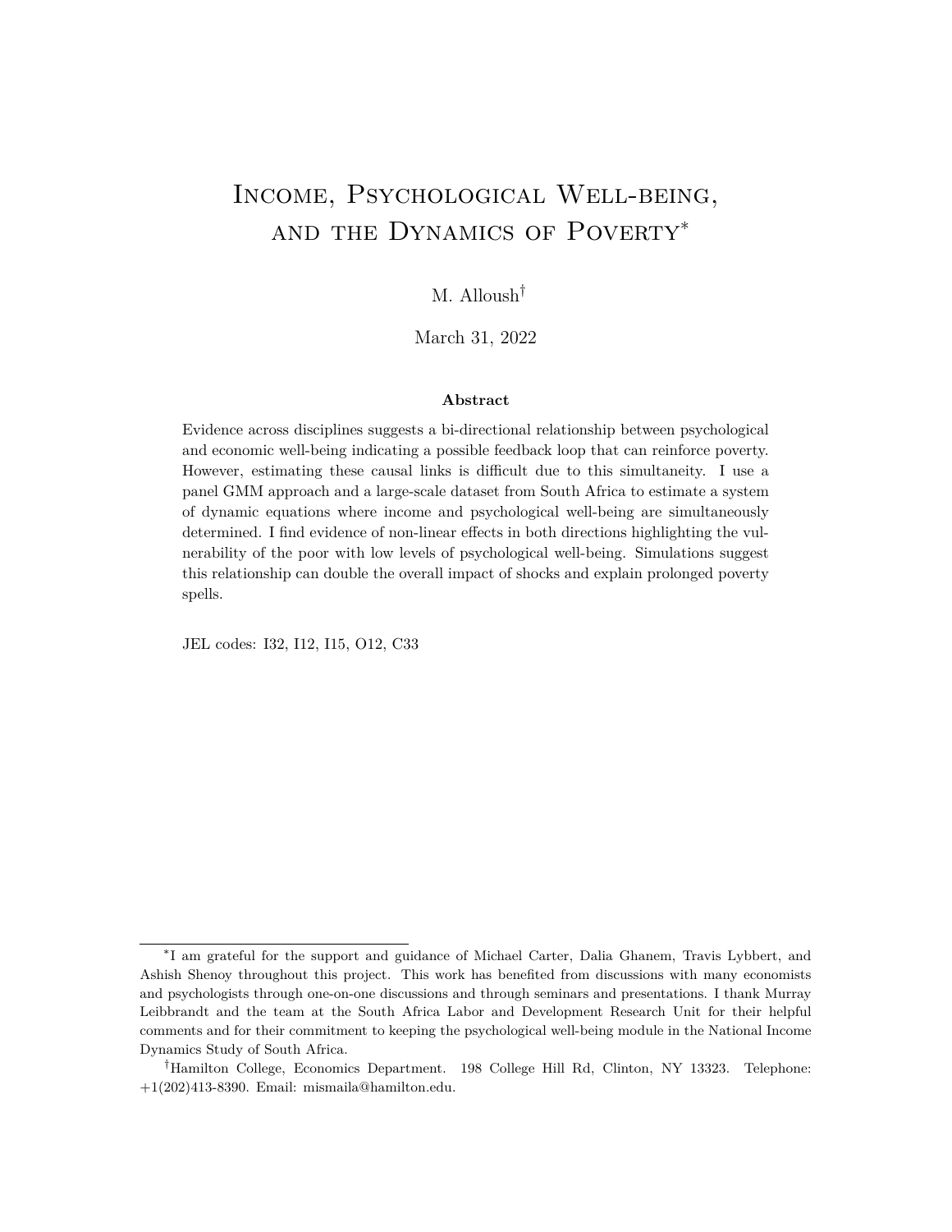# Income, Psychological Well-being, and the Dynamics of Poverty[*]

M. Alloush[†]

March 31, 2022

**Abstract**

Evidence across disciplines suggests a bi-directional relationship between psychological and economic well-being indicating a possible feedback loop that can reinforce poverty. However, estimating these causal links is difficult due to this simultaneity. I use a panel GMM approach and a large-scale dataset from South Africa to estimate a system of dynamic equations where income and psychological well-being are simultaneously determined. I find evidence of non-linear effects in both directions highlighting the vulnerability of the poor with low levels of psychological well-being. Simulations suggest this relationship can double the overall impact of shocks and explain prolonged poverty spells.

JEL codes: I32, I12, I15, O12, C33

[*]I am grateful for the support and guidance of Michael Carter, Dalia Ghanem, Travis Lybbert, and Ashish Shenoy throughout this project. This work has benefited from discussions with many economists and psychologists through one-on-one discussions and through seminars and presentations. I thank Murray Leibbrandt and the team at the South Africa Labor and Development Research Unit for their helpful comments and for their commitment to keeping the psychological well-being module in the National Income Dynamics Study of South Africa.

[†]Hamilton College, Economics Department. 198 College Hill Rd, Clinton, NY 13323. Telephone: +1(202)413-8390. Email: mismaila@hamilton.edu.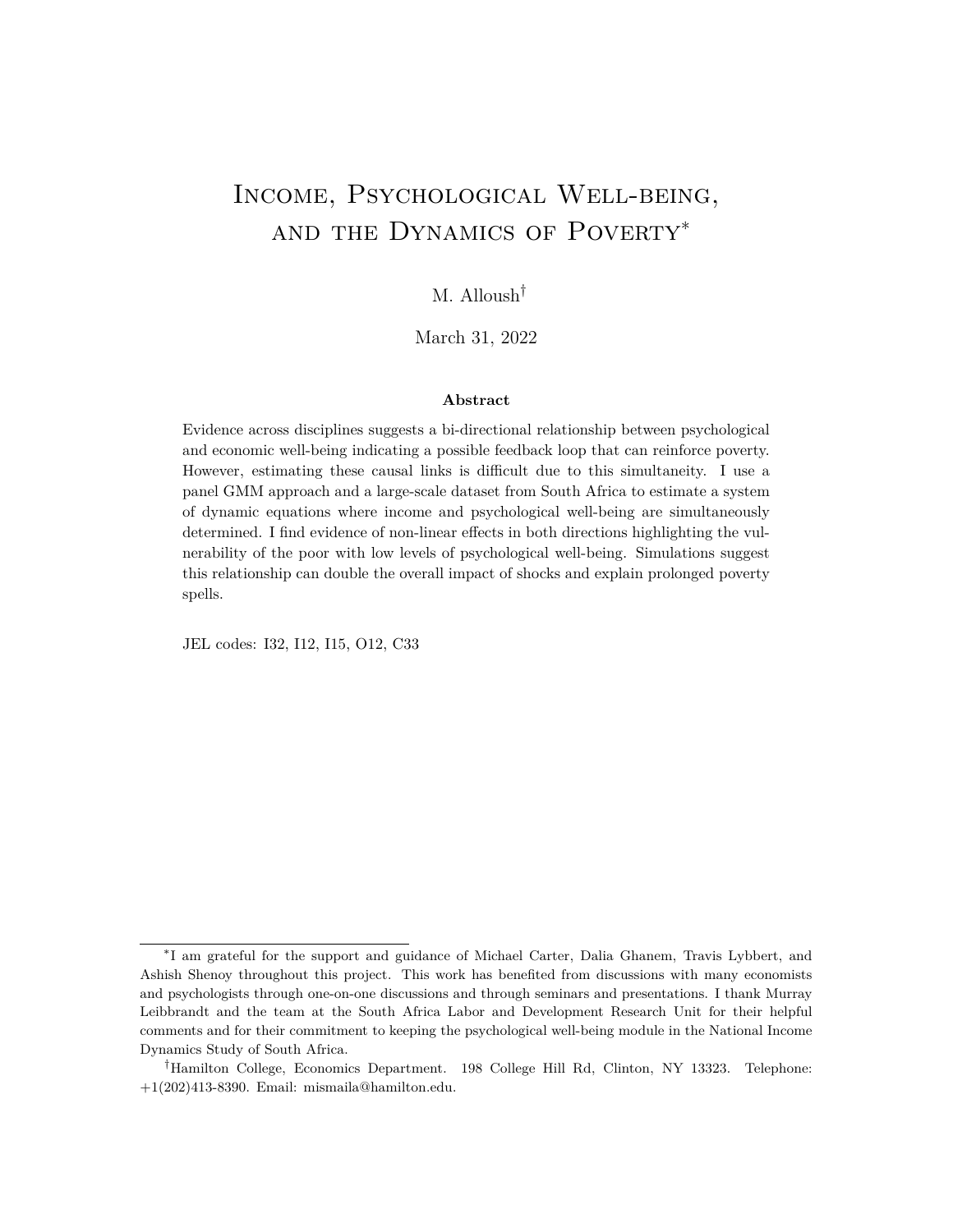# Income, Psychological Well-being, and the Dynamics of Poverty*

M. Alloush†

March 31, 2022

**Abstract**

Evidence across disciplines suggests a bi-directional relationship between psychological and economic well-being indicating a possible feedback loop that can reinforce poverty. However, estimating these causal links is difficult due to this simultaneity. I use a panel GMM approach and a large-scale dataset from South Africa to estimate a system of dynamic equations where income and psychological well-being are simultaneously determined. I find evidence of non-linear effects in both directions highlighting the vulnerability of the poor with low levels of psychological well-being. Simulations suggest this relationship can double the overall impact of shocks and explain prolonged poverty spells.

JEL codes: I32, I12, I15, O12, C33

---

*I am grateful for the support and guidance of Michael Carter, Dalia Ghanem, Travis Lybbert, and Ashish Shenoy throughout this project. This work has benefited from discussions with many economists and psychologists through one-on-one discussions and through seminars and presentations. I thank Murray Leibbrandt and the team at the South Africa Labor and Development Research Unit for their helpful comments and for their commitment to keeping the psychological well-being module in the National Income Dynamics Study of South Africa.

†Hamilton College, Economics Department. 198 College Hill Rd, Clinton, NY 13323. Telephone: +1(202)413-8390. Email: mismaila@hamilton.edu.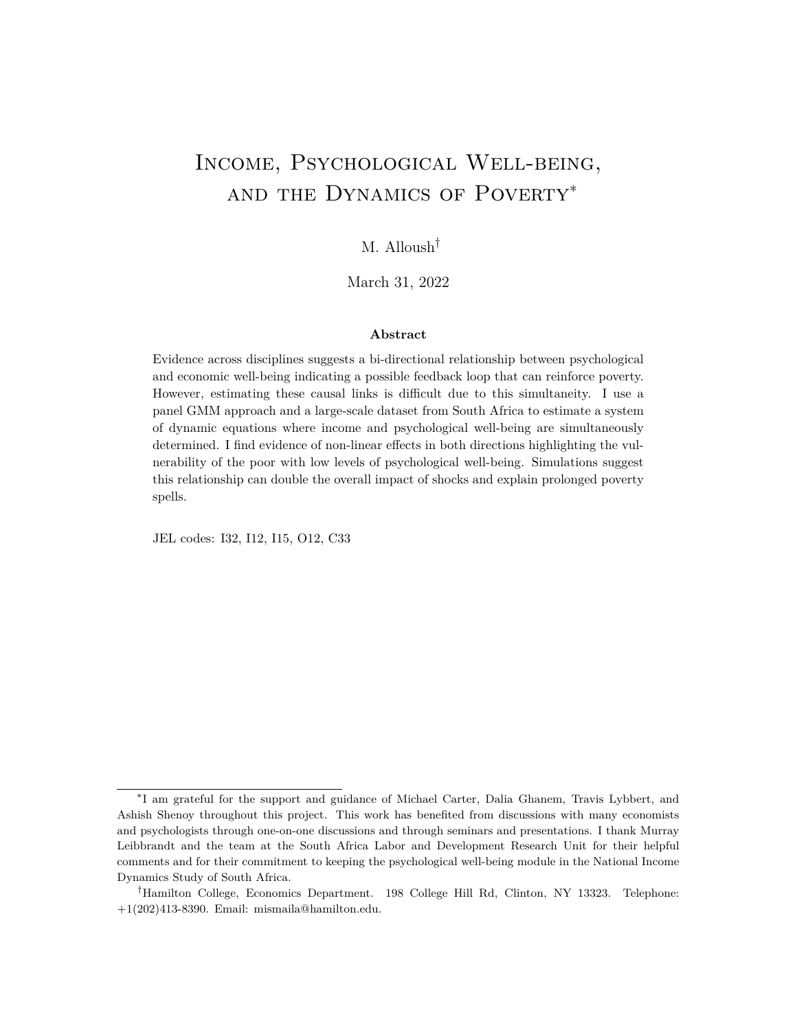# Income, Psychological Well-being, and the Dynamics of Poverty*

M. Alloush†

March 31, 2022

**Abstract**

Evidence across disciplines suggests a bi-directional relationship between psychological and economic well-being indicating a possible feedback loop that can reinforce poverty. However, estimating these causal links is difficult due to this simultaneity. I use a panel GMM approach and a large-scale dataset from South Africa to estimate a system of dynamic equations where income and psychological well-being are simultaneously determined. I find evidence of non-linear effects in both directions highlighting the vulnerability of the poor with low levels of psychological well-being. Simulations suggest this relationship can double the overall impact of shocks and explain prolonged poverty spells.

JEL codes: I32, I12, I15, O12, C33

---

*I am grateful for the support and guidance of Michael Carter, Dalia Ghanem, Travis Lybbert, and Ashish Shenoy throughout this project. This work has benefited from discussions with many economists and psychologists through one-on-one discussions and through seminars and presentations. I thank Murray Leibbrandt and the team at the South Africa Labor and Development Research Unit for their helpful comments and for their commitment to keeping the psychological well-being module in the National Income Dynamics Study of South Africa.

†Hamilton College, Economics Department. 198 College Hill Rd, Clinton, NY 13323. Telephone: +1(202)413-8390. Email: mismaila@hamilton.edu.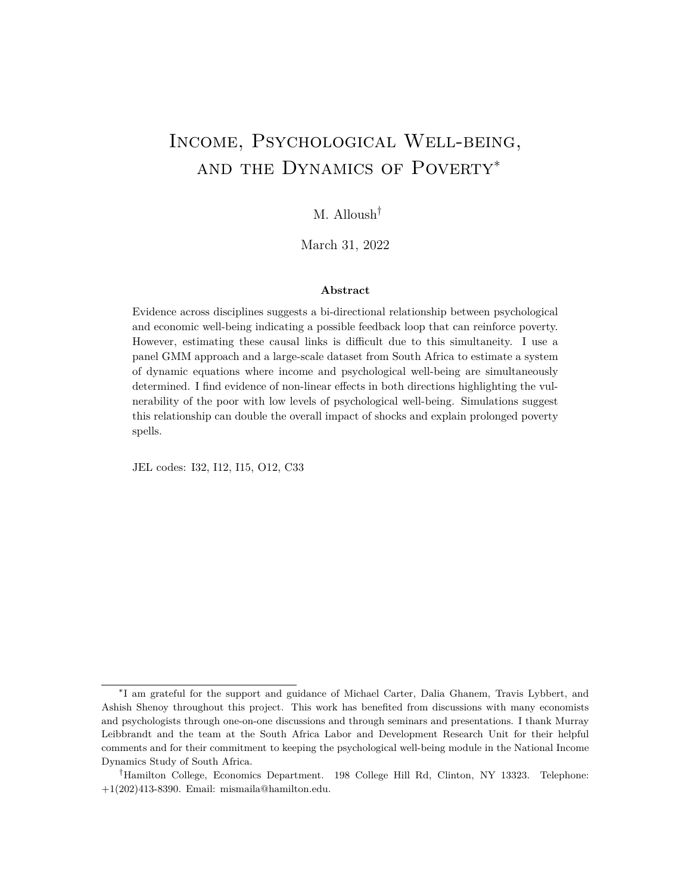# Income, Psychological Well-being, and the Dynamics of Poverty*

M. Alloush†

March 31, 2022

**Abstract**

Evidence across disciplines suggests a bi-directional relationship between psychological and economic well-being indicating a possible feedback loop that can reinforce poverty. However, estimating these causal links is difficult due to this simultaneity. I use a panel GMM approach and a large-scale dataset from South Africa to estimate a system of dynamic equations where income and psychological well-being are simultaneously determined. I find evidence of non-linear effects in both directions highlighting the vulnerability of the poor with low levels of psychological well-being. Simulations suggest this relationship can double the overall impact of shocks and explain prolonged poverty spells.

JEL codes: I32, I12, I15, O12, C33

---

*I am grateful for the support and guidance of Michael Carter, Dalia Ghanem, Travis Lybbert, and Ashish Shenoy throughout this project. This work has benefited from discussions with many economists and psychologists through one-on-one discussions and through seminars and presentations. I thank Murray Leibbrandt and the team at the South Africa Labor and Development Research Unit for their helpful comments and for their commitment to keeping the psychological well-being module in the National Income Dynamics Study of South Africa.

†Hamilton College, Economics Department. 198 College Hill Rd, Clinton, NY 13323. Telephone: +1(202)413-8390. Email: mismaila@hamilton.edu.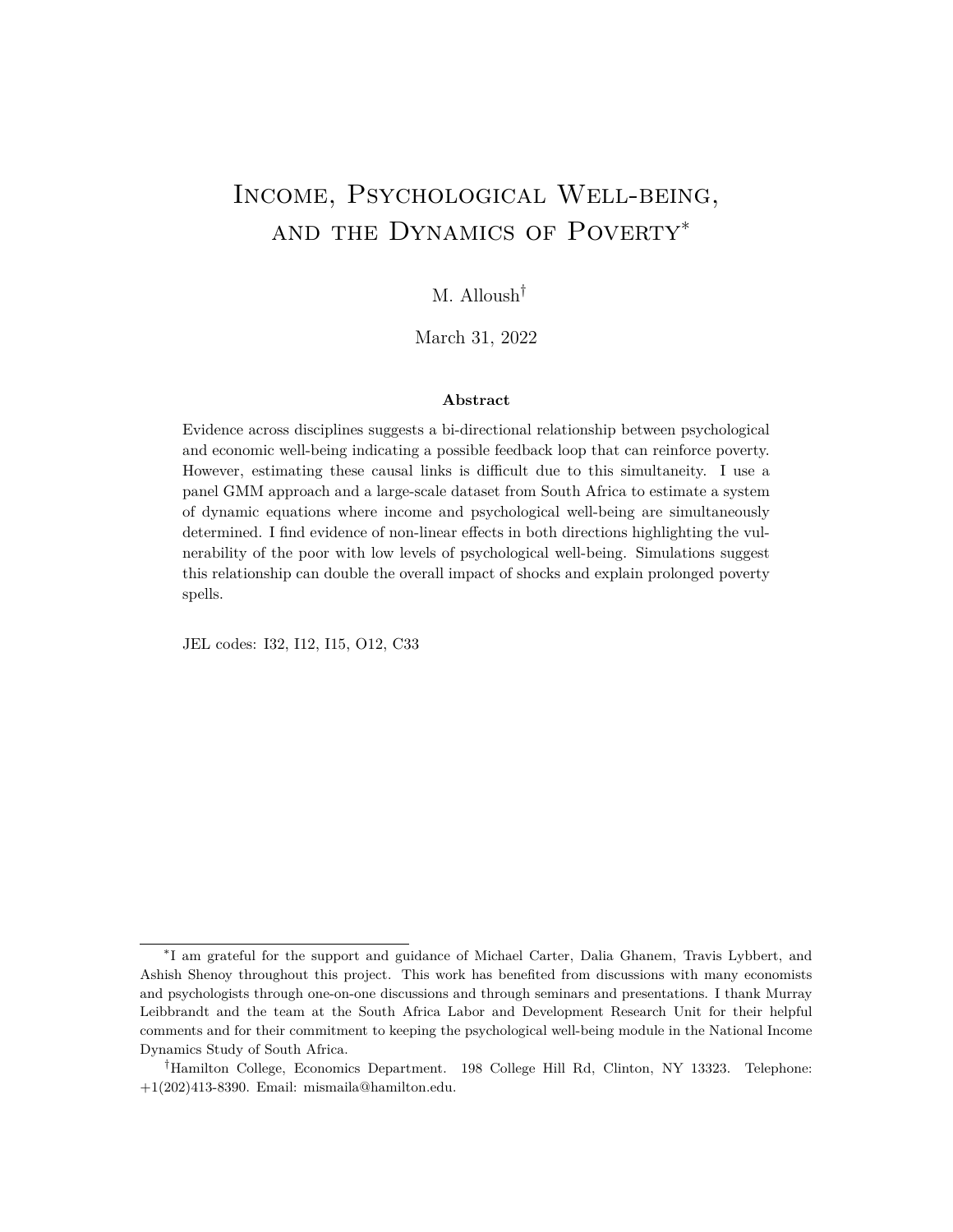# Income, Psychological Well-being, and the Dynamics of Poverty*

M. Alloush†

March 31, 2022

### Abstract

Evidence across disciplines suggests a bi-directional relationship between psychological and economic well-being indicating a possible feedback loop that can reinforce poverty. However, estimating these causal links is difficult due to this simultaneity. I use a panel GMM approach and a large-scale dataset from South Africa to estimate a system of dynamic equations where income and psychological well-being are simultaneously determined. I find evidence of non-linear effects in both directions highlighting the vulnerability of the poor with low levels of psychological well-being. Simulations suggest this relationship can double the overall impact of shocks and explain prolonged poverty spells.

JEL codes: I32, I12, I15, O12, C33

---

*I am grateful for the support and guidance of Michael Carter, Dalia Ghanem, Travis Lybbert, and Ashish Shenoy throughout this project. This work has benefited from discussions with many economists and psychologists through one-on-one discussions and through seminars and presentations. I thank Murray Leibbrandt and the team at the South Africa Labor and Development Research Unit for their helpful comments and for their commitment to keeping the psychological well-being module in the National Income Dynamics Study of South Africa.

†Hamilton College, Economics Department. 198 College Hill Rd, Clinton, NY 13323. Telephone: +1(202)413-8390. Email: mismaila@hamilton.edu.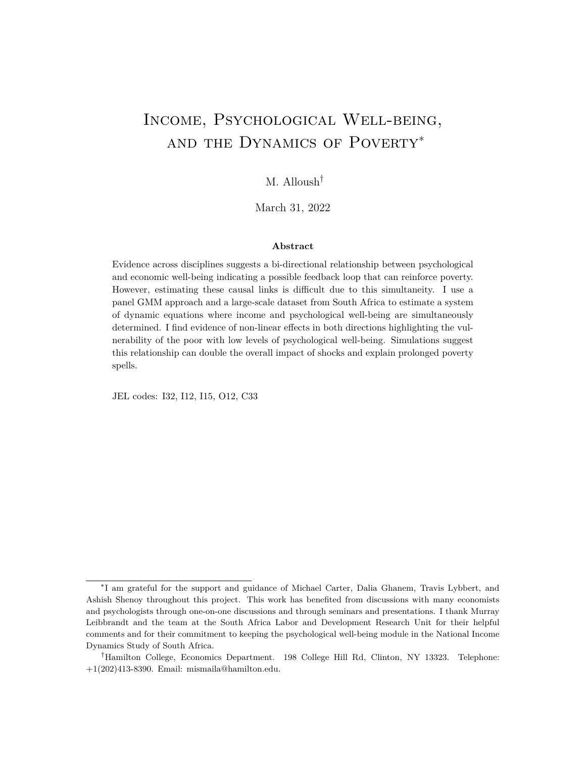# Income, Psychological Well-being, and the Dynamics of Poverty*

M. Alloush[†]

March 31, 2022

**Abstract**

Evidence across disciplines suggests a bi-directional relationship between psychological and economic well-being indicating a possible feedback loop that can reinforce poverty. However, estimating these causal links is difficult due to this simultaneity. I use a panel GMM approach and a large-scale dataset from South Africa to estimate a system of dynamic equations where income and psychological well-being are simultaneously determined. I find evidence of non-linear effects in both directions highlighting the vulnerability of the poor with low levels of psychological well-being. Simulations suggest this relationship can double the overall impact of shocks and explain prolonged poverty spells.

JEL codes: I32, I12, I15, O12, C33

---

*I am grateful for the support and guidance of Michael Carter, Dalia Ghanem, Travis Lybbert, and Ashish Shenoy throughout this project. This work has benefited from discussions with many economists and psychologists through one-on-one discussions and through seminars and presentations. I thank Murray Leibbrandt and the team at the South Africa Labor and Development Research Unit for their helpful comments and for their commitment to keeping the psychological well-being module in the National Income Dynamics Study of South Africa.

[†]Hamilton College, Economics Department. 198 College Hill Rd, Clinton, NY 13323. Telephone: +1(202)413-8390. Email: mismaila@hamilton.edu.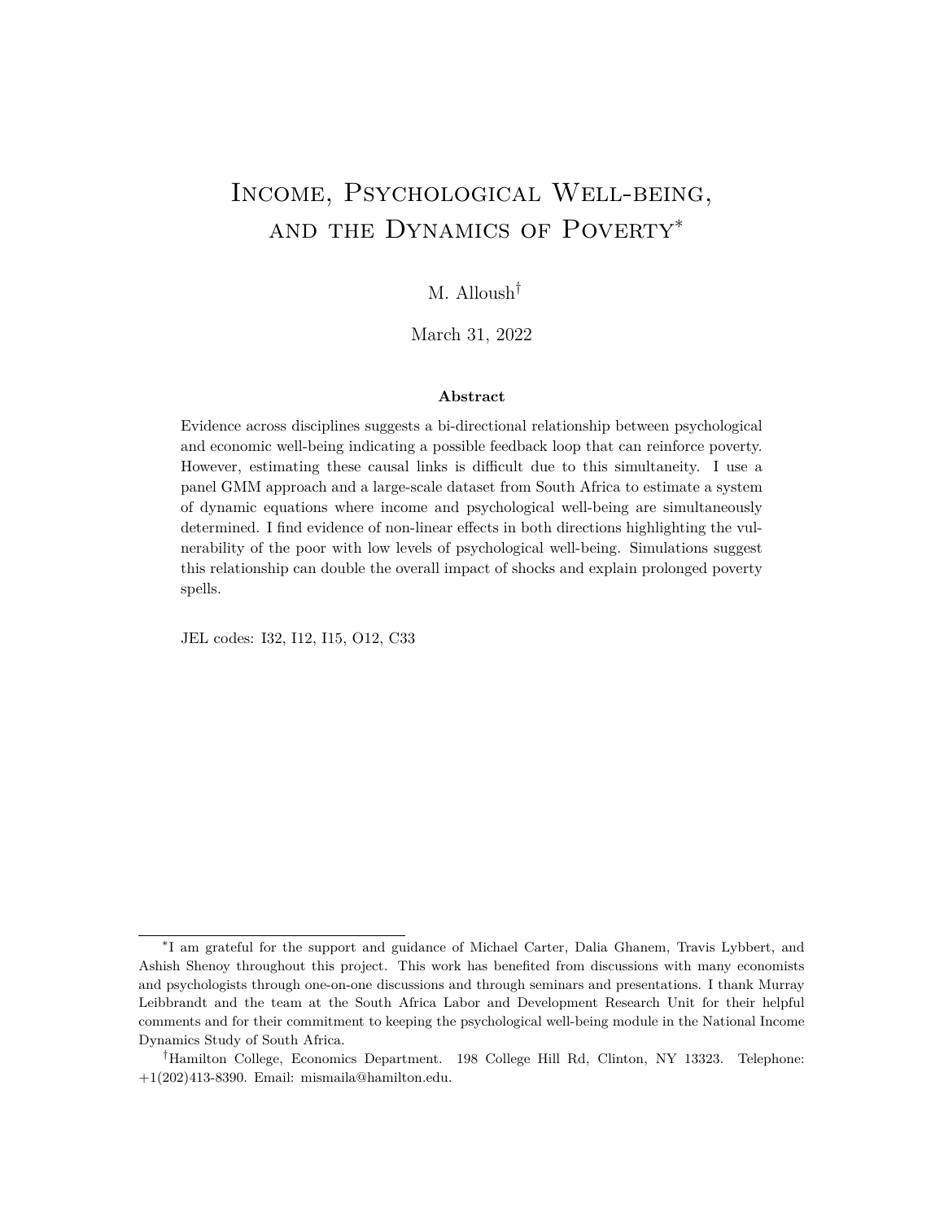# Income, Psychological Well-being, and the Dynamics of Poverty*

M. Alloush†

March 31, 2022

**Abstract**

Evidence across disciplines suggests a bi-directional relationship between psychological and economic well-being indicating a possible feedback loop that can reinforce poverty. However, estimating these causal links is difficult due to this simultaneity. I use a panel GMM approach and a large-scale dataset from South Africa to estimate a system of dynamic equations where income and psychological well-being are simultaneously determined. I find evidence of non-linear effects in both directions highlighting the vulnerability of the poor with low levels of psychological well-being. Simulations suggest this relationship can double the overall impact of shocks and explain prolonged poverty spells.

JEL codes: I32, I12, I15, O12, C33

---

*I am grateful for the support and guidance of Michael Carter, Dalia Ghanem, Travis Lybbert, and Ashish Shenoy throughout this project. This work has benefited from discussions with many economists and psychologists through one-on-one discussions and through seminars and presentations. I thank Murray Leibbrandt and the team at the South Africa Labor and Development Research Unit for their helpful comments and for their commitment to keeping the psychological well-being module in the National Income Dynamics Study of South Africa.

†Hamilton College, Economics Department. 198 College Hill Rd, Clinton, NY 13323. Telephone: +1(202)413-8390. Email: mismaila@hamilton.edu.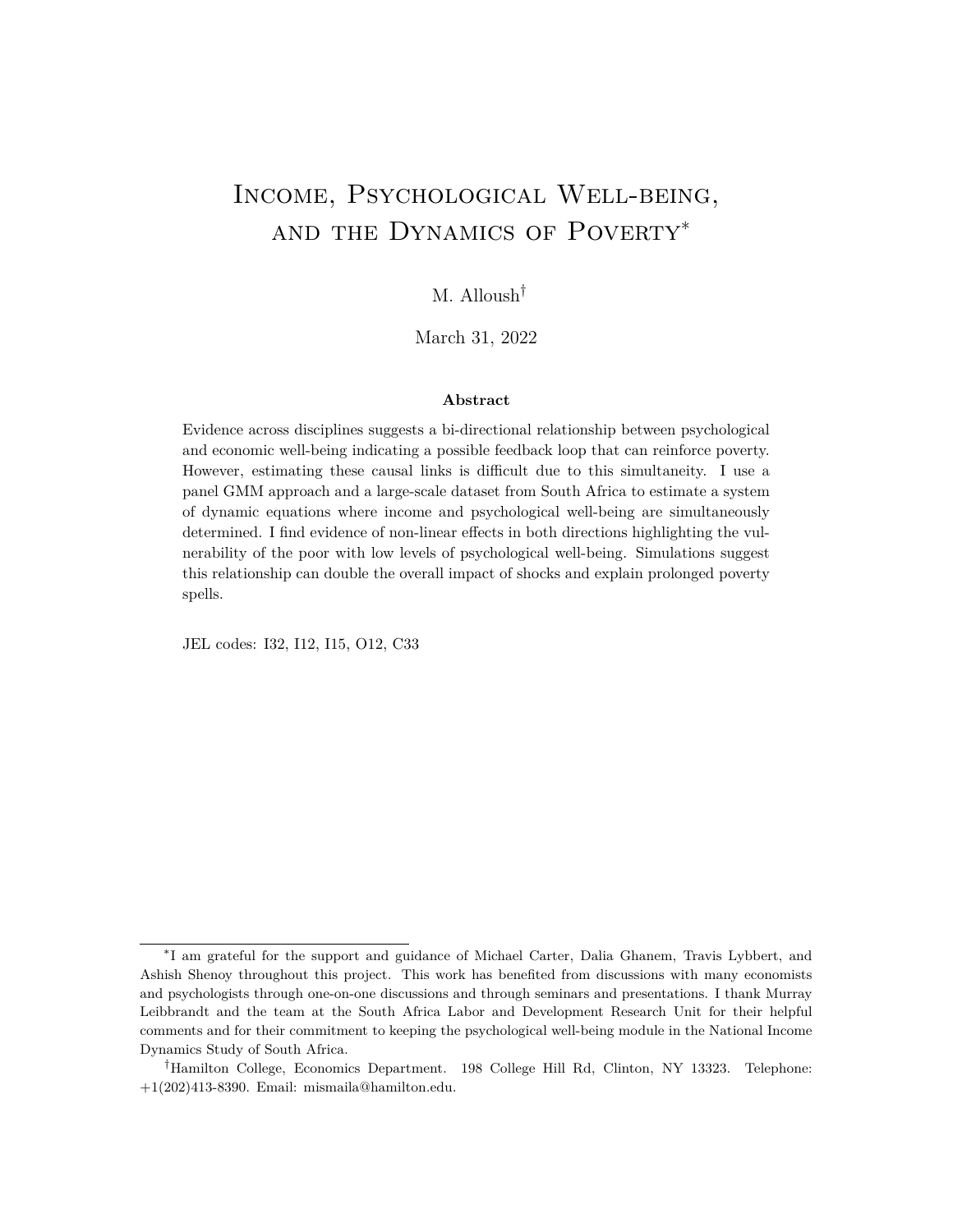# Income, Psychological Well-being, and the Dynamics of Poverty*

M. Alloush†

March 31, 2022

**Abstract**

Evidence across disciplines suggests a bi-directional relationship between psychological and economic well-being indicating a possible feedback loop that can reinforce poverty. However, estimating these causal links is difficult due to this simultaneity. I use a panel GMM approach and a large-scale dataset from South Africa to estimate a system of dynamic equations where income and psychological well-being are simultaneously determined. I find evidence of non-linear effects in both directions highlighting the vulnerability of the poor with low levels of psychological well-being. Simulations suggest this relationship can double the overall impact of shocks and explain prolonged poverty spells.

JEL codes: I32, I12, I15, O12, C33

---

*I am grateful for the support and guidance of Michael Carter, Dalia Ghanem, Travis Lybbert, and Ashish Shenoy throughout this project. This work has benefited from discussions with many economists and psychologists through one-on-one discussions and through seminars and presentations. I thank Murray Leibbrandt and the team at the South Africa Labor and Development Research Unit for their helpful comments and for their commitment to keeping the psychological well-being module in the National Income Dynamics Study of South Africa.

†Hamilton College, Economics Department. 198 College Hill Rd, Clinton, NY 13323. Telephone: +1(202)413-8390. Email: mismaila@hamilton.edu.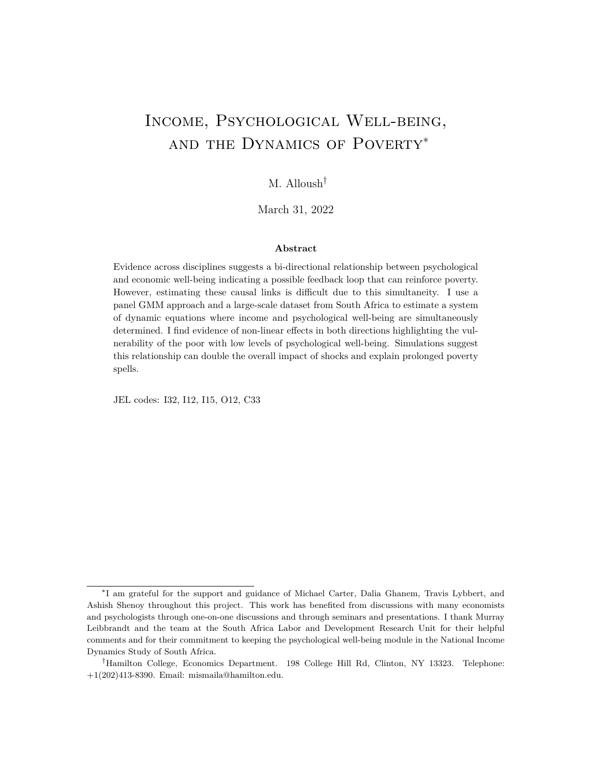# Income, Psychological Well-being, and the Dynamics of Poverty*

M. Alloush[†]

March 31, 2022

**Abstract**

Evidence across disciplines suggests a bi-directional relationship between psychological and economic well-being indicating a possible feedback loop that can reinforce poverty. However, estimating these causal links is difficult due to this simultaneity. I use a panel GMM approach and a large-scale dataset from South Africa to estimate a system of dynamic equations where income and psychological well-being are simultaneously determined. I find evidence of non-linear effects in both directions highlighting the vulnerability of the poor with low levels of psychological well-being. Simulations suggest this relationship can double the overall impact of shocks and explain prolonged poverty spells.

JEL codes: I32, I12, I15, O12, C33

---

*I am grateful for the support and guidance of Michael Carter, Dalia Ghanem, Travis Lybbert, and Ashish Shenoy throughout this project. This work has benefited from discussions with many economists and psychologists through one-on-one discussions and through seminars and presentations. I thank Murray Leibbrandt and the team at the South Africa Labor and Development Research Unit for their helpful comments and for their commitment to keeping the psychological well-being module in the National Income Dynamics Study of South Africa.

[†]Hamilton College, Economics Department. 198 College Hill Rd, Clinton, NY 13323. Telephone: +1(202)413-8390. Email: mismaila@hamilton.edu.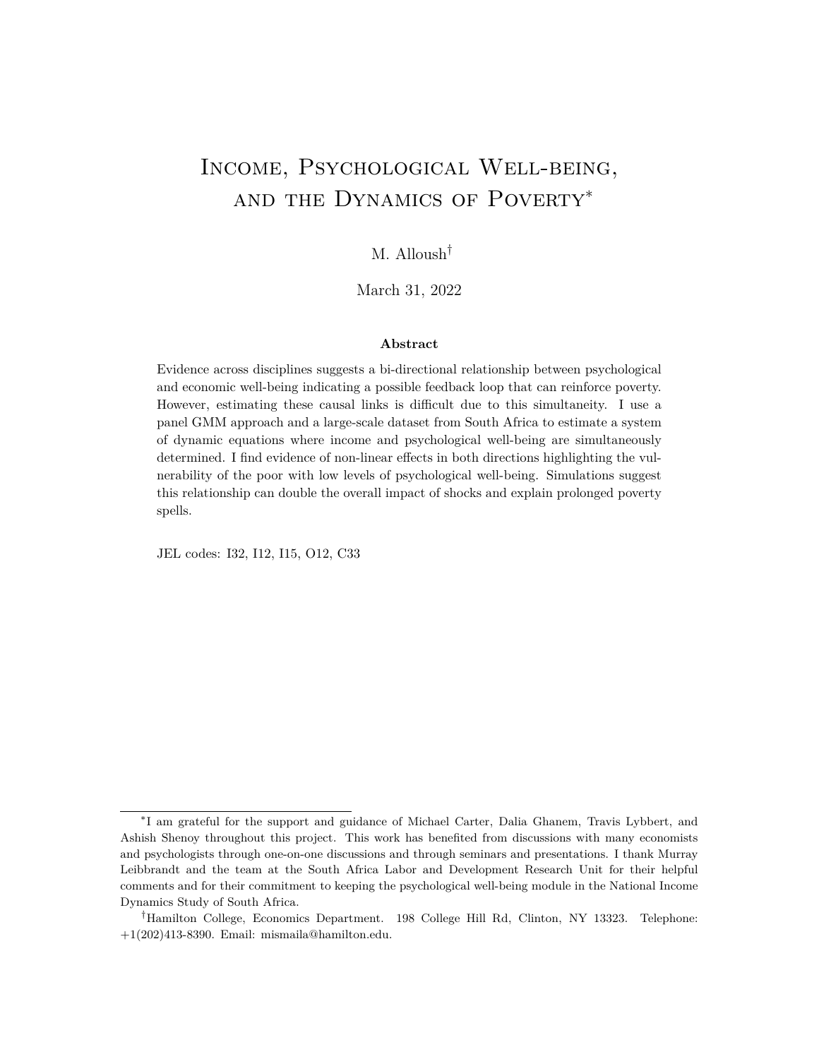# Income, Psychological Well-being, and the Dynamics of Poverty*

M. Alloush[†]

March 31, 2022

### Abstract

Evidence across disciplines suggests a bi-directional relationship between psychological and economic well-being indicating a possible feedback loop that can reinforce poverty. However, estimating these causal links is difficult due to this simultaneity. I use a panel GMM approach and a large-scale dataset from South Africa to estimate a system of dynamic equations where income and psychological well-being are simultaneously determined. I find evidence of non-linear effects in both directions highlighting the vulnerability of the poor with low levels of psychological well-being. Simulations suggest this relationship can double the overall impact of shocks and explain prolonged poverty spells.

JEL codes: I32, I12, I15, O12, C33

---

*I am grateful for the support and guidance of Michael Carter, Dalia Ghanem, Travis Lybbert, and Ashish Shenoy throughout this project. This work has benefited from discussions with many economists and psychologists through one-on-one discussions and through seminars and presentations. I thank Murray Leibbrandt and the team at the South Africa Labor and Development Research Unit for their helpful comments and for their commitment to keeping the psychological well-being module in the National Income Dynamics Study of South Africa.

[†]Hamilton College, Economics Department. 198 College Hill Rd, Clinton, NY 13323. Telephone: +1(202)413-8390. Email: mismaila@hamilton.edu.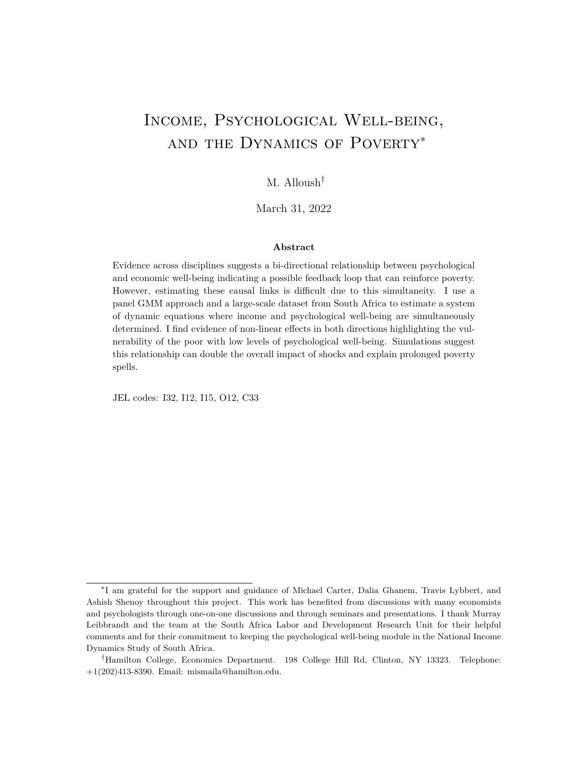# Income, Psychological Well-being, and the Dynamics of Poverty*

M. Alloush†

March 31, 2022

**Abstract**

Evidence across disciplines suggests a bi-directional relationship between psychological and economic well-being indicating a possible feedback loop that can reinforce poverty. However, estimating these causal links is difficult due to this simultaneity. I use a panel GMM approach and a large-scale dataset from South Africa to estimate a system of dynamic equations where income and psychological well-being are simultaneously determined. I find evidence of non-linear effects in both directions highlighting the vulnerability of the poor with low levels of psychological well-being. Simulations suggest this relationship can double the overall impact of shocks and explain prolonged poverty spells.

JEL codes: I32, I12, I15, O12, C33

---

*I am grateful for the support and guidance of Michael Carter, Dalia Ghanem, Travis Lybbert, and Ashish Shenoy throughout this project. This work has benefited from discussions with many economists and psychologists through one-on-one discussions and through seminars and presentations. I thank Murray Leibbrandt and the team at the South Africa Labor and Development Research Unit for their helpful comments and for their commitment to keeping the psychological well-being module in the National Income Dynamics Study of South Africa.

†Hamilton College, Economics Department. 198 College Hill Rd, Clinton, NY 13323. Telephone: +1(202)413-8390. Email: mismaila@hamilton.edu.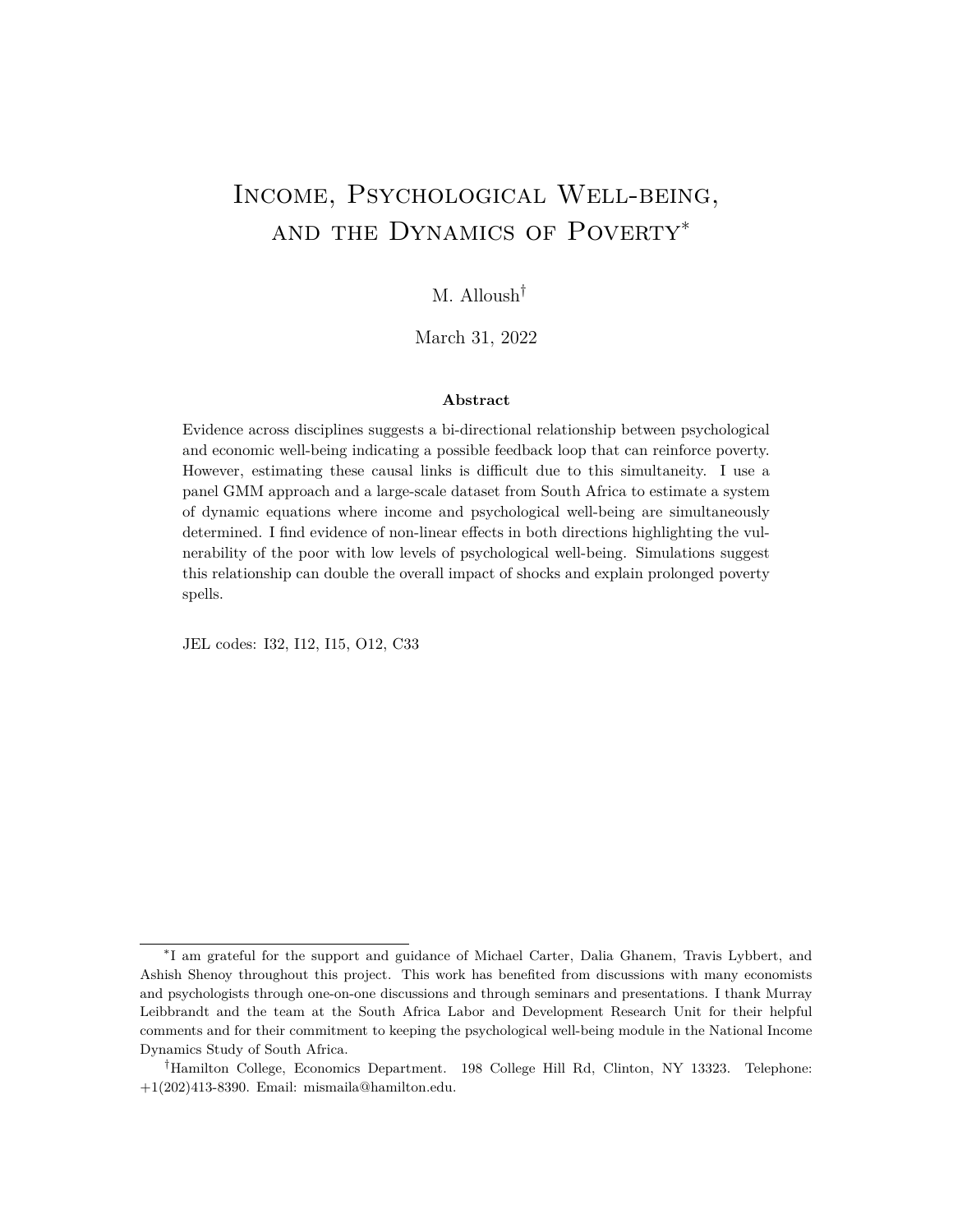# Income, Psychological Well-being, and the Dynamics of Poverty*

M. Alloush†

March 31, 2022

**Abstract**

Evidence across disciplines suggests a bi-directional relationship between psychological and economic well-being indicating a possible feedback loop that can reinforce poverty. However, estimating these causal links is difficult due to this simultaneity. I use a panel GMM approach and a large-scale dataset from South Africa to estimate a system of dynamic equations where income and psychological well-being are simultaneously determined. I find evidence of non-linear effects in both directions highlighting the vulnerability of the poor with low levels of psychological well-being. Simulations suggest this relationship can double the overall impact of shocks and explain prolonged poverty spells.

JEL codes: I32, I12, I15, O12, C33

---

*I am grateful for the support and guidance of Michael Carter, Dalia Ghanem, Travis Lybbert, and Ashish Shenoy throughout this project. This work has benefited from discussions with many economists and psychologists through one-on-one discussions and through seminars and presentations. I thank Murray Leibbrandt and the team at the South Africa Labor and Development Research Unit for their helpful comments and for their commitment to keeping the psychological well-being module in the National Income Dynamics Study of South Africa.

†Hamilton College, Economics Department. 198 College Hill Rd, Clinton, NY 13323. Telephone: +1(202)413-8390. Email: mismaila@hamilton.edu.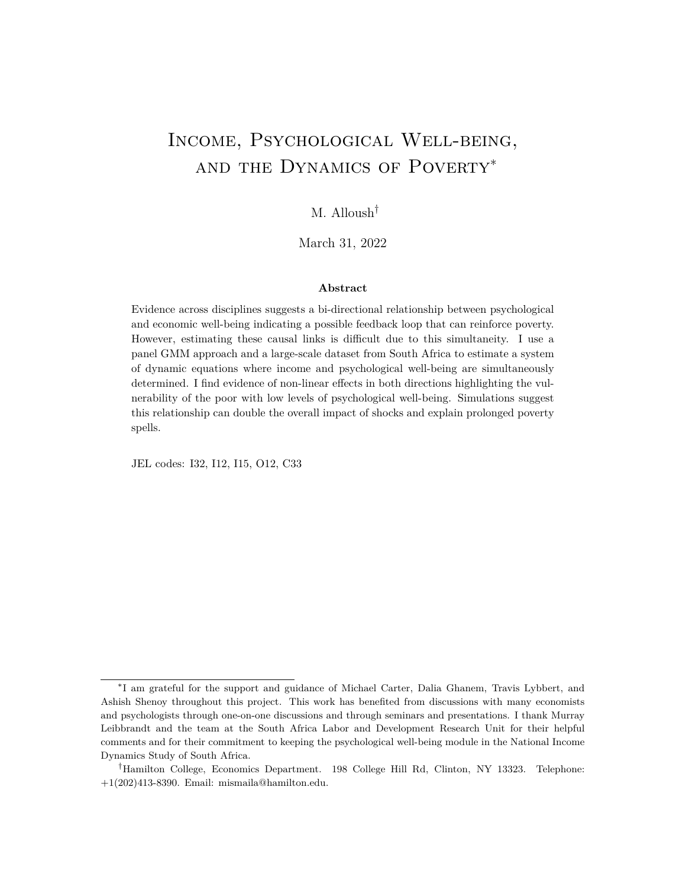# Income, Psychological Well-being, and the Dynamics of Poverty*

M. Alloush†

March 31, 2022

### Abstract

Evidence across disciplines suggests a bi-directional relationship between psychological and economic well-being indicating a possible feedback loop that can reinforce poverty. However, estimating these causal links is difficult due to this simultaneity. I use a panel GMM approach and a large-scale dataset from South Africa to estimate a system of dynamic equations where income and psychological well-being are simultaneously determined. I find evidence of non-linear effects in both directions highlighting the vulnerability of the poor with low levels of psychological well-being. Simulations suggest this relationship can double the overall impact of shocks and explain prolonged poverty spells.

JEL codes: I32, I12, I15, O12, C33

---

*I am grateful for the support and guidance of Michael Carter, Dalia Ghanem, Travis Lybbert, and Ashish Shenoy throughout this project. This work has benefited from discussions with many economists and psychologists through one-on-one discussions and through seminars and presentations. I thank Murray Leibbrandt and the team at the South Africa Labor and Development Research Unit for their helpful comments and for their commitment to keeping the psychological well-being module in the National Income Dynamics Study of South Africa.

†Hamilton College, Economics Department. 198 College Hill Rd, Clinton, NY 13323. Telephone: +1(202)413-8390. Email: mismaila@hamilton.edu.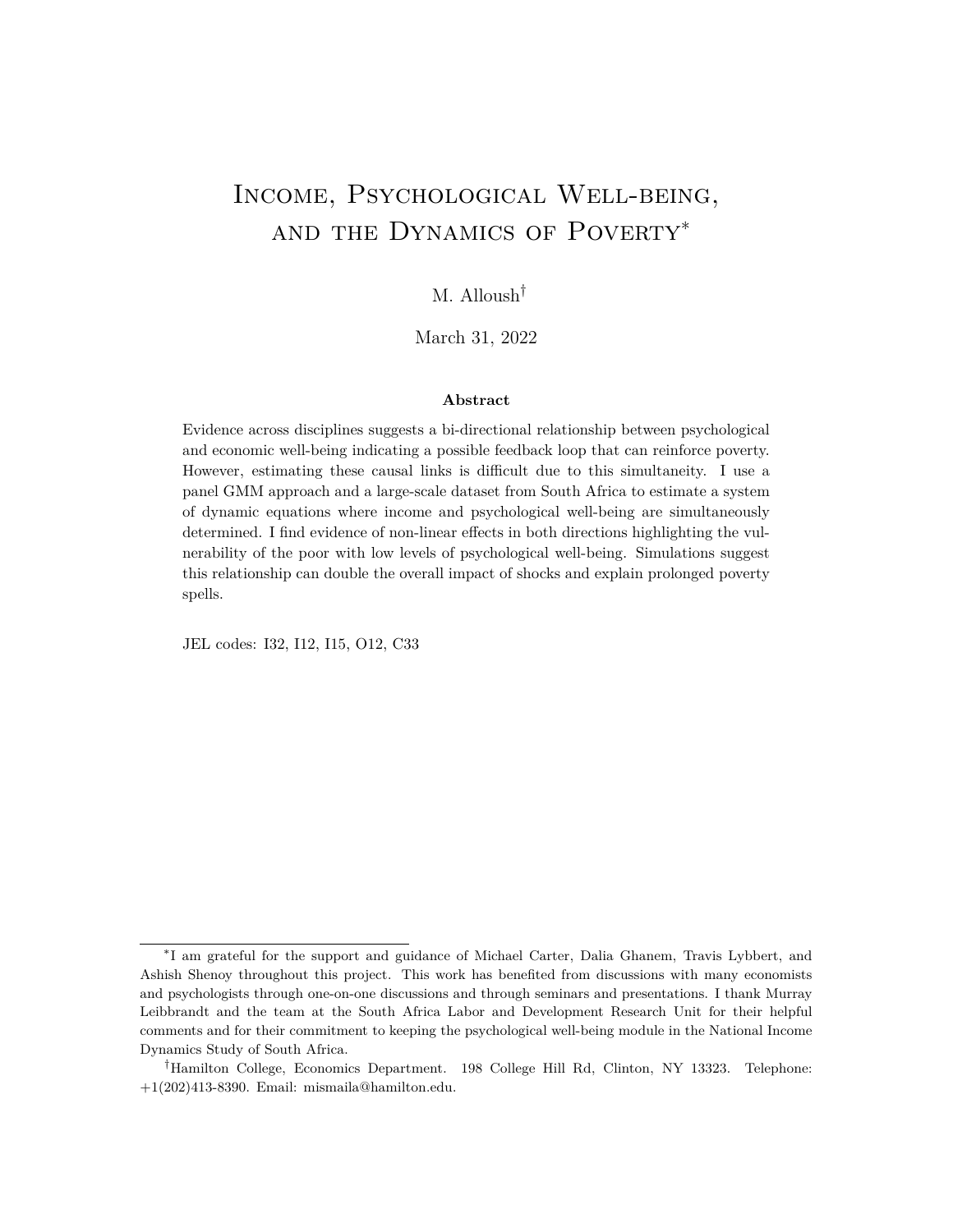# Income, Psychological Well-being, and the Dynamics of Poverty*

M. Alloush[†]

March 31, 2022

**Abstract**

Evidence across disciplines suggests a bi-directional relationship between psychological and economic well-being indicating a possible feedback loop that can reinforce poverty. However, estimating these causal links is difficult due to this simultaneity. I use a panel GMM approach and a large-scale dataset from South Africa to estimate a system of dynamic equations where income and psychological well-being are simultaneously determined. I find evidence of non-linear effects in both directions highlighting the vulnerability of the poor with low levels of psychological well-being. Simulations suggest this relationship can double the overall impact of shocks and explain prolonged poverty spells.

JEL codes: I32, I12, I15, O12, C33

---

*I am grateful for the support and guidance of Michael Carter, Dalia Ghanem, Travis Lybbert, and Ashish Shenoy throughout this project. This work has benefited from discussions with many economists and psychologists through one-on-one discussions and through seminars and presentations. I thank Murray Leibbrandt and the team at the South Africa Labor and Development Research Unit for their helpful comments and for their commitment to keeping the psychological well-being module in the National Income Dynamics Study of South Africa.

[†]Hamilton College, Economics Department. 198 College Hill Rd, Clinton, NY 13323. Telephone: +1(202)413-8390. Email: mismaila@hamilton.edu.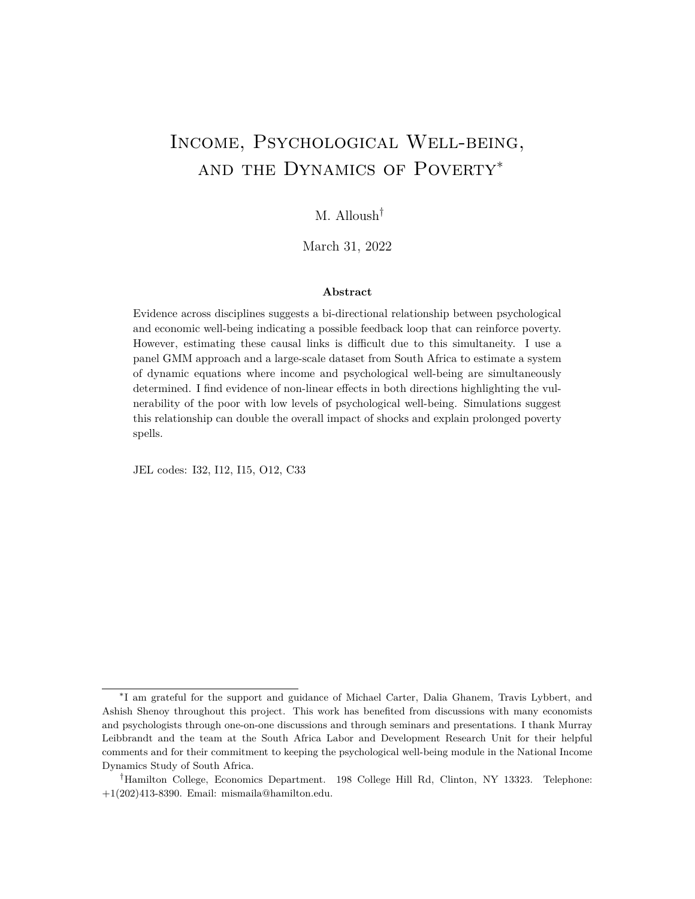# Income, Psychological Well-being, and the Dynamics of Poverty*

M. Alloush†

March 31, 2022

**Abstract**

Evidence across disciplines suggests a bi-directional relationship between psychological and economic well-being indicating a possible feedback loop that can reinforce poverty. However, estimating these causal links is difficult due to this simultaneity. I use a panel GMM approach and a large-scale dataset from South Africa to estimate a system of dynamic equations where income and psychological well-being are simultaneously determined. I find evidence of non-linear effects in both directions highlighting the vulnerability of the poor with low levels of psychological well-being. Simulations suggest this relationship can double the overall impact of shocks and explain prolonged poverty spells.

JEL codes: I32, I12, I15, O12, C33

---

*I am grateful for the support and guidance of Michael Carter, Dalia Ghanem, Travis Lybbert, and Ashish Shenoy throughout this project. This work has benefited from discussions with many economists and psychologists through one-on-one discussions and through seminars and presentations. I thank Murray Leibbrandt and the team at the South Africa Labor and Development Research Unit for their helpful comments and for their commitment to keeping the psychological well-being module in the National Income Dynamics Study of South Africa.

†Hamilton College, Economics Department. 198 College Hill Rd, Clinton, NY 13323. Telephone: +1(202)413-8390. Email: mismaila@hamilton.edu.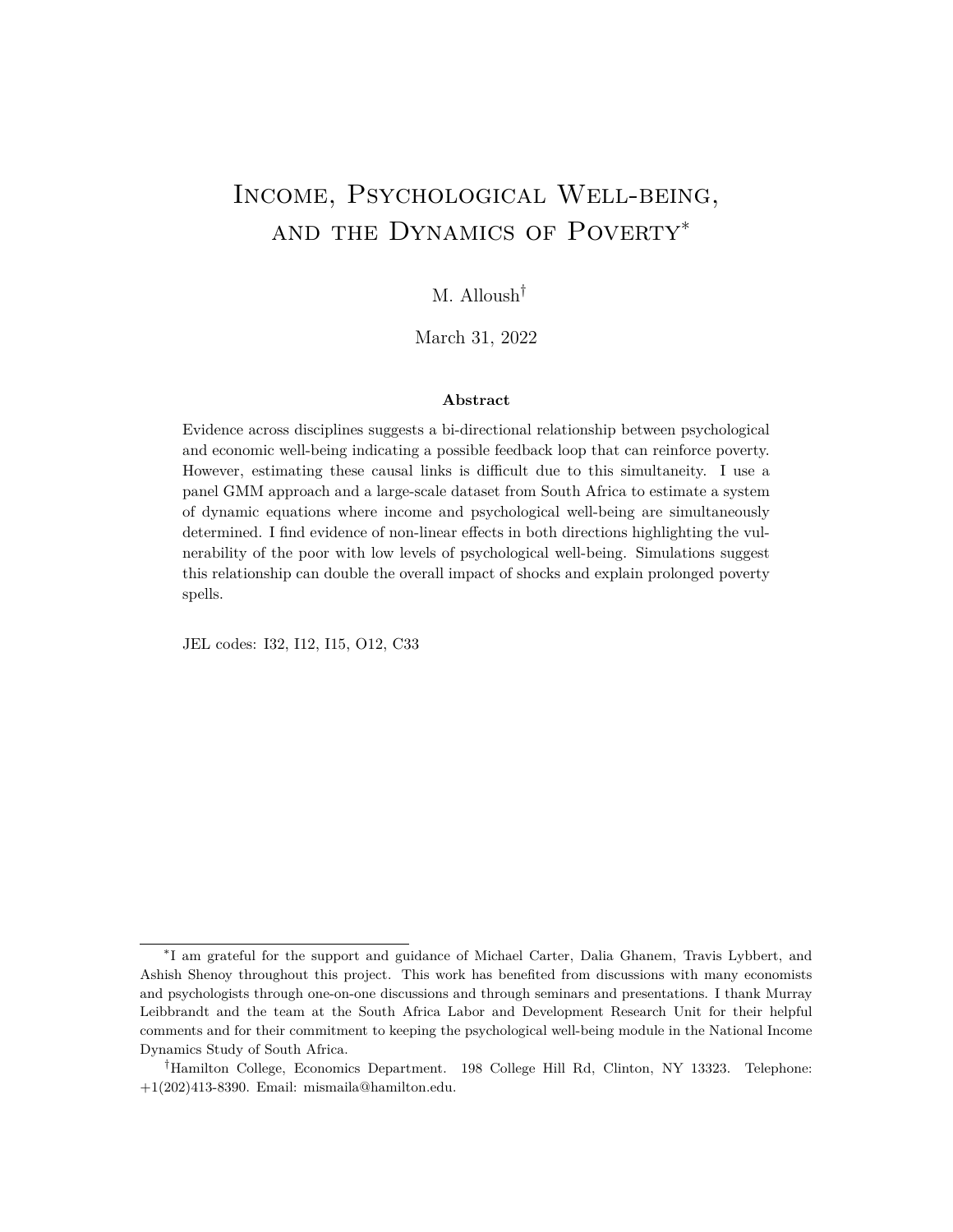# Income, Psychological Well-being, and the Dynamics of Poverty*

M. Alloush[†]

March 31, 2022

**Abstract**

Evidence across disciplines suggests a bi-directional relationship between psychological and economic well-being indicating a possible feedback loop that can reinforce poverty. However, estimating these causal links is difficult due to this simultaneity. I use a panel GMM approach and a large-scale dataset from South Africa to estimate a system of dynamic equations where income and psychological well-being are simultaneously determined. I find evidence of non-linear effects in both directions highlighting the vulnerability of the poor with low levels of psychological well-being. Simulations suggest this relationship can double the overall impact of shocks and explain prolonged poverty spells.

JEL codes: I32, I12, I15, O12, C33

---

*I am grateful for the support and guidance of Michael Carter, Dalia Ghanem, Travis Lybbert, and Ashish Shenoy throughout this project. This work has benefited from discussions with many economists and psychologists through one-on-one discussions and through seminars and presentations. I thank Murray Leibbrandt and the team at the South Africa Labor and Development Research Unit for their helpful comments and for their commitment to keeping the psychological well-being module in the National Income Dynamics Study of South Africa.

[†]Hamilton College, Economics Department. 198 College Hill Rd, Clinton, NY 13323. Telephone: +1(202)413-8390. Email: mismaila@hamilton.edu.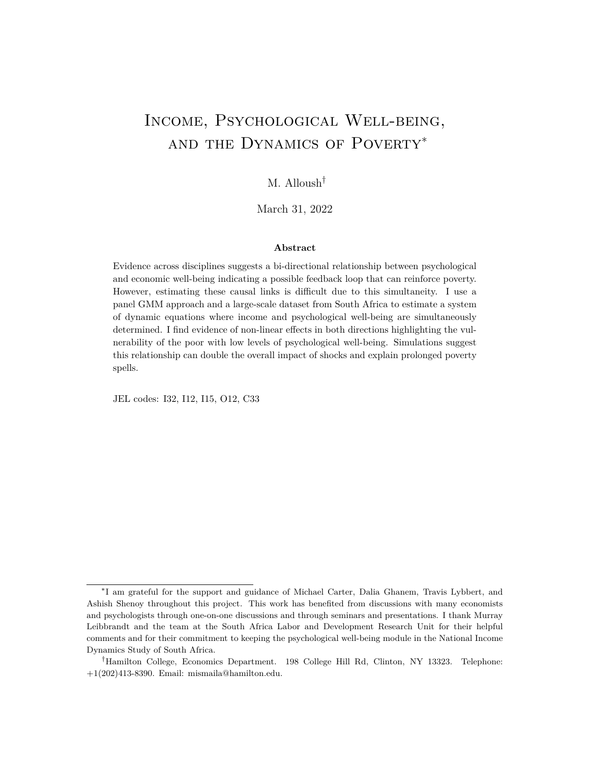# Income, Psychological Well-being, and the Dynamics of Poverty*

M. Alloush†

March 31, 2022

### Abstract

Evidence across disciplines suggests a bi-directional relationship between psychological and economic well-being indicating a possible feedback loop that can reinforce poverty. However, estimating these causal links is difficult due to this simultaneity. I use a panel GMM approach and a large-scale dataset from South Africa to estimate a system of dynamic equations where income and psychological well-being are simultaneously determined. I find evidence of non-linear effects in both directions highlighting the vulnerability of the poor with low levels of psychological well-being. Simulations suggest this relationship can double the overall impact of shocks and explain prolonged poverty spells.

JEL codes: I32, I12, I15, O12, C33

---

*I am grateful for the support and guidance of Michael Carter, Dalia Ghanem, Travis Lybbert, and Ashish Shenoy throughout this project. This work has benefited from discussions with many economists and psychologists through one-on-one discussions and through seminars and presentations. I thank Murray Leibbrandt and the team at the South Africa Labor and Development Research Unit for their helpful comments and for their commitment to keeping the psychological well-being module in the National Income Dynamics Study of South Africa.

†Hamilton College, Economics Department. 198 College Hill Rd, Clinton, NY 13323. Telephone: +1(202)413-8390. Email: mismaila@hamilton.edu.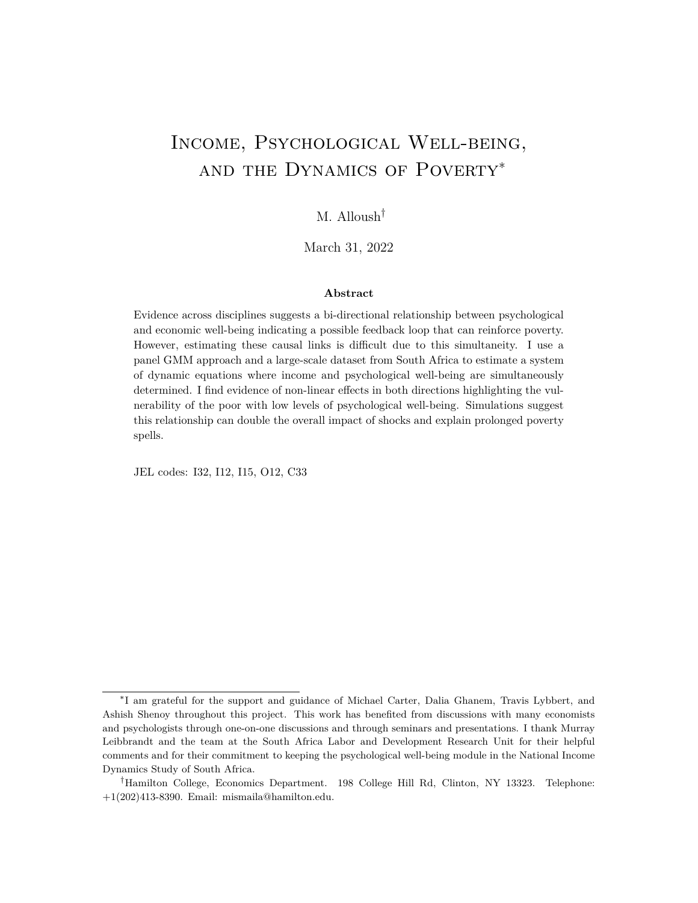# Income, Psychological Well-being, and the Dynamics of Poverty*

M. Alloush†

March 31, 2022

**Abstract**

Evidence across disciplines suggests a bi-directional relationship between psychological and economic well-being indicating a possible feedback loop that can reinforce poverty. However, estimating these causal links is difficult due to this simultaneity. I use a panel GMM approach and a large-scale dataset from South Africa to estimate a system of dynamic equations where income and psychological well-being are simultaneously determined. I find evidence of non-linear effects in both directions highlighting the vulnerability of the poor with low levels of psychological well-being. Simulations suggest this relationship can double the overall impact of shocks and explain prolonged poverty spells.

JEL codes: I32, I12, I15, O12, C33

---

*I am grateful for the support and guidance of Michael Carter, Dalia Ghanem, Travis Lybbert, and Ashish Shenoy throughout this project. This work has benefited from discussions with many economists and psychologists through one-on-one discussions and through seminars and presentations. I thank Murray Leibbrandt and the team at the South Africa Labor and Development Research Unit for their helpful comments and for their commitment to keeping the psychological well-being module in the National Income Dynamics Study of South Africa.

†Hamilton College, Economics Department. 198 College Hill Rd, Clinton, NY 13323. Telephone: +1(202)413-8390. Email: mismaila@hamilton.edu.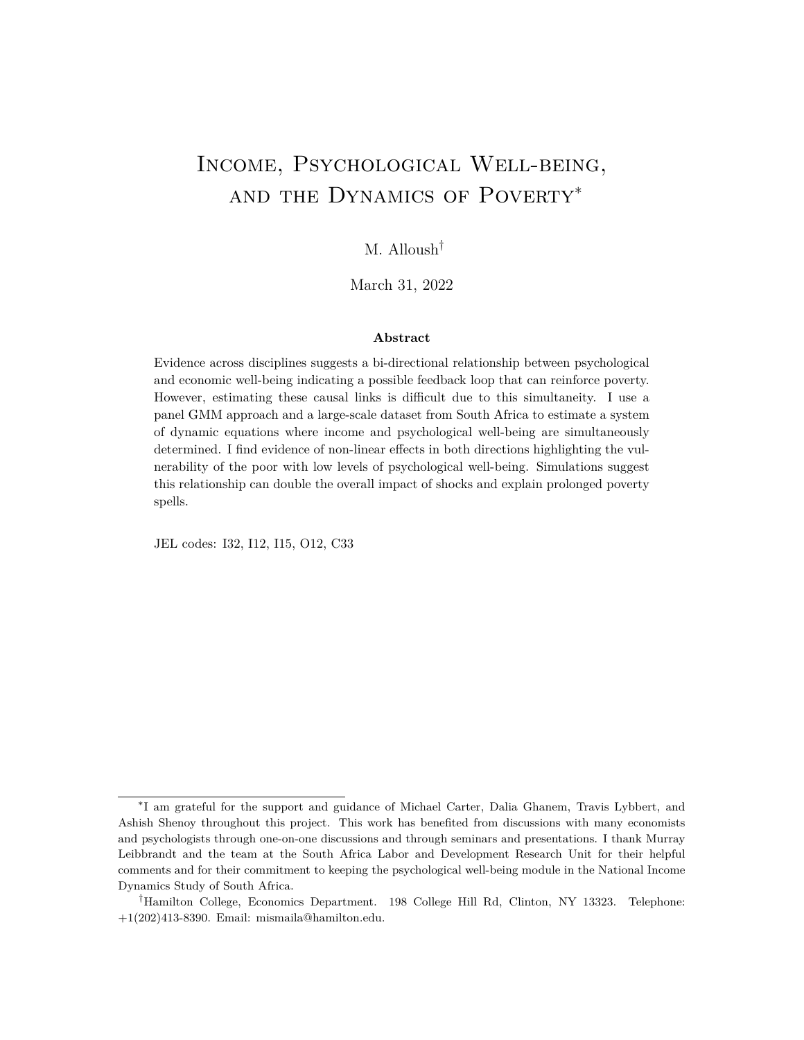# Income, Psychological Well-being, and the Dynamics of Poverty*

M. Alloush†

March 31, 2022

### Abstract

Evidence across disciplines suggests a bi-directional relationship between psychological and economic well-being indicating a possible feedback loop that can reinforce poverty. However, estimating these causal links is difficult due to this simultaneity. I use a panel GMM approach and a large-scale dataset from South Africa to estimate a system of dynamic equations where income and psychological well-being are simultaneously determined. I find evidence of non-linear effects in both directions highlighting the vulnerability of the poor with low levels of psychological well-being. Simulations suggest this relationship can double the overall impact of shocks and explain prolonged poverty spells.

JEL codes: I32, I12, I15, O12, C33

---

*I am grateful for the support and guidance of Michael Carter, Dalia Ghanem, Travis Lybbert, and Ashish Shenoy throughout this project. This work has benefited from discussions with many economists and psychologists through one-on-one discussions and through seminars and presentations. I thank Murray Leibbrandt and the team at the South Africa Labor and Development Research Unit for their helpful comments and for their commitment to keeping the psychological well-being module in the National Income Dynamics Study of South Africa.

†Hamilton College, Economics Department. 198 College Hill Rd, Clinton, NY 13323. Telephone: +1(202)413-8390. Email: mismaila@hamilton.edu.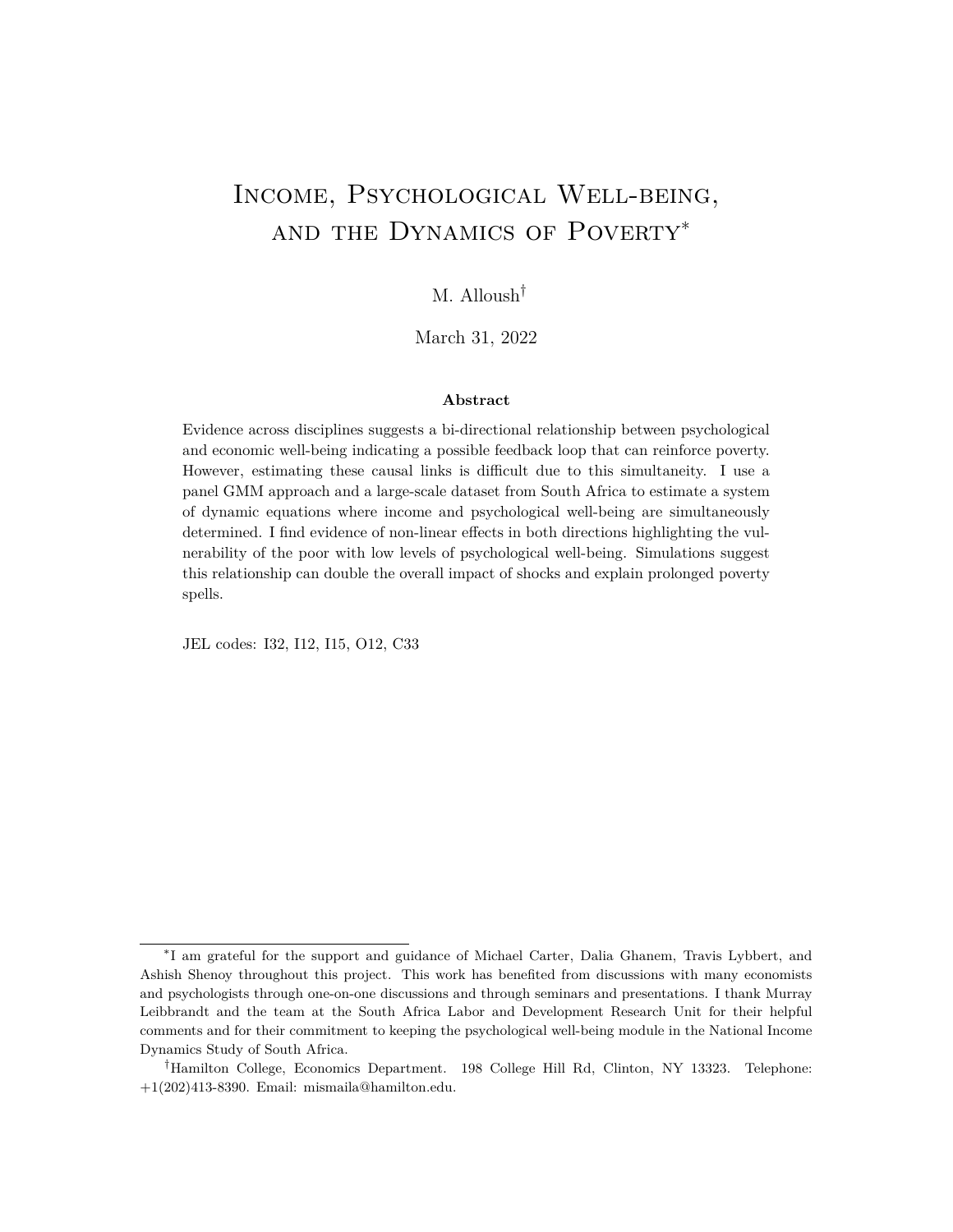# Income, Psychological Well-being, and the Dynamics of Poverty*

M. Alloush†

March 31, 2022

**Abstract**

Evidence across disciplines suggests a bi-directional relationship between psychological and economic well-being indicating a possible feedback loop that can reinforce poverty. However, estimating these causal links is difficult due to this simultaneity. I use a panel GMM approach and a large-scale dataset from South Africa to estimate a system of dynamic equations where income and psychological well-being are simultaneously determined. I find evidence of non-linear effects in both directions highlighting the vulnerability of the poor with low levels of psychological well-being. Simulations suggest this relationship can double the overall impact of shocks and explain prolonged poverty spells.

JEL codes: I32, I12, I15, O12, C33

---

*I am grateful for the support and guidance of Michael Carter, Dalia Ghanem, Travis Lybbert, and Ashish Shenoy throughout this project. This work has benefited from discussions with many economists and psychologists through one-on-one discussions and through seminars and presentations. I thank Murray Leibbrandt and the team at the South Africa Labor and Development Research Unit for their helpful comments and for their commitment to keeping the psychological well-being module in the National Income Dynamics Study of South Africa.

†Hamilton College, Economics Department. 198 College Hill Rd, Clinton, NY 13323. Telephone: +1(202)413-8390. Email: mismaila@hamilton.edu.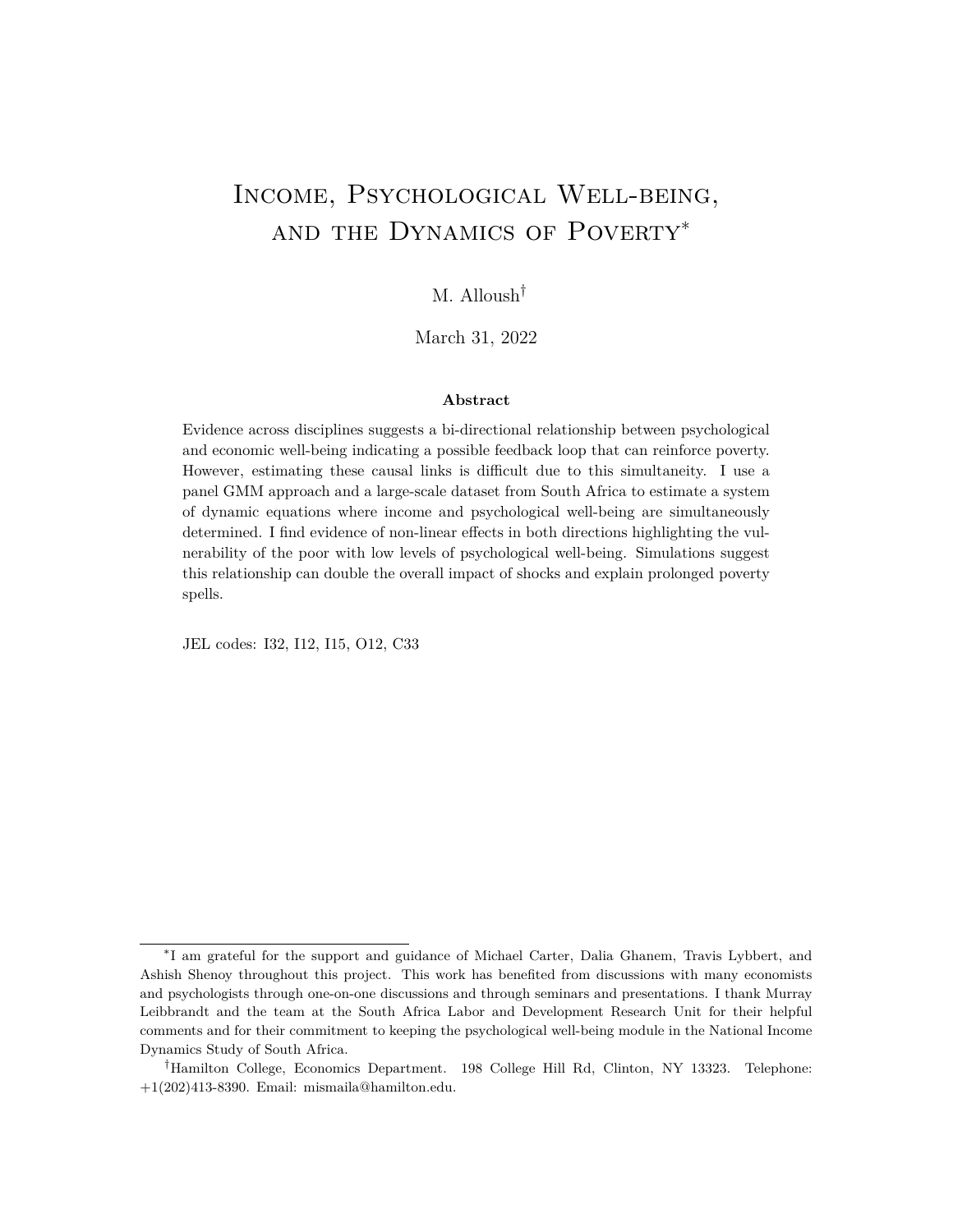# Income, Psychological Well-being, and the Dynamics of Poverty*

M. Alloush†

March 31, 2022

**Abstract**

Evidence across disciplines suggests a bi-directional relationship between psychological and economic well-being indicating a possible feedback loop that can reinforce poverty. However, estimating these causal links is difficult due to this simultaneity. I use a panel GMM approach and a large-scale dataset from South Africa to estimate a system of dynamic equations where income and psychological well-being are simultaneously determined. I find evidence of non-linear effects in both directions highlighting the vulnerability of the poor with low levels of psychological well-being. Simulations suggest this relationship can double the overall impact of shocks and explain prolonged poverty spells.

JEL codes: I32, I12, I15, O12, C33

*I am grateful for the support and guidance of Michael Carter, Dalia Ghanem, Travis Lybbert, and Ashish Shenoy throughout this project. This work has benefited from discussions with many economists and psychologists through one-on-one discussions and through seminars and presentations. I thank Murray Leibbrandt and the team at the South Africa Labor and Development Research Unit for their helpful comments and for their commitment to keeping the psychological well-being module in the National Income Dynamics Study of South Africa.

†Hamilton College, Economics Department. 198 College Hill Rd, Clinton, NY 13323. Telephone: +1(202)413-8390. Email: mismaila@hamilton.edu.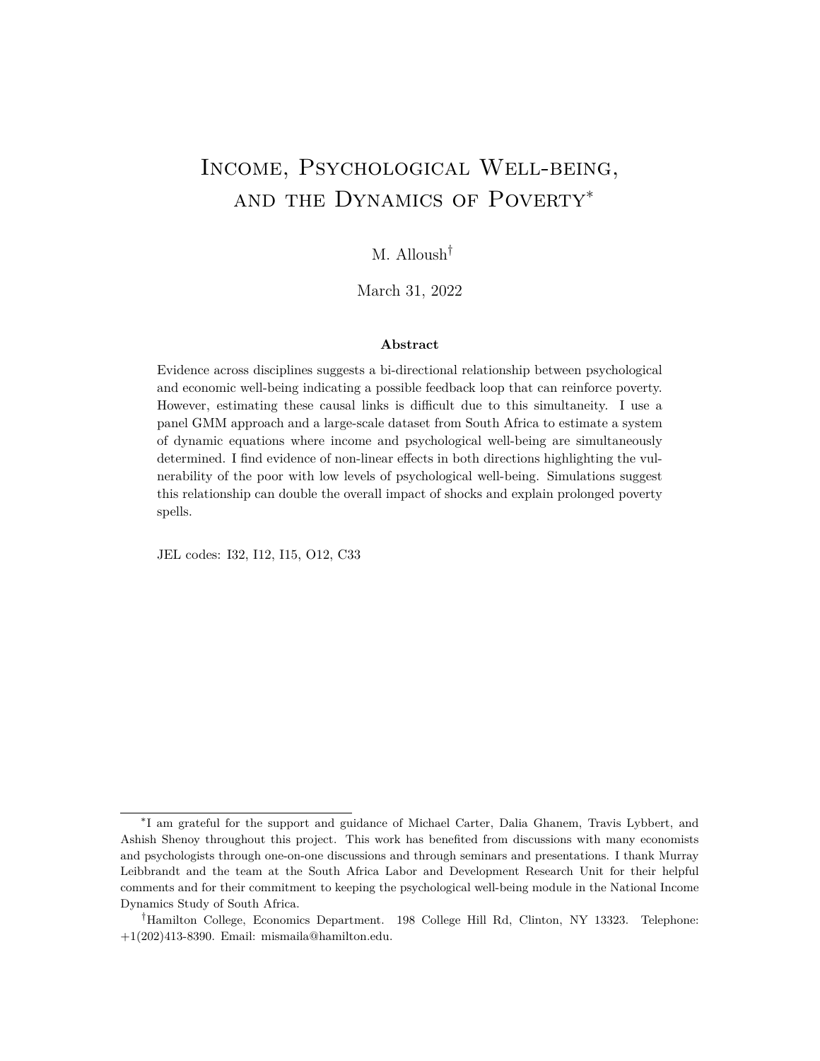# Income, Psychological Well-being, and the Dynamics of Poverty*

M. Alloush[†]

March 31, 2022

**Abstract**

Evidence across disciplines suggests a bi-directional relationship between psychological and economic well-being indicating a possible feedback loop that can reinforce poverty. However, estimating these causal links is difficult due to this simultaneity. I use a panel GMM approach and a large-scale dataset from South Africa to estimate a system of dynamic equations where income and psychological well-being are simultaneously determined. I find evidence of non-linear effects in both directions highlighting the vulnerability of the poor with low levels of psychological well-being. Simulations suggest this relationship can double the overall impact of shocks and explain prolonged poverty spells.

JEL codes: I32, I12, I15, O12, C33

---

*I am grateful for the support and guidance of Michael Carter, Dalia Ghanem, Travis Lybbert, and Ashish Shenoy throughout this project. This work has benefited from discussions with many economists and psychologists through one-on-one discussions and through seminars and presentations. I thank Murray Leibbrandt and the team at the South Africa Labor and Development Research Unit for their helpful comments and for their commitment to keeping the psychological well-being module in the National Income Dynamics Study of South Africa.

[†]Hamilton College, Economics Department. 198 College Hill Rd, Clinton, NY 13323. Telephone: +1(202)413-8390. Email: mismaila@hamilton.edu.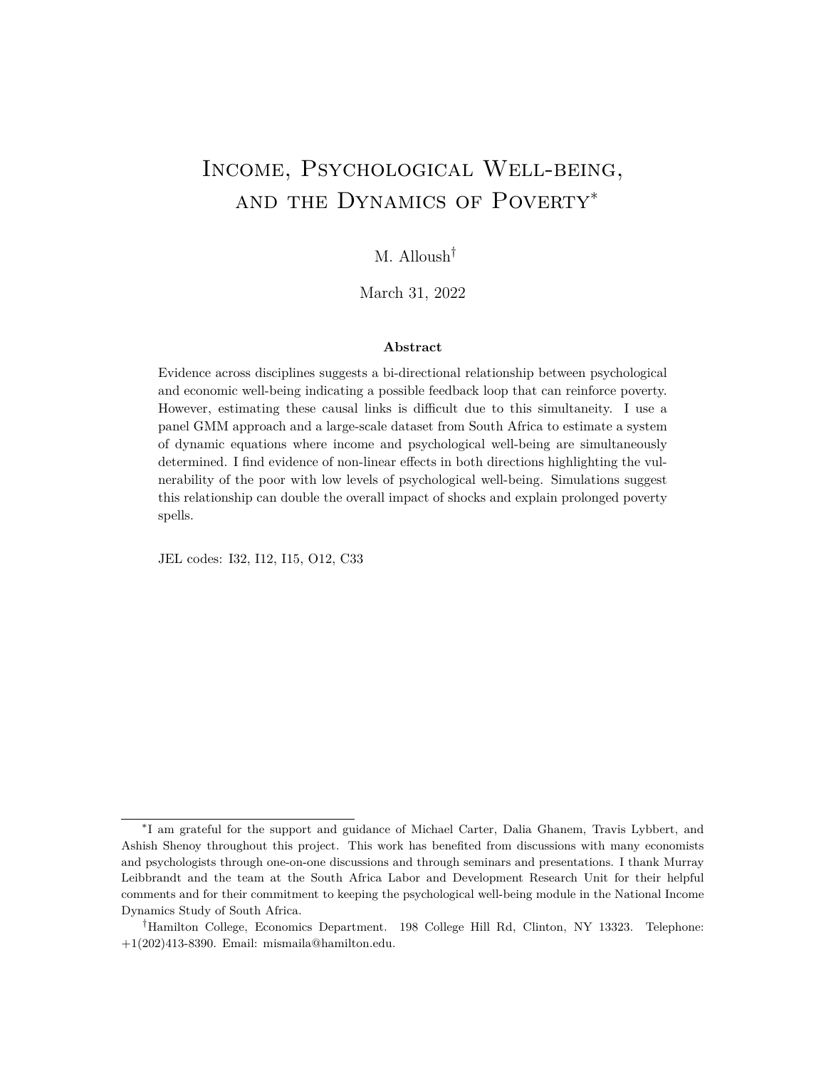# Income, Psychological Well-being, and the Dynamics of Poverty[*]

M. Alloush[†]

March 31, 2022

**Abstract**

Evidence across disciplines suggests a bi-directional relationship between psychological and economic well-being indicating a possible feedback loop that can reinforce poverty. However, estimating these causal links is difficult due to this simultaneity. I use a panel GMM approach and a large-scale dataset from South Africa to estimate a system of dynamic equations where income and psychological well-being are simultaneously determined. I find evidence of non-linear effects in both directions highlighting the vulnerability of the poor with low levels of psychological well-being. Simulations suggest this relationship can double the overall impact of shocks and explain prolonged poverty spells.

JEL codes: I32, I12, I15, O12, C33

---

[*] I am grateful for the support and guidance of Michael Carter, Dalia Ghanem, Travis Lybbert, and Ashish Shenoy throughout this project. This work has benefited from discussions with many economists and psychologists through one-on-one discussions and through seminars and presentations. I thank Murray Leibbrandt and the team at the South Africa Labor and Development Research Unit for their helpful comments and for their commitment to keeping the psychological well-being module in the National Income Dynamics Study of South Africa.

[†] Hamilton College, Economics Department. 198 College Hill Rd, Clinton, NY 13323. Telephone: +1(202)413-8390. Email: mismaila@hamilton.edu.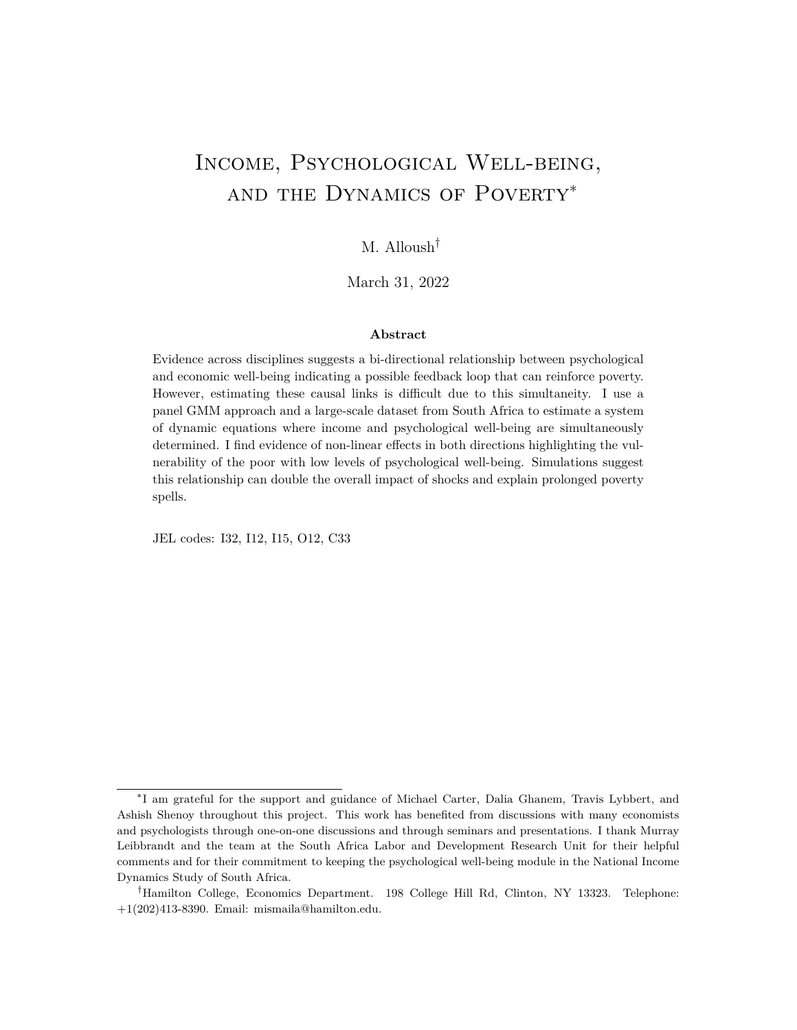# Income, Psychological Well-being, and the Dynamics of Poverty*

M. Alloush†

March 31, 2022

**Abstract**

Evidence across disciplines suggests a bi-directional relationship between psychological and economic well-being indicating a possible feedback loop that can reinforce poverty. However, estimating these causal links is difficult due to this simultaneity. I use a panel GMM approach and a large-scale dataset from South Africa to estimate a system of dynamic equations where income and psychological well-being are simultaneously determined. I find evidence of non-linear effects in both directions highlighting the vulnerability of the poor with low levels of psychological well-being. Simulations suggest this relationship can double the overall impact of shocks and explain prolonged poverty spells.

JEL codes: I32, I12, I15, O12, C33

---

*I am grateful for the support and guidance of Michael Carter, Dalia Ghanem, Travis Lybbert, and Ashish Shenoy throughout this project. This work has benefited from discussions with many economists and psychologists through one-on-one discussions and through seminars and presentations. I thank Murray Leibbrandt and the team at the South Africa Labor and Development Research Unit for their helpful comments and for their commitment to keeping the psychological well-being module in the National Income Dynamics Study of South Africa.

†Hamilton College, Economics Department. 198 College Hill Rd, Clinton, NY 13323. Telephone: +1(202)413-8390. Email: mismaila@hamilton.edu.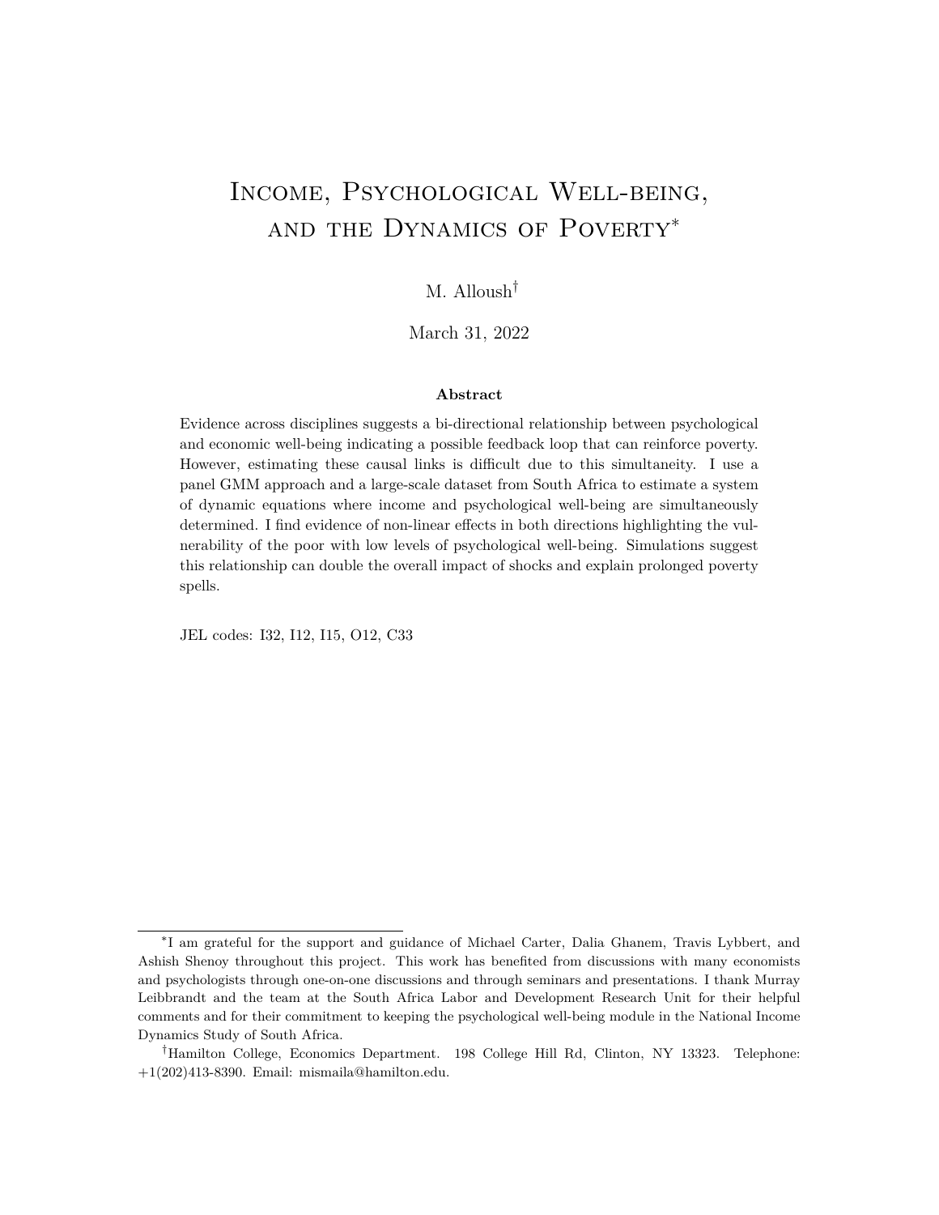# Income, Psychological Well-being, and the Dynamics of Poverty[*]

M. Alloush[†]

March 31, 2022

### Abstract

Evidence across disciplines suggests a bi-directional relationship between psychological and economic well-being indicating a possible feedback loop that can reinforce poverty. However, estimating these causal links is difficult due to this simultaneity. I use a panel GMM approach and a large-scale dataset from South Africa to estimate a system of dynamic equations where income and psychological well-being are simultaneously determined. I find evidence of non-linear effects in both directions highlighting the vulnerability of the poor with low levels of psychological well-being. Simulations suggest this relationship can double the overall impact of shocks and explain prolonged poverty spells.

JEL codes: I32, I12, I15, O12, C33

---

[*] I am grateful for the support and guidance of Michael Carter, Dalia Ghanem, Travis Lybbert, and Ashish Shenoy throughout this project. This work has benefited from discussions with many economists and psychologists through one-on-one discussions and through seminars and presentations. I thank Murray Leibbrandt and the team at the South Africa Labor and Development Research Unit for their helpful comments and for their commitment to keeping the psychological well-being module in the National Income Dynamics Study of South Africa.

[†] Hamilton College, Economics Department. 198 College Hill Rd, Clinton, NY 13323. Telephone: +1(202)413-8390. Email: mismaila@hamilton.edu.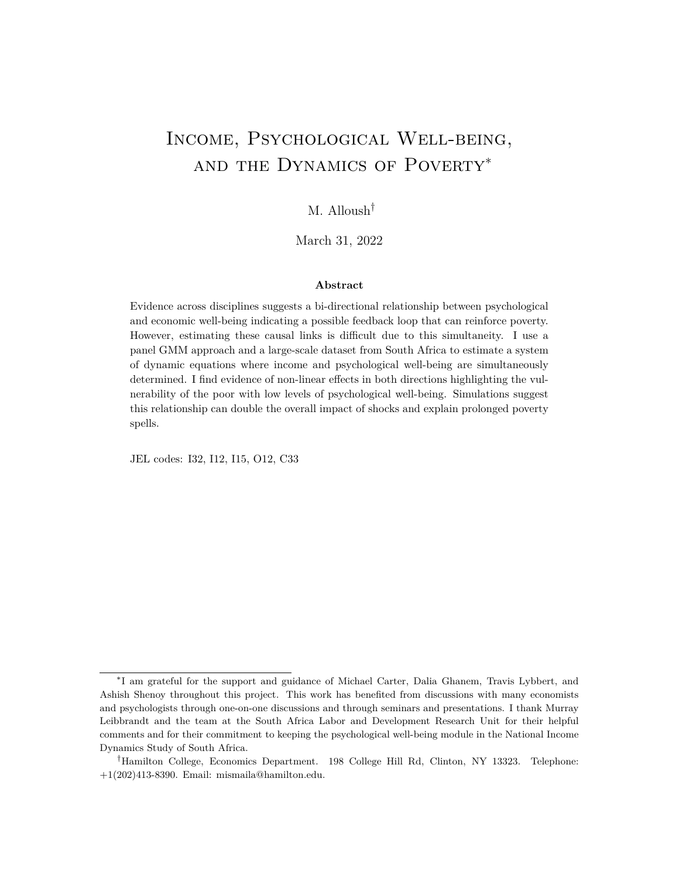# Income, Psychological Well-being, and the Dynamics of Poverty*

M. Alloush†

March 31, 2022

**Abstract**

Evidence across disciplines suggests a bi-directional relationship between psychological and economic well-being indicating a possible feedback loop that can reinforce poverty. However, estimating these causal links is difficult due to this simultaneity. I use a panel GMM approach and a large-scale dataset from South Africa to estimate a system of dynamic equations where income and psychological well-being are simultaneously determined. I find evidence of non-linear effects in both directions highlighting the vulnerability of the poor with low levels of psychological well-being. Simulations suggest this relationship can double the overall impact of shocks and explain prolonged poverty spells.

JEL codes: I32, I12, I15, O12, C33

---

*I am grateful for the support and guidance of Michael Carter, Dalia Ghanem, Travis Lybbert, and Ashish Shenoy throughout this project. This work has benefited from discussions with many economists and psychologists through one-on-one discussions and through seminars and presentations. I thank Murray Leibbrandt and the team at the South Africa Labor and Development Research Unit for their helpful comments and for their commitment to keeping the psychological well-being module in the National Income Dynamics Study of South Africa.

†Hamilton College, Economics Department. 198 College Hill Rd, Clinton, NY 13323. Telephone: +1(202)413-8390. Email: mismaila@hamilton.edu.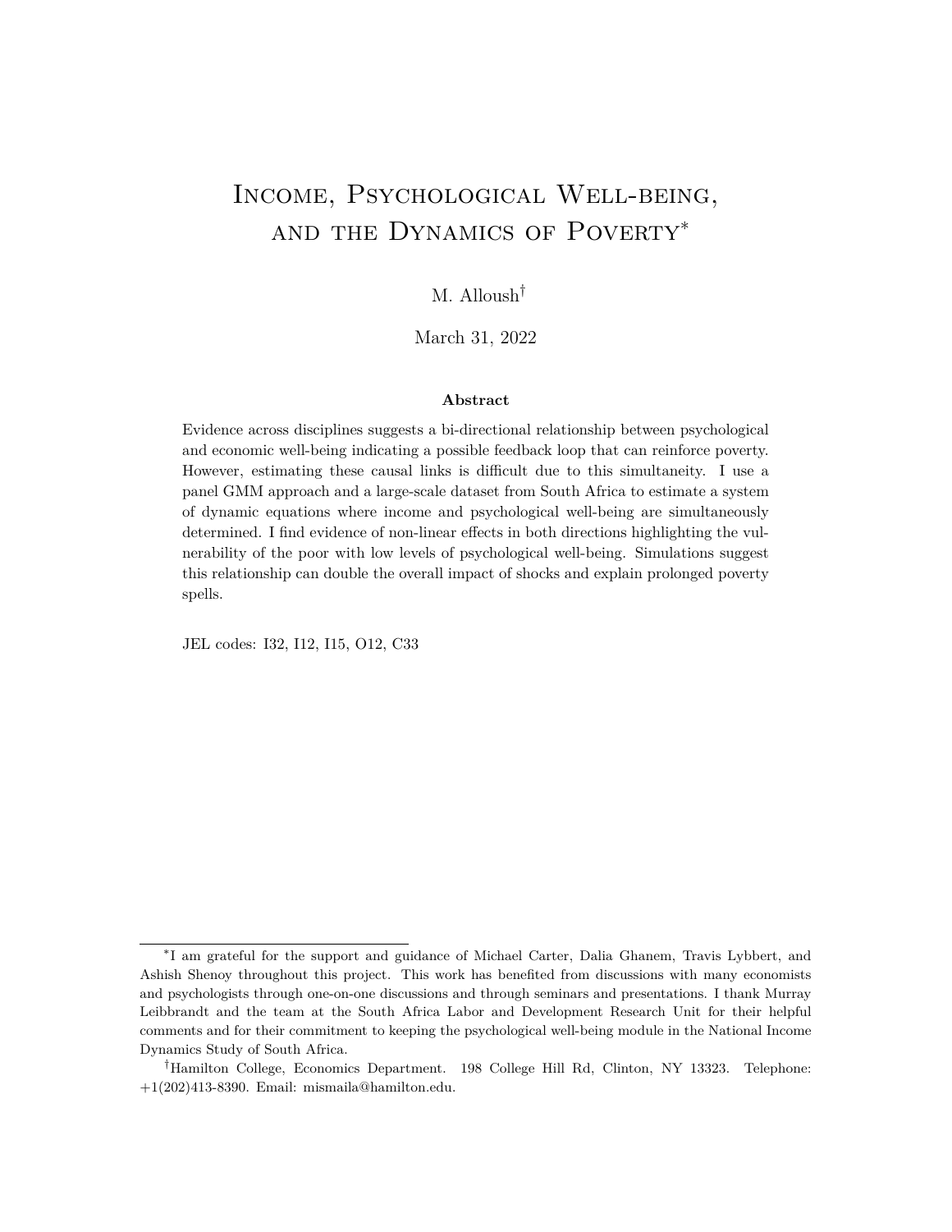# Income, Psychological Well-being, and the Dynamics of Poverty[*]

M. Alloush[†]

March 31, 2022

**Abstract**

Evidence across disciplines suggests a bi-directional relationship between psychological and economic well-being indicating a possible feedback loop that can reinforce poverty. However, estimating these causal links is difficult due to this simultaneity. I use a panel GMM approach and a large-scale dataset from South Africa to estimate a system of dynamic equations where income and psychological well-being are simultaneously determined. I find evidence of non-linear effects in both directions highlighting the vulnerability of the poor with low levels of psychological well-being. Simulations suggest this relationship can double the overall impact of shocks and explain prolonged poverty spells.

JEL codes: I32, I12, I15, O12, C33

---

[*] I am grateful for the support and guidance of Michael Carter, Dalia Ghanem, Travis Lybbert, and Ashish Shenoy throughout this project. This work has benefited from discussions with many economists and psychologists through one-on-one discussions and through seminars and presentations. I thank Murray Leibbrandt and the team at the South Africa Labor and Development Research Unit for their helpful comments and for their commitment to keeping the psychological well-being module in the National Income Dynamics Study of South Africa.

[†] Hamilton College, Economics Department. 198 College Hill Rd, Clinton, NY 13323. Telephone: +1(202)413-8390. Email: mismaila@hamilton.edu.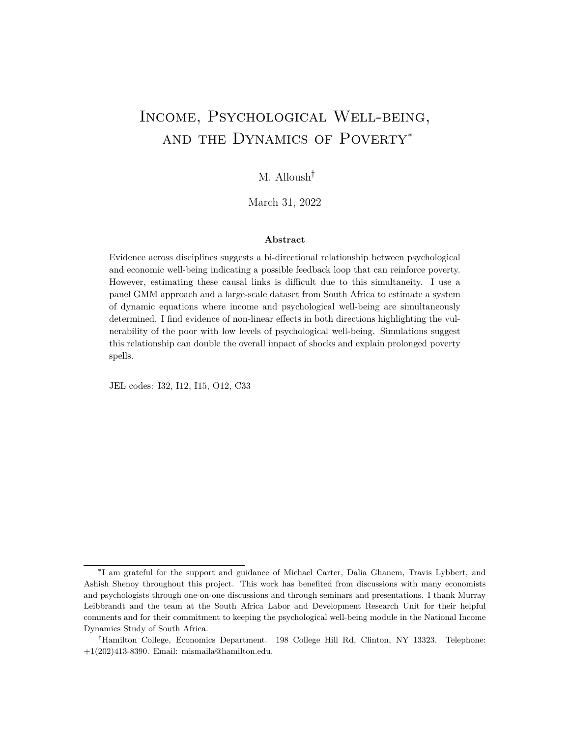# Income, Psychological Well-being, and the Dynamics of Poverty[*]

M. Alloush[†]

March 31, 2022

**Abstract**

Evidence across disciplines suggests a bi-directional relationship between psychological and economic well-being indicating a possible feedback loop that can reinforce poverty. However, estimating these causal links is difficult due to this simultaneity. I use a panel GMM approach and a large-scale dataset from South Africa to estimate a system of dynamic equations where income and psychological well-being are simultaneously determined. I find evidence of non-linear effects in both directions highlighting the vulnerability of the poor with low levels of psychological well-being. Simulations suggest this relationship can double the overall impact of shocks and explain prolonged poverty spells.

JEL codes: I32, I12, I15, O12, C33

[*]I am grateful for the support and guidance of Michael Carter, Dalia Ghanem, Travis Lybbert, and Ashish Shenoy throughout this project. This work has benefited from discussions with many economists and psychologists through one-on-one discussions and through seminars and presentations. I thank Murray Leibbrandt and the team at the South Africa Labor and Development Research Unit for their helpful comments and for their commitment to keeping the psychological well-being module in the National Income Dynamics Study of South Africa.

[†]Hamilton College, Economics Department. 198 College Hill Rd, Clinton, NY 13323. Telephone: +1(202)413-8390. Email: mismaila@hamilton.edu.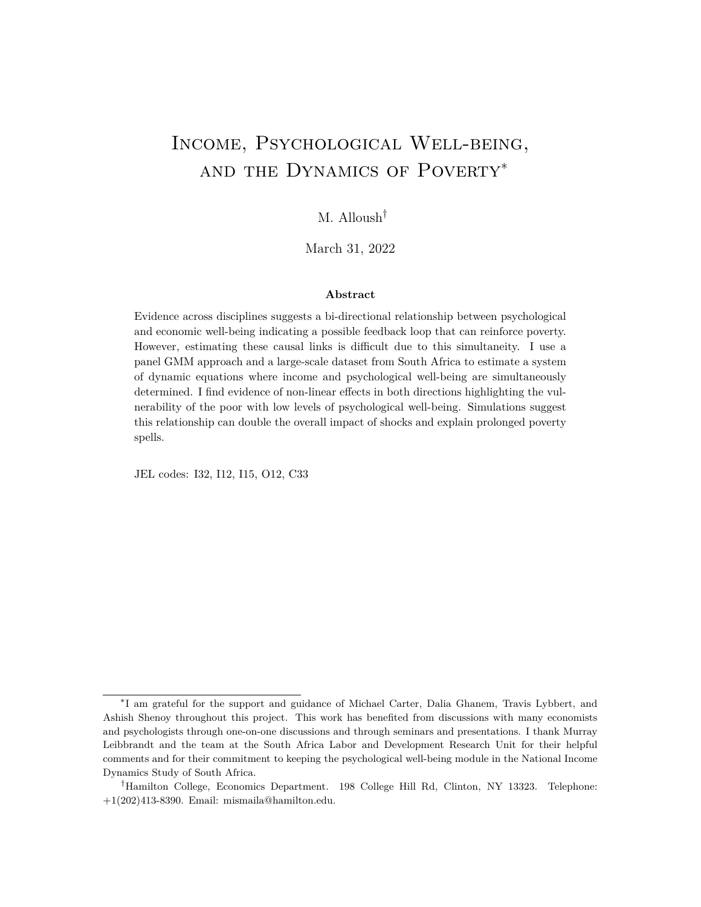# Income, Psychological Well-being, and the Dynamics of Poverty[*]

M. Alloush[†]

March 31, 2022

### Abstract

Evidence across disciplines suggests a bi-directional relationship between psychological and economic well-being indicating a possible feedback loop that can reinforce poverty. However, estimating these causal links is difficult due to this simultaneity. I use a panel GMM approach and a large-scale dataset from South Africa to estimate a system of dynamic equations where income and psychological well-being are simultaneously determined. I find evidence of non-linear effects in both directions highlighting the vulnerability of the poor with low levels of psychological well-being. Simulations suggest this relationship can double the overall impact of shocks and explain prolonged poverty spells.

JEL codes: I32, I12, I15, O12, C33

---

[*] I am grateful for the support and guidance of Michael Carter, Dalia Ghanem, Travis Lybbert, and Ashish Shenoy throughout this project. This work has benefited from discussions with many economists and psychologists through one-on-one discussions and through seminars and presentations. I thank Murray Leibbrandt and the team at the South Africa Labor and Development Research Unit for their helpful comments and for their commitment to keeping the psychological well-being module in the National Income Dynamics Study of South Africa.

[†] Hamilton College, Economics Department. 198 College Hill Rd, Clinton, NY 13323. Telephone: +1(202)413-8390. Email: mismaila@hamilton.edu.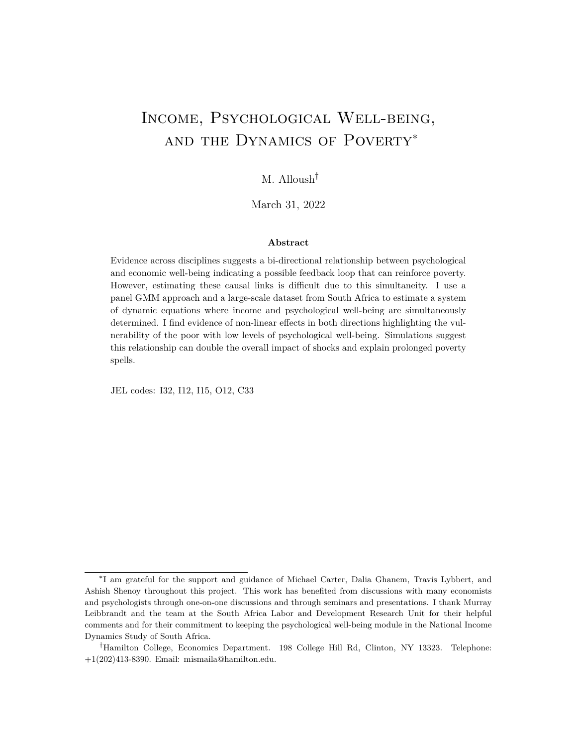# Income, Psychological Well-being, and the Dynamics of Poverty*

M. Alloush[†]

March 31, 2022

**Abstract**

Evidence across disciplines suggests a bi-directional relationship between psychological and economic well-being indicating a possible feedback loop that can reinforce poverty. However, estimating these causal links is difficult due to this simultaneity. I use a panel GMM approach and a large-scale dataset from South Africa to estimate a system of dynamic equations where income and psychological well-being are simultaneously determined. I find evidence of non-linear effects in both directions highlighting the vulnerability of the poor with low levels of psychological well-being. Simulations suggest this relationship can double the overall impact of shocks and explain prolonged poverty spells.

JEL codes: I32, I12, I15, O12, C33

---

*I am grateful for the support and guidance of Michael Carter, Dalia Ghanem, Travis Lybbert, and Ashish Shenoy throughout this project. This work has benefited from discussions with many economists and psychologists through one-on-one discussions and through seminars and presentations. I thank Murray Leibbrandt and the team at the South Africa Labor and Development Research Unit for their helpful comments and for their commitment to keeping the psychological well-being module in the National Income Dynamics Study of South Africa.

[†]Hamilton College, Economics Department. 198 College Hill Rd, Clinton, NY 13323. Telephone: +1(202)413-8390. Email: mismaila@hamilton.edu.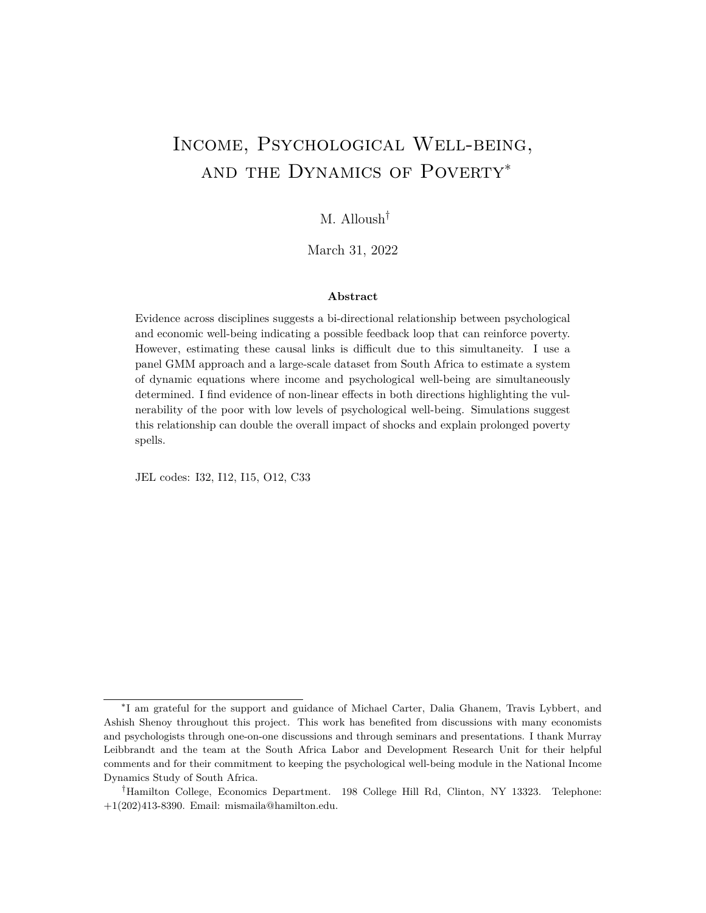# Income, Psychological Well-being, and the Dynamics of Poverty*

M. Alloush†

March 31, 2022

### Abstract

Evidence across disciplines suggests a bi-directional relationship between psychological and economic well-being indicating a possible feedback loop that can reinforce poverty. However, estimating these causal links is difficult due to this simultaneity. I use a panel GMM approach and a large-scale dataset from South Africa to estimate a system of dynamic equations where income and psychological well-being are simultaneously determined. I find evidence of non-linear effects in both directions highlighting the vulnerability of the poor with low levels of psychological well-being. Simulations suggest this relationship can double the overall impact of shocks and explain prolonged poverty spells.

JEL codes: I32, I12, I15, O12, C33

---

*I am grateful for the support and guidance of Michael Carter, Dalia Ghanem, Travis Lybbert, and Ashish Shenoy throughout this project. This work has benefited from discussions with many economists and psychologists through one-on-one discussions and through seminars and presentations. I thank Murray Leibbrandt and the team at the South Africa Labor and Development Research Unit for their helpful comments and for their commitment to keeping the psychological well-being module in the National Income Dynamics Study of South Africa.

†Hamilton College, Economics Department. 198 College Hill Rd, Clinton, NY 13323. Telephone: +1(202)413-8390. Email: mismaila@hamilton.edu.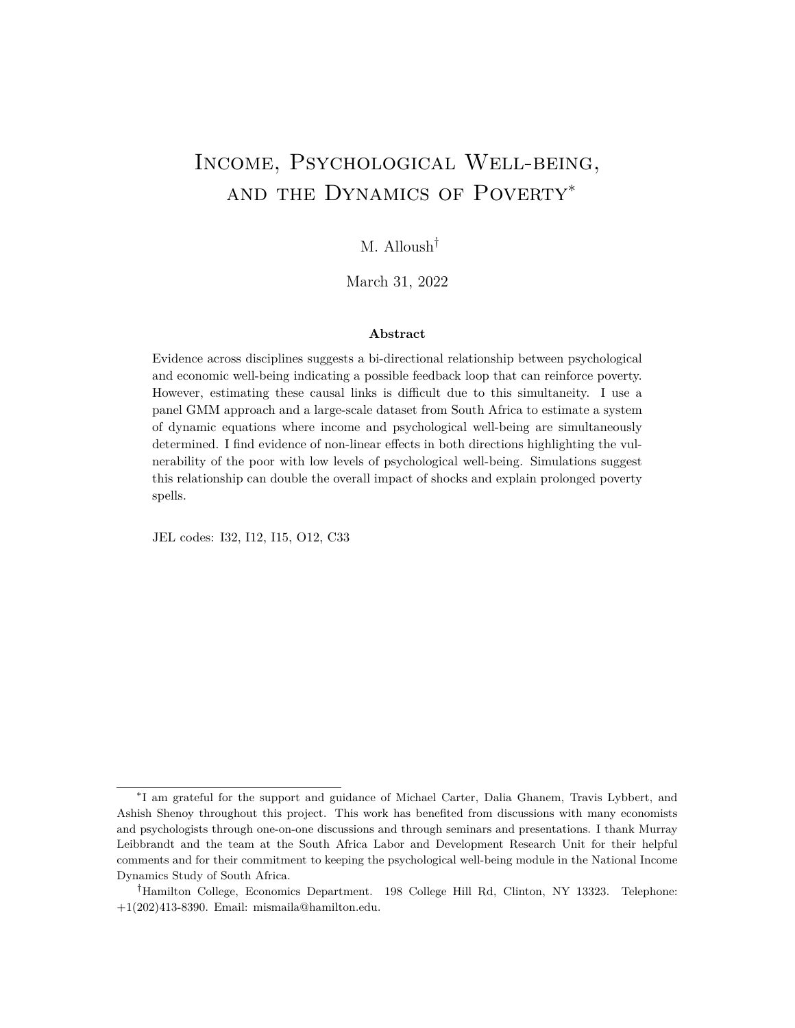# Income, Psychological Well-being, and the Dynamics of Poverty*

M. Alloush†

March 31, 2022

**Abstract**

Evidence across disciplines suggests a bi-directional relationship between psychological and economic well-being indicating a possible feedback loop that can reinforce poverty. However, estimating these causal links is difficult due to this simultaneity. I use a panel GMM approach and a large-scale dataset from South Africa to estimate a system of dynamic equations where income and psychological well-being are simultaneously determined. I find evidence of non-linear effects in both directions highlighting the vulnerability of the poor with low levels of psychological well-being. Simulations suggest this relationship can double the overall impact of shocks and explain prolonged poverty spells.

JEL codes: I32, I12, I15, O12, C33

---

*I am grateful for the support and guidance of Michael Carter, Dalia Ghanem, Travis Lybbert, and Ashish Shenoy throughout this project. This work has benefited from discussions with many economists and psychologists through one-on-one discussions and through seminars and presentations. I thank Murray Leibbrandt and the team at the South Africa Labor and Development Research Unit for their helpful comments and for their commitment to keeping the psychological well-being module in the National Income Dynamics Study of South Africa.

†Hamilton College, Economics Department. 198 College Hill Rd, Clinton, NY 13323. Telephone: +1(202)413-8390. Email: mismaila@hamilton.edu.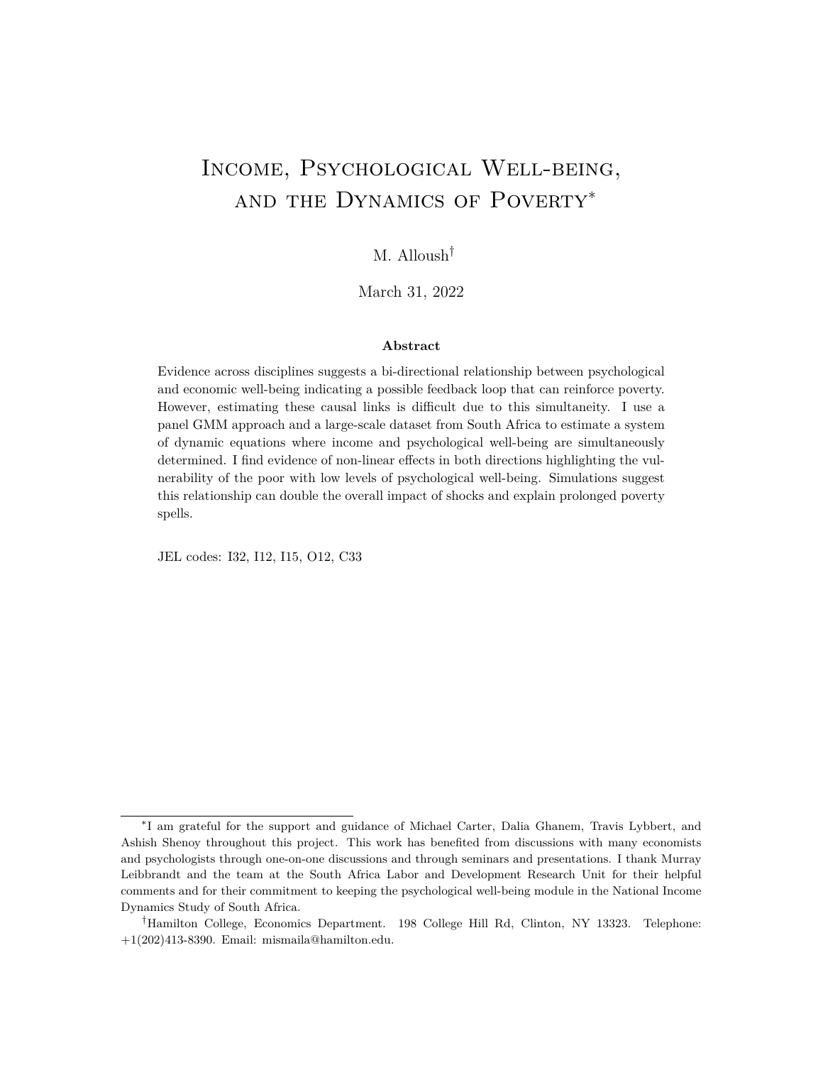# Income, Psychological Well-being, and the Dynamics of Poverty*

M. Alloush[†]

March 31, 2022

### Abstract

Evidence across disciplines suggests a bi-directional relationship between psychological and economic well-being indicating a possible feedback loop that can reinforce poverty. However, estimating these causal links is difficult due to this simultaneity. I use a panel GMM approach and a large-scale dataset from South Africa to estimate a system of dynamic equations where income and psychological well-being are simultaneously determined. I find evidence of non-linear effects in both directions highlighting the vulnerability of the poor with low levels of psychological well-being. Simulations suggest this relationship can double the overall impact of shocks and explain prolonged poverty spells.

JEL codes: I32, I12, I15, O12, C33

---

*I am grateful for the support and guidance of Michael Carter, Dalia Ghanem, Travis Lybbert, and Ashish Shenoy throughout this project. This work has benefited from discussions with many economists and psychologists through one-on-one discussions and through seminars and presentations. I thank Murray Leibbrandt and the team at the South Africa Labor and Development Research Unit for their helpful comments and for their commitment to keeping the psychological well-being module in the National Income Dynamics Study of South Africa.

[†]Hamilton College, Economics Department. 198 College Hill Rd, Clinton, NY 13323. Telephone: +1(202)413-8390. Email: mismaila@hamilton.edu.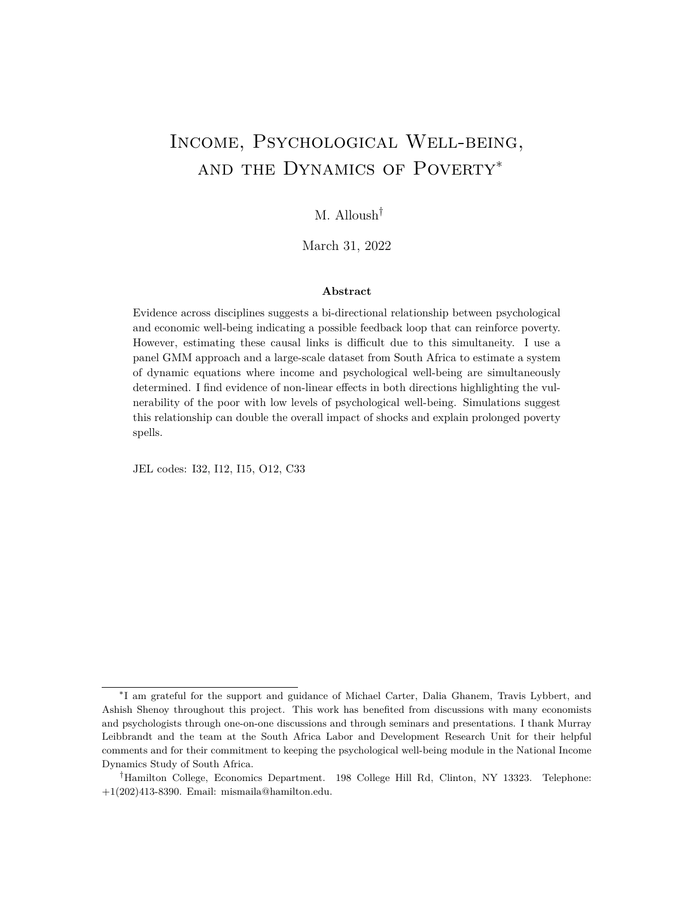# Income, Psychological Well-being, and the Dynamics of Poverty[*]

M. Alloush[†]

March 31, 2022

### Abstract

Evidence across disciplines suggests a bi-directional relationship between psychological and economic well-being indicating a possible feedback loop that can reinforce poverty. However, estimating these causal links is difficult due to this simultaneity. I use a panel GMM approach and a large-scale dataset from South Africa to estimate a system of dynamic equations where income and psychological well-being are simultaneously determined. I find evidence of non-linear effects in both directions highlighting the vulnerability of the poor with low levels of psychological well-being. Simulations suggest this relationship can double the overall impact of shocks and explain prolonged poverty spells.

JEL codes: I32, I12, I15, O12, C33

---

[*] I am grateful for the support and guidance of Michael Carter, Dalia Ghanem, Travis Lybbert, and Ashish Shenoy throughout this project. This work has benefited from discussions with many economists and psychologists through one-on-one discussions and through seminars and presentations. I thank Murray Leibbrandt and the team at the South Africa Labor and Development Research Unit for their helpful comments and for their commitment to keeping the psychological well-being module in the National Income Dynamics Study of South Africa.

[†] Hamilton College, Economics Department. 198 College Hill Rd, Clinton, NY 13323. Telephone: +1(202)413-8390. Email: mismaila@hamilton.edu.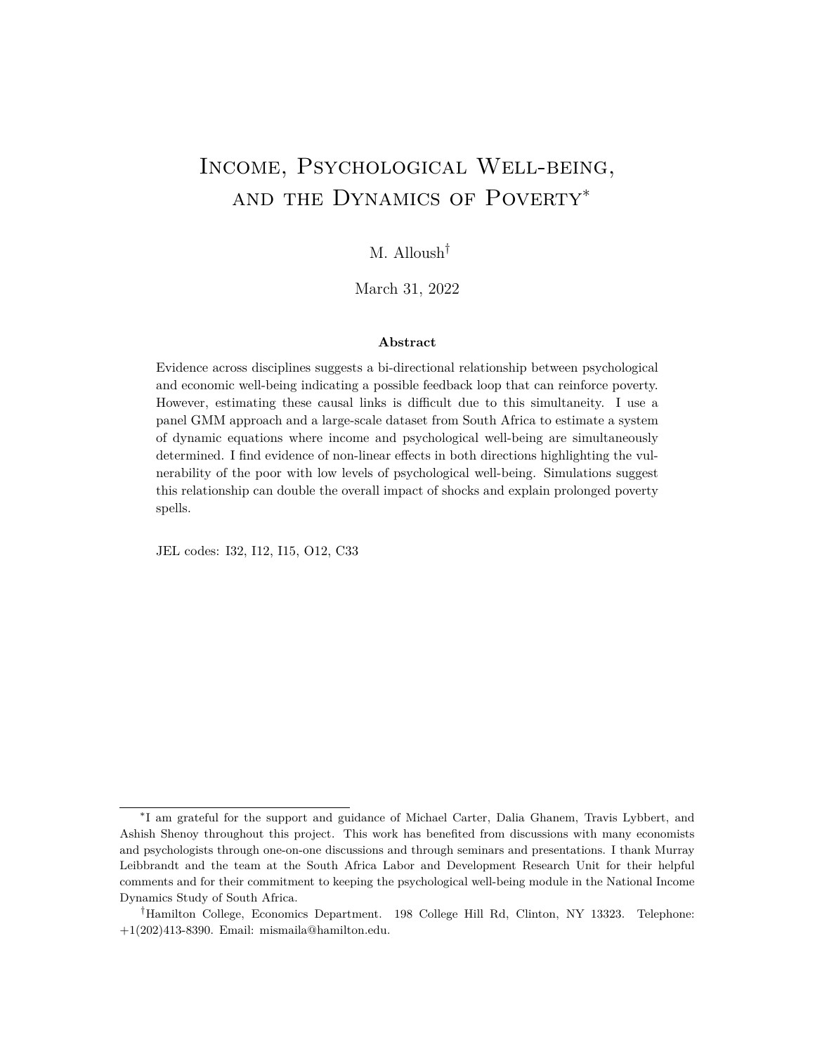# Income, Psychological Well-being, and the Dynamics of Poverty[*]

M. Alloush[†]

March 31, 2022

**Abstract**

Evidence across disciplines suggests a bi-directional relationship between psychological and economic well-being indicating a possible feedback loop that can reinforce poverty. However, estimating these causal links is difficult due to this simultaneity. I use a panel GMM approach and a large-scale dataset from South Africa to estimate a system of dynamic equations where income and psychological well-being are simultaneously determined. I find evidence of non-linear effects in both directions highlighting the vulnerability of the poor with low levels of psychological well-being. Simulations suggest this relationship can double the overall impact of shocks and explain prolonged poverty spells.

JEL codes: I32, I12, I15, O12, C33

---

[*] I am grateful for the support and guidance of Michael Carter, Dalia Ghanem, Travis Lybbert, and Ashish Shenoy throughout this project. This work has benefited from discussions with many economists and psychologists through one-on-one discussions and through seminars and presentations. I thank Murray Leibbrandt and the team at the South Africa Labor and Development Research Unit for their helpful comments and for their commitment to keeping the psychological well-being module in the National Income Dynamics Study of South Africa.

[†] Hamilton College, Economics Department. 198 College Hill Rd, Clinton, NY 13323. Telephone: +1(202)413-8390. Email: mismaila@hamilton.edu.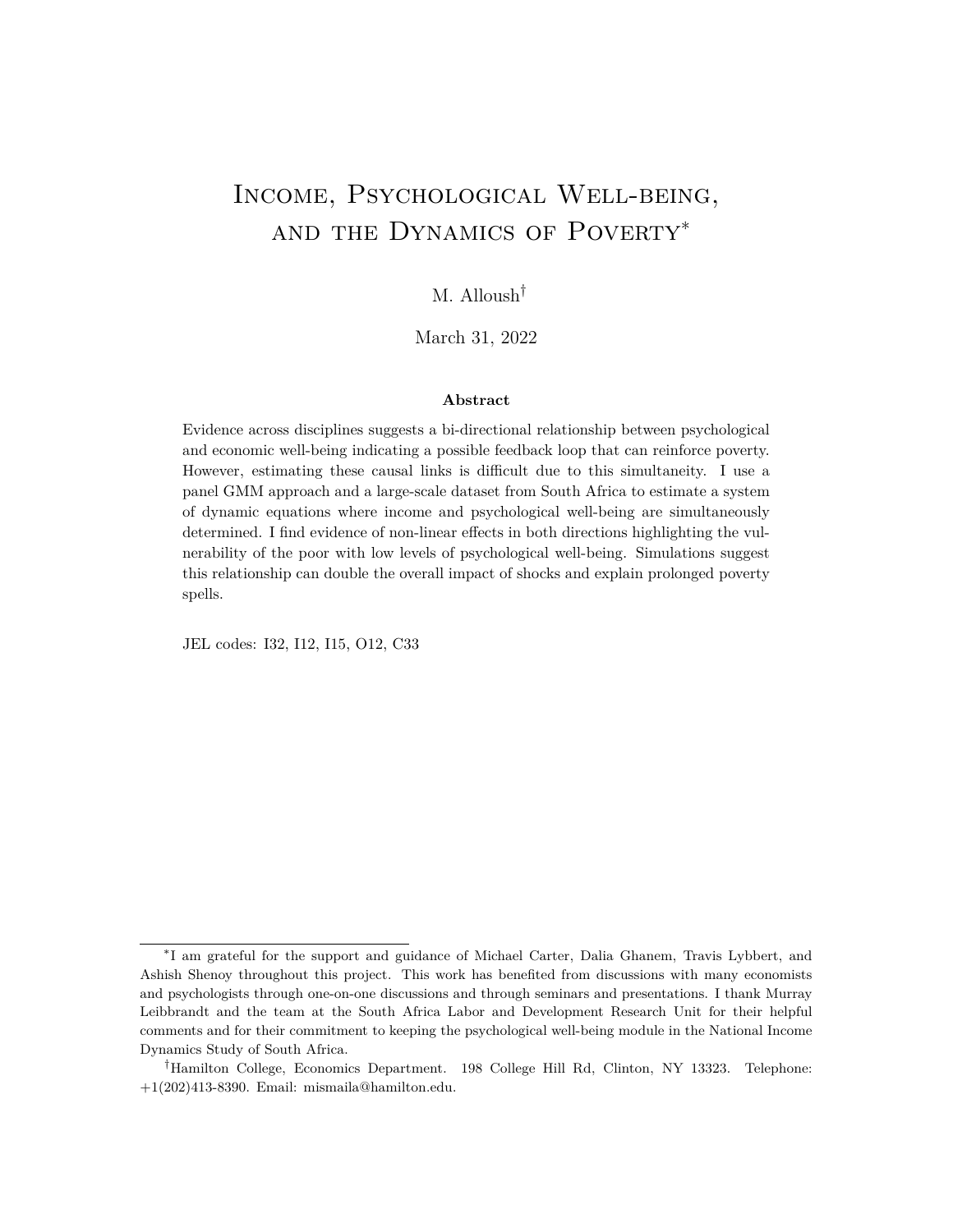# Income, Psychological Well-being, and the Dynamics of Poverty*

M. Alloush†

March 31, 2022

### Abstract

Evidence across disciplines suggests a bi-directional relationship between psychological and economic well-being indicating a possible feedback loop that can reinforce poverty. However, estimating these causal links is difficult due to this simultaneity. I use a panel GMM approach and a large-scale dataset from South Africa to estimate a system of dynamic equations where income and psychological well-being are simultaneously determined. I find evidence of non-linear effects in both directions highlighting the vulnerability of the poor with low levels of psychological well-being. Simulations suggest this relationship can double the overall impact of shocks and explain prolonged poverty spells.

JEL codes: I32, I12, I15, O12, C33

---

*I am grateful for the support and guidance of Michael Carter, Dalia Ghanem, Travis Lybbert, and Ashish Shenoy throughout this project. This work has benefited from discussions with many economists and psychologists through one-on-one discussions and through seminars and presentations. I thank Murray Leibbrandt and the team at the South Africa Labor and Development Research Unit for their helpful comments and for their commitment to keeping the psychological well-being module in the National Income Dynamics Study of South Africa.

†Hamilton College, Economics Department. 198 College Hill Rd, Clinton, NY 13323. Telephone: +1(202)413-8390. Email: mismaila@hamilton.edu.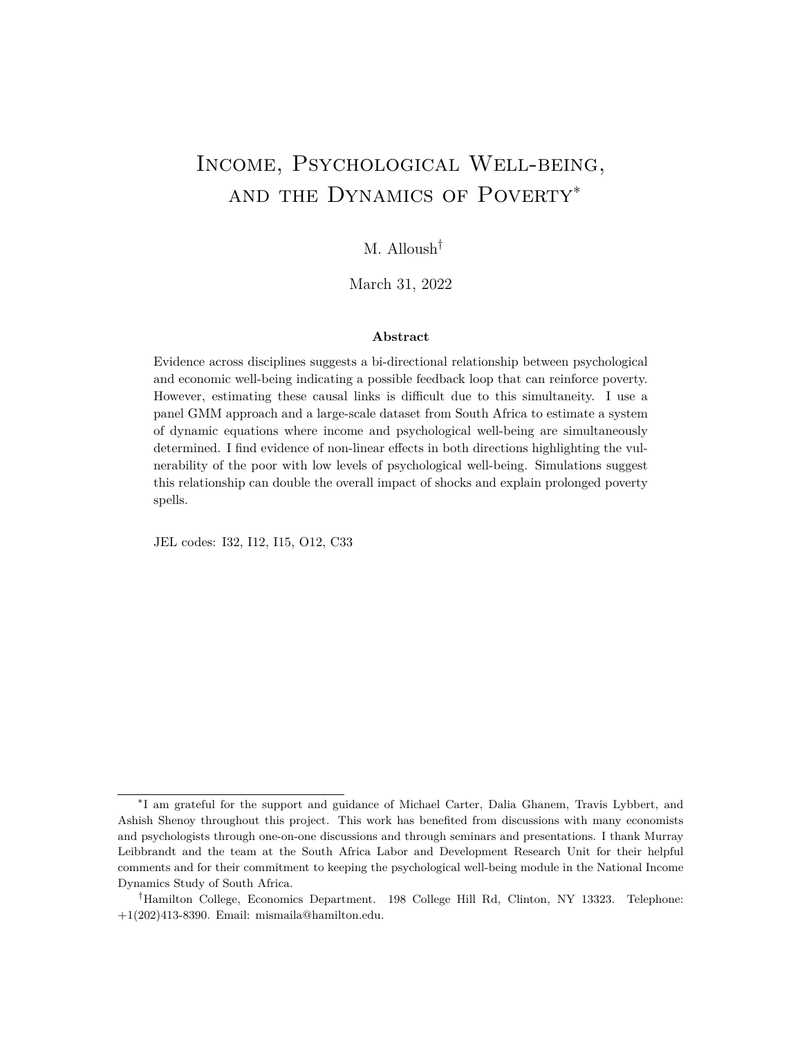# Income, Psychological Well-being, and the Dynamics of Poverty*

M. Alloush†

March 31, 2022

**Abstract**

Evidence across disciplines suggests a bi-directional relationship between psychological and economic well-being indicating a possible feedback loop that can reinforce poverty. However, estimating these causal links is difficult due to this simultaneity. I use a panel GMM approach and a large-scale dataset from South Africa to estimate a system of dynamic equations where income and psychological well-being are simultaneously determined. I find evidence of non-linear effects in both directions highlighting the vulnerability of the poor with low levels of psychological well-being. Simulations suggest this relationship can double the overall impact of shocks and explain prolonged poverty spells.

JEL codes: I32, I12, I15, O12, C33

---

*I am grateful for the support and guidance of Michael Carter, Dalia Ghanem, Travis Lybbert, and Ashish Shenoy throughout this project. This work has benefited from discussions with many economists and psychologists through one-on-one discussions and through seminars and presentations. I thank Murray Leibbrandt and the team at the South Africa Labor and Development Research Unit for their helpful comments and for their commitment to keeping the psychological well-being module in the National Income Dynamics Study of South Africa.

†Hamilton College, Economics Department. 198 College Hill Rd, Clinton, NY 13323. Telephone: +1(202)413-8390. Email: mismaila@hamilton.edu.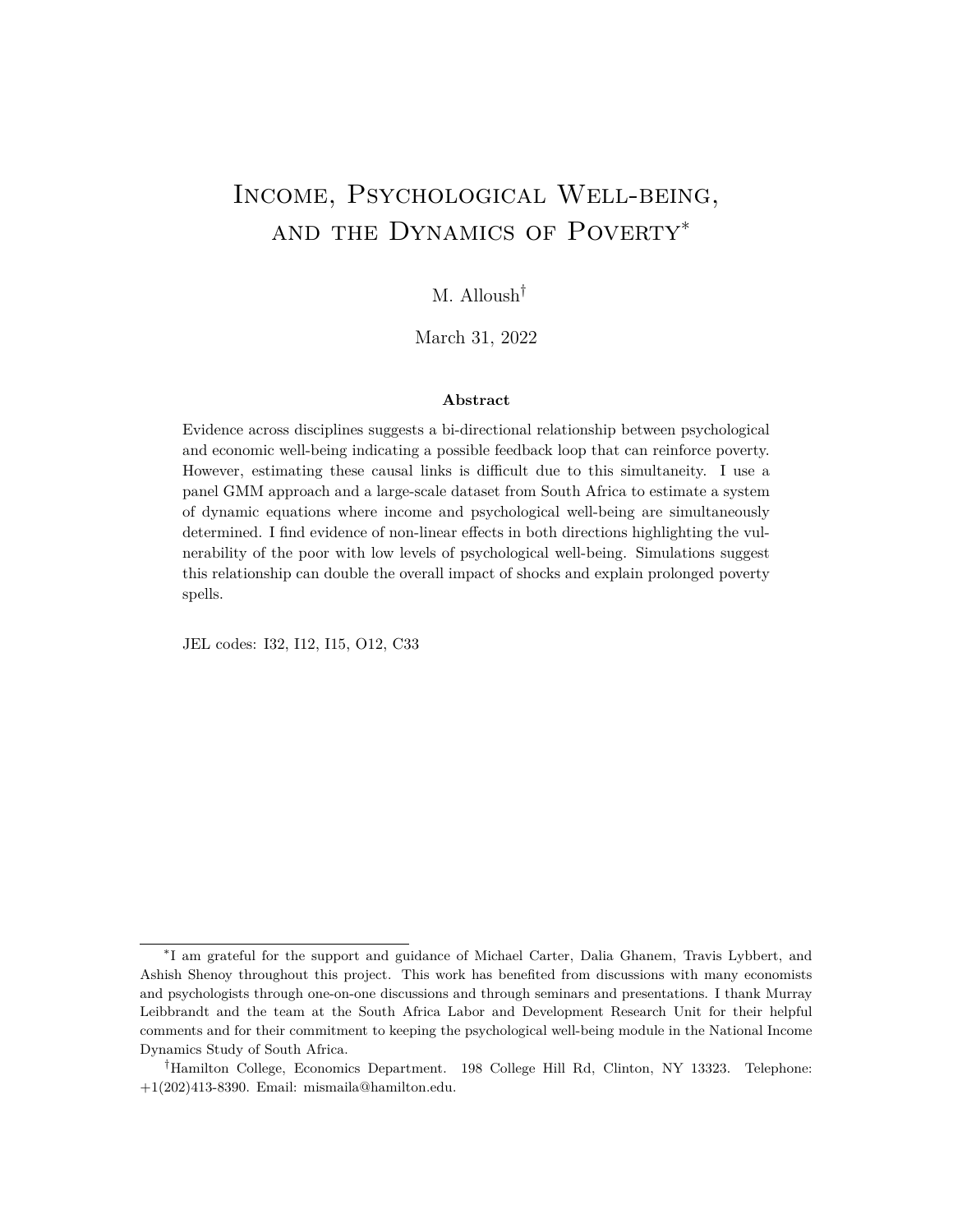# Income, Psychological Well-being, and the Dynamics of Poverty*

M. Alloush†

March 31, 2022

**Abstract**

Evidence across disciplines suggests a bi-directional relationship between psychological and economic well-being indicating a possible feedback loop that can reinforce poverty. However, estimating these causal links is difficult due to this simultaneity. I use a panel GMM approach and a large-scale dataset from South Africa to estimate a system of dynamic equations where income and psychological well-being are simultaneously determined. I find evidence of non-linear effects in both directions highlighting the vulnerability of the poor with low levels of psychological well-being. Simulations suggest this relationship can double the overall impact of shocks and explain prolonged poverty spells.

JEL codes: I32, I12, I15, O12, C33

---

*I am grateful for the support and guidance of Michael Carter, Dalia Ghanem, Travis Lybbert, and Ashish Shenoy throughout this project. This work has benefited from discussions with many economists and psychologists through one-on-one discussions and through seminars and presentations. I thank Murray Leibbrandt and the team at the South Africa Labor and Development Research Unit for their helpful comments and for their commitment to keeping the psychological well-being module in the National Income Dynamics Study of South Africa.

†Hamilton College, Economics Department. 198 College Hill Rd, Clinton, NY 13323. Telephone: +1(202)413-8390. Email: mismaila@hamilton.edu.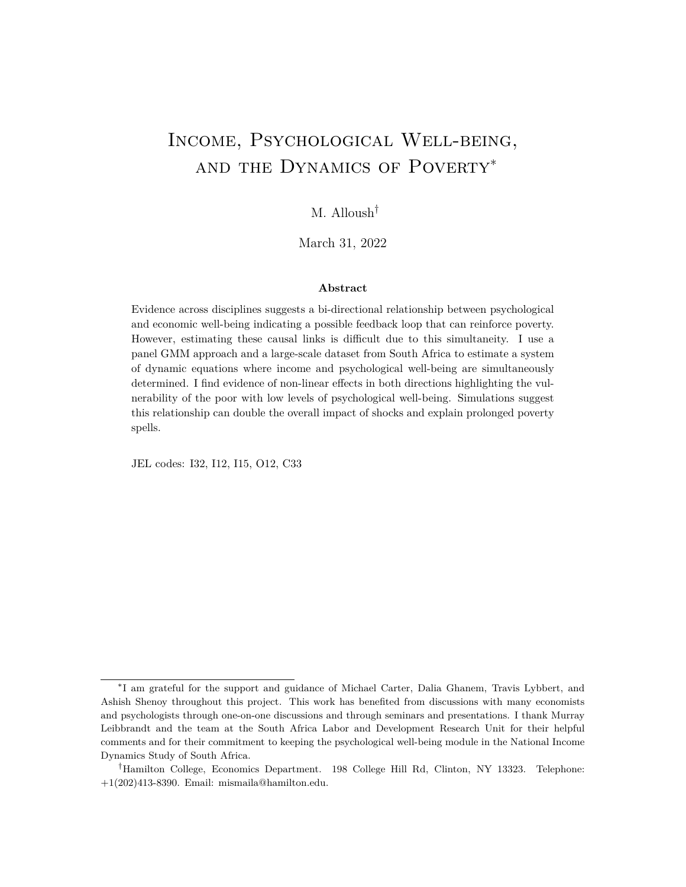# Income, Psychological Well-being, and the Dynamics of Poverty[*]

M. Alloush[†]

March 31, 2022

**Abstract**

Evidence across disciplines suggests a bi-directional relationship between psychological and economic well-being indicating a possible feedback loop that can reinforce poverty. However, estimating these causal links is difficult due to this simultaneity. I use a panel GMM approach and a large-scale dataset from South Africa to estimate a system of dynamic equations where income and psychological well-being are simultaneously determined. I find evidence of non-linear effects in both directions highlighting the vulnerability of the poor with low levels of psychological well-being. Simulations suggest this relationship can double the overall impact of shocks and explain prolonged poverty spells.

JEL codes: I32, I12, I15, O12, C33

---

[*] I am grateful for the support and guidance of Michael Carter, Dalia Ghanem, Travis Lybbert, and Ashish Shenoy throughout this project. This work has benefited from discussions with many economists and psychologists through one-on-one discussions and through seminars and presentations. I thank Murray Leibbrandt and the team at the South Africa Labor and Development Research Unit for their helpful comments and for their commitment to keeping the psychological well-being module in the National Income Dynamics Study of South Africa.

[†] Hamilton College, Economics Department. 198 College Hill Rd, Clinton, NY 13323. Telephone: +1(202)413-8390. Email: mismaila@hamilton.edu.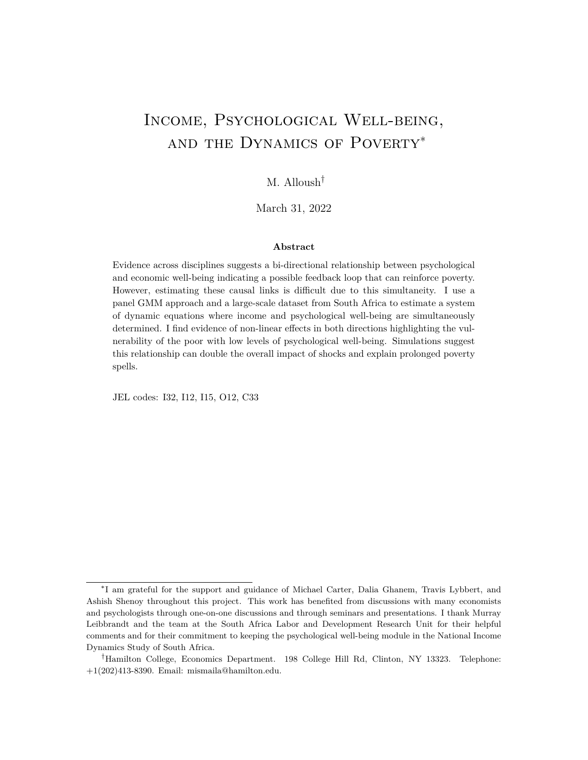# Income, Psychological Well-being, and the Dynamics of Poverty[*]

M. Alloush[†]

March 31, 2022

### Abstract

Evidence across disciplines suggests a bi-directional relationship between psychological and economic well-being indicating a possible feedback loop that can reinforce poverty. However, estimating these causal links is difficult due to this simultaneity. I use a panel GMM approach and a large-scale dataset from South Africa to estimate a system of dynamic equations where income and psychological well-being are simultaneously determined. I find evidence of non-linear effects in both directions highlighting the vulnerability of the poor with low levels of psychological well-being. Simulations suggest this relationship can double the overall impact of shocks and explain prolonged poverty spells.

JEL codes: I32, I12, I15, O12, C33

---

[*] I am grateful for the support and guidance of Michael Carter, Dalia Ghanem, Travis Lybbert, and Ashish Shenoy throughout this project. This work has benefited from discussions with many economists and psychologists through one-on-one discussions and through seminars and presentations. I thank Murray Leibbrandt and the team at the South Africa Labor and Development Research Unit for their helpful comments and for their commitment to keeping the psychological well-being module in the National Income Dynamics Study of South Africa.

[†] Hamilton College, Economics Department. 198 College Hill Rd, Clinton, NY 13323. Telephone: +1(202)413-8390. Email: mismaila@hamilton.edu.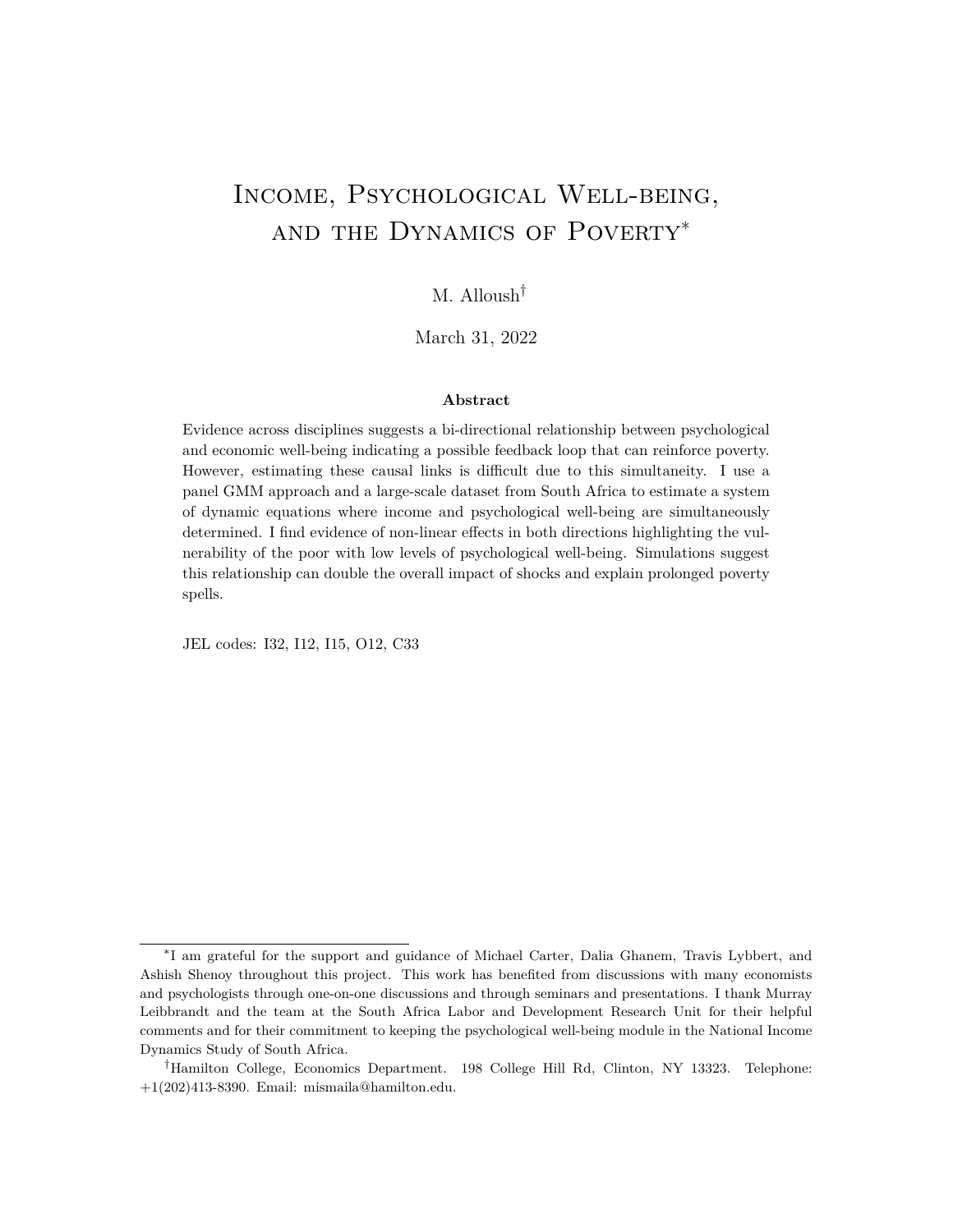# Income, Psychological Well-being, and the Dynamics of Poverty*

M. Alloush[†]

March 31, 2022

**Abstract**

Evidence across disciplines suggests a bi-directional relationship between psychological and economic well-being indicating a possible feedback loop that can reinforce poverty. However, estimating these causal links is difficult due to this simultaneity. I use a panel GMM approach and a large-scale dataset from South Africa to estimate a system of dynamic equations where income and psychological well-being are simultaneously determined. I find evidence of non-linear effects in both directions highlighting the vulnerability of the poor with low levels of psychological well-being. Simulations suggest this relationship can double the overall impact of shocks and explain prolonged poverty spells.

JEL codes: I32, I12, I15, O12, C33

---

*I am grateful for the support and guidance of Michael Carter, Dalia Ghanem, Travis Lybbert, and Ashish Shenoy throughout this project. This work has benefited from discussions with many economists and psychologists through one-on-one discussions and through seminars and presentations. I thank Murray Leibbrandt and the team at the South Africa Labor and Development Research Unit for their helpful comments and for their commitment to keeping the psychological well-being module in the National Income Dynamics Study of South Africa.

[†]Hamilton College, Economics Department. 198 College Hill Rd, Clinton, NY 13323. Telephone: +1(202)413-8390. Email: mismaila@hamilton.edu.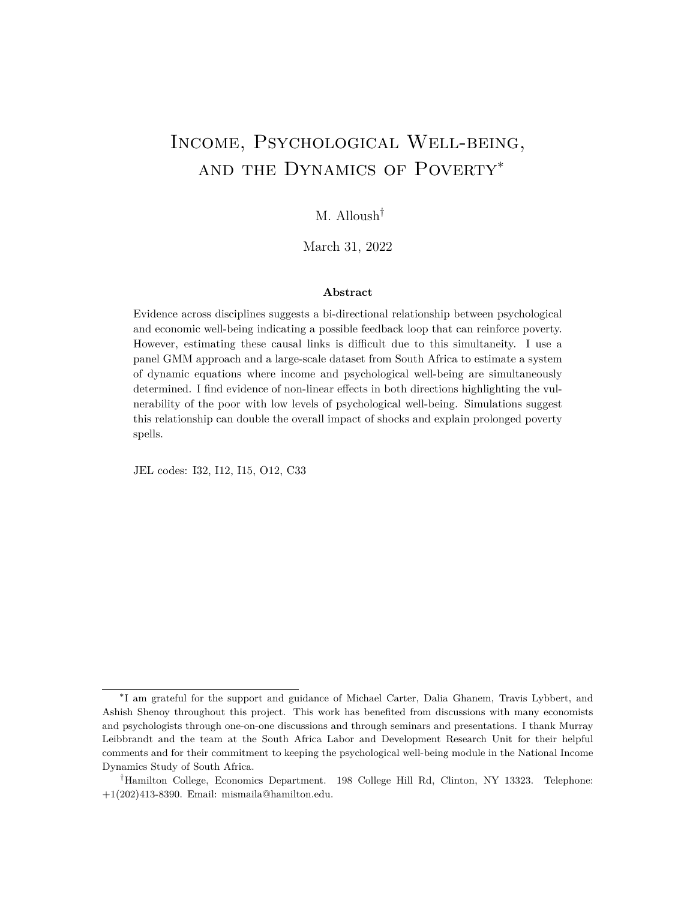# Income, Psychological Well-being, and the Dynamics of Poverty*

M. Alloush†

March 31, 2022

**Abstract**

Evidence across disciplines suggests a bi-directional relationship between psychological and economic well-being indicating a possible feedback loop that can reinforce poverty. However, estimating these causal links is difficult due to this simultaneity. I use a panel GMM approach and a large-scale dataset from South Africa to estimate a system of dynamic equations where income and psychological well-being are simultaneously determined. I find evidence of non-linear effects in both directions highlighting the vulnerability of the poor with low levels of psychological well-being. Simulations suggest this relationship can double the overall impact of shocks and explain prolonged poverty spells.

JEL codes: I32, I12, I15, O12, C33

---

*I am grateful for the support and guidance of Michael Carter, Dalia Ghanem, Travis Lybbert, and Ashish Shenoy throughout this project. This work has benefited from discussions with many economists and psychologists through one-on-one discussions and through seminars and presentations. I thank Murray Leibbrandt and the team at the South Africa Labor and Development Research Unit for their helpful comments and for their commitment to keeping the psychological well-being module in the National Income Dynamics Study of South Africa.

†Hamilton College, Economics Department. 198 College Hill Rd, Clinton, NY 13323. Telephone: +1(202)413-8390. Email: mismaila@hamilton.edu.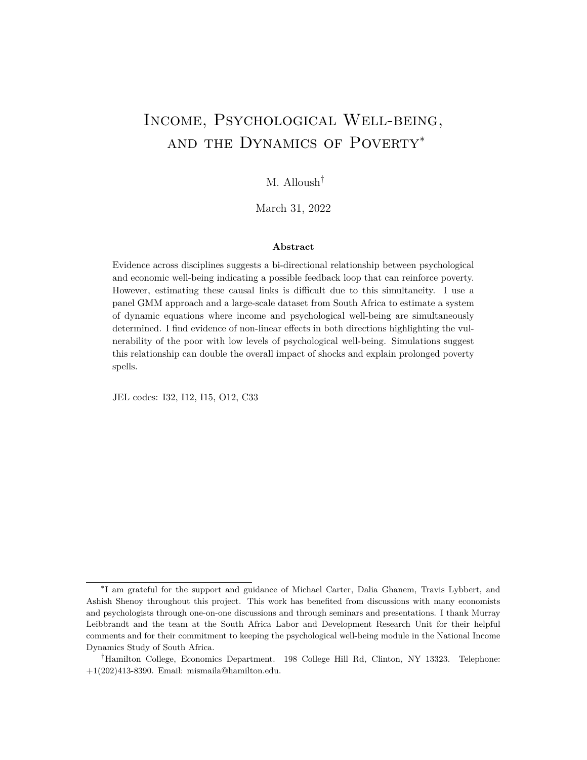# Income, Psychological Well-being, and the Dynamics of Poverty*

M. Alloush[†]

March 31, 2022

### Abstract

Evidence across disciplines suggests a bi-directional relationship between psychological and economic well-being indicating a possible feedback loop that can reinforce poverty. However, estimating these causal links is difficult due to this simultaneity. I use a panel GMM approach and a large-scale dataset from South Africa to estimate a system of dynamic equations where income and psychological well-being are simultaneously determined. I find evidence of non-linear effects in both directions highlighting the vulnerability of the poor with low levels of psychological well-being. Simulations suggest this relationship can double the overall impact of shocks and explain prolonged poverty spells.

JEL codes: I32, I12, I15, O12, C33

---

*I am grateful for the support and guidance of Michael Carter, Dalia Ghanem, Travis Lybbert, and Ashish Shenoy throughout this project. This work has benefited from discussions with many economists and psychologists through one-on-one discussions and through seminars and presentations. I thank Murray Leibbrandt and the team at the South Africa Labor and Development Research Unit for their helpful comments and for their commitment to keeping the psychological well-being module in the National Income Dynamics Study of South Africa.

[†]Hamilton College, Economics Department. 198 College Hill Rd, Clinton, NY 13323. Telephone: +1(202)413-8390. Email: mismaila@hamilton.edu.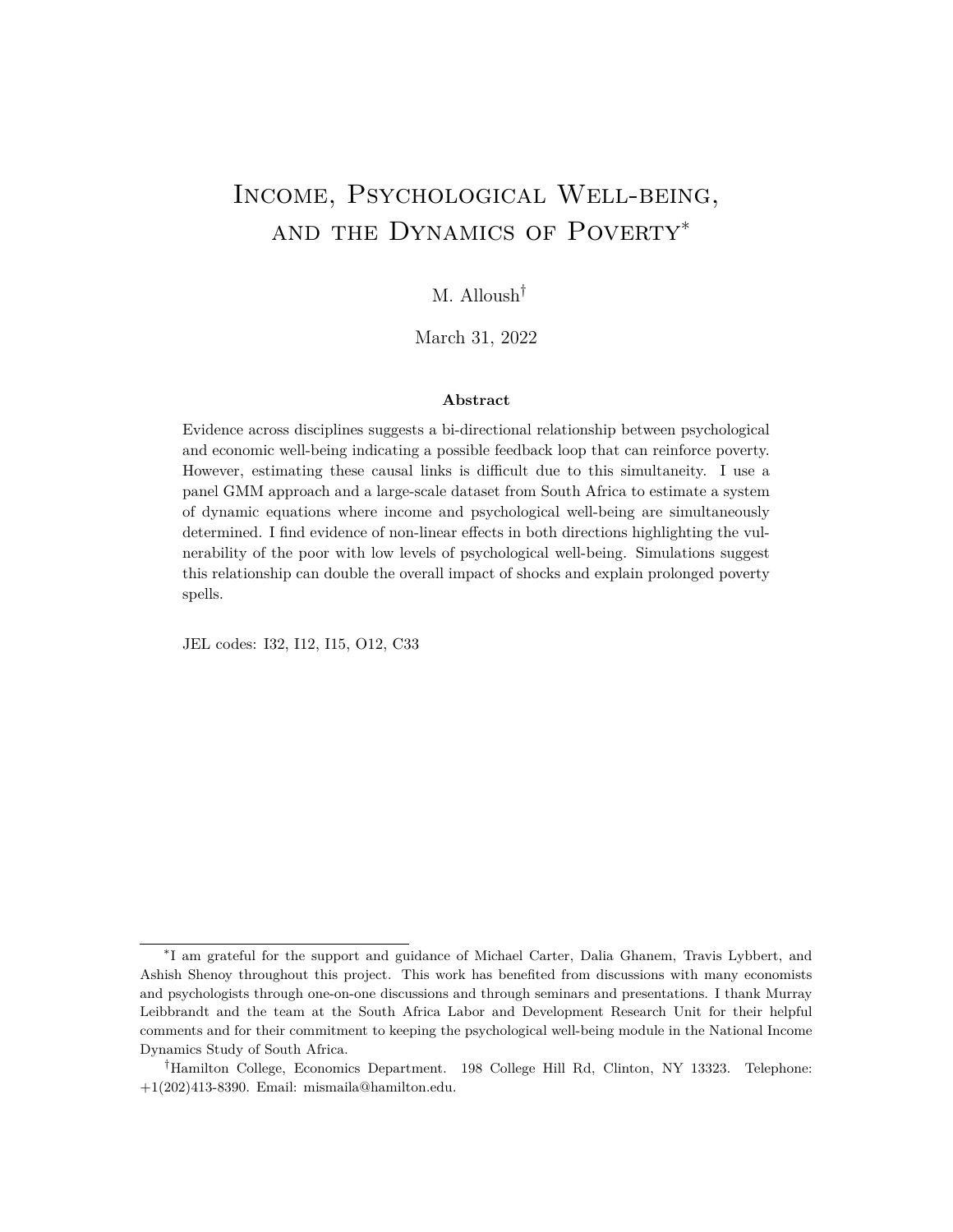# Income, Psychological Well-being, and the Dynamics of Poverty*

M. Alloush†

March 31, 2022

### Abstract

Evidence across disciplines suggests a bi-directional relationship between psychological and economic well-being indicating a possible feedback loop that can reinforce poverty. However, estimating these causal links is difficult due to this simultaneity. I use a panel GMM approach and a large-scale dataset from South Africa to estimate a system of dynamic equations where income and psychological well-being are simultaneously determined. I find evidence of non-linear effects in both directions highlighting the vulnerability of the poor with low levels of psychological well-being. Simulations suggest this relationship can double the overall impact of shocks and explain prolonged poverty spells.

JEL codes: I32, I12, I15, O12, C33

---

*I am grateful for the support and guidance of Michael Carter, Dalia Ghanem, Travis Lybbert, and Ashish Shenoy throughout this project. This work has benefited from discussions with many economists and psychologists through one-on-one discussions and through seminars and presentations. I thank Murray Leibbrandt and the team at the South Africa Labor and Development Research Unit for their helpful comments and for their commitment to keeping the psychological well-being module in the National Income Dynamics Study of South Africa.

†Hamilton College, Economics Department. 198 College Hill Rd, Clinton, NY 13323. Telephone: +1(202)413-8390. Email: mismaila@hamilton.edu.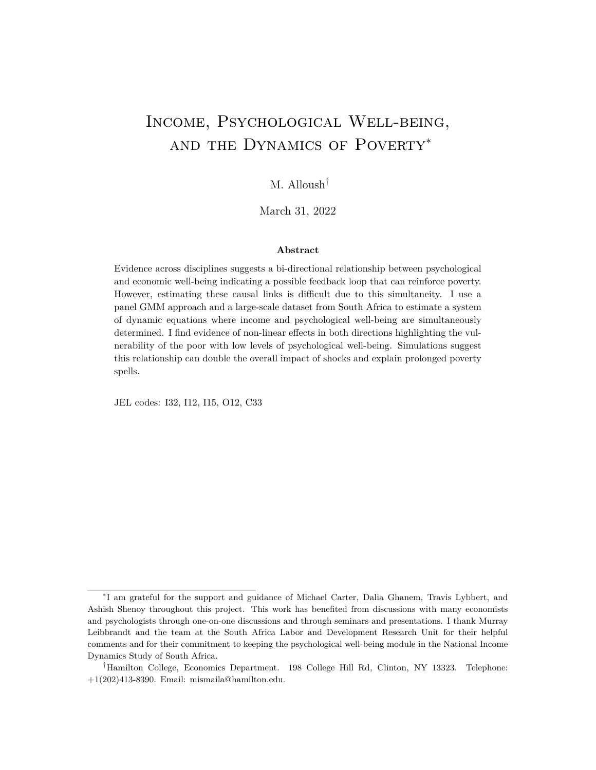# Income, Psychological Well-being, and the Dynamics of Poverty*

M. Alloush†

March 31, 2022

**Abstract**

Evidence across disciplines suggests a bi-directional relationship between psychological and economic well-being indicating a possible feedback loop that can reinforce poverty. However, estimating these causal links is difficult due to this simultaneity. I use a panel GMM approach and a large-scale dataset from South Africa to estimate a system of dynamic equations where income and psychological well-being are simultaneously determined. I find evidence of non-linear effects in both directions highlighting the vulnerability of the poor with low levels of psychological well-being. Simulations suggest this relationship can double the overall impact of shocks and explain prolonged poverty spells.

JEL codes: I32, I12, I15, O12, C33

---

*I am grateful for the support and guidance of Michael Carter, Dalia Ghanem, Travis Lybbert, and Ashish Shenoy throughout this project. This work has benefited from discussions with many economists and psychologists through one-on-one discussions and through seminars and presentations. I thank Murray Leibbrandt and the team at the South Africa Labor and Development Research Unit for their helpful comments and for their commitment to keeping the psychological well-being module in the National Income Dynamics Study of South Africa.

†Hamilton College, Economics Department. 198 College Hill Rd, Clinton, NY 13323. Telephone: +1(202)413-8390. Email: mismaila@hamilton.edu.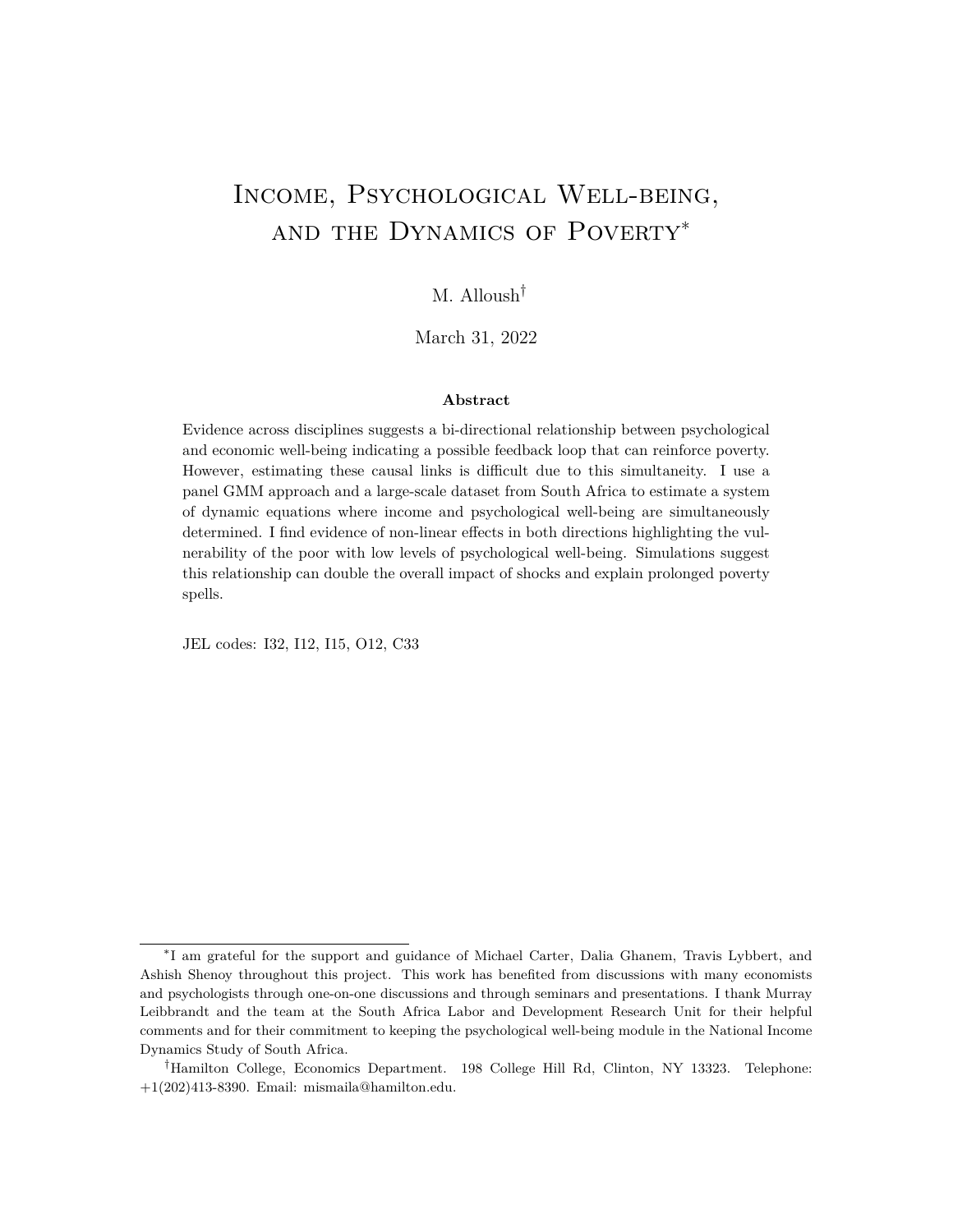# Income, Psychological Well-being, and the Dynamics of Poverty*

M. Alloush†

March 31, 2022

**Abstract**

Evidence across disciplines suggests a bi-directional relationship between psychological and economic well-being indicating a possible feedback loop that can reinforce poverty. However, estimating these causal links is difficult due to this simultaneity. I use a panel GMM approach and a large-scale dataset from South Africa to estimate a system of dynamic equations where income and psychological well-being are simultaneously determined. I find evidence of non-linear effects in both directions highlighting the vulnerability of the poor with low levels of psychological well-being. Simulations suggest this relationship can double the overall impact of shocks and explain prolonged poverty spells.

JEL codes: I32, I12, I15, O12, C33

---

*I am grateful for the support and guidance of Michael Carter, Dalia Ghanem, Travis Lybbert, and Ashish Shenoy throughout this project. This work has benefited from discussions with many economists and psychologists through one-on-one discussions and through seminars and presentations. I thank Murray Leibbrandt and the team at the South Africa Labor and Development Research Unit for their helpful comments and for their commitment to keeping the psychological well-being module in the National Income Dynamics Study of South Africa.

†Hamilton College, Economics Department. 198 College Hill Rd, Clinton, NY 13323. Telephone: +1(202)413-8390. Email: mismaila@hamilton.edu.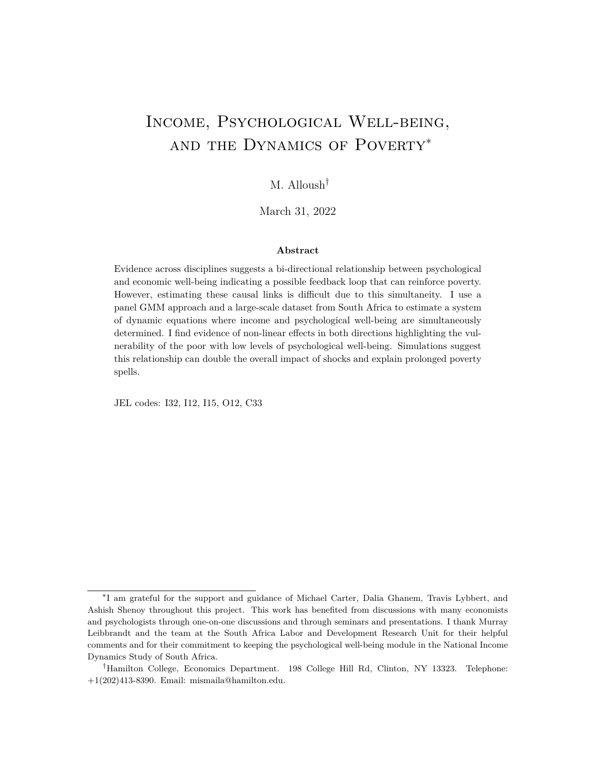# Income, Psychological Well-being, and the Dynamics of Poverty*

M. Alloush†

March 31, 2022

### Abstract

Evidence across disciplines suggests a bi-directional relationship between psychological and economic well-being indicating a possible feedback loop that can reinforce poverty. However, estimating these causal links is difficult due to this simultaneity. I use a panel GMM approach and a large-scale dataset from South Africa to estimate a system of dynamic equations where income and psychological well-being are simultaneously determined. I find evidence of non-linear effects in both directions highlighting the vulnerability of the poor with low levels of psychological well-being. Simulations suggest this relationship can double the overall impact of shocks and explain prolonged poverty spells.

JEL codes: I32, I12, I15, O12, C33

---

*I am grateful for the support and guidance of Michael Carter, Dalia Ghanem, Travis Lybbert, and Ashish Shenoy throughout this project. This work has benefited from discussions with many economists and psychologists through one-on-one discussions and through seminars and presentations. I thank Murray Leibbrandt and the team at the South Africa Labor and Development Research Unit for their helpful comments and for their commitment to keeping the psychological well-being module in the National Income Dynamics Study of South Africa.

†Hamilton College, Economics Department. 198 College Hill Rd, Clinton, NY 13323. Telephone: +1(202)413-8390. Email: mismaila@hamilton.edu.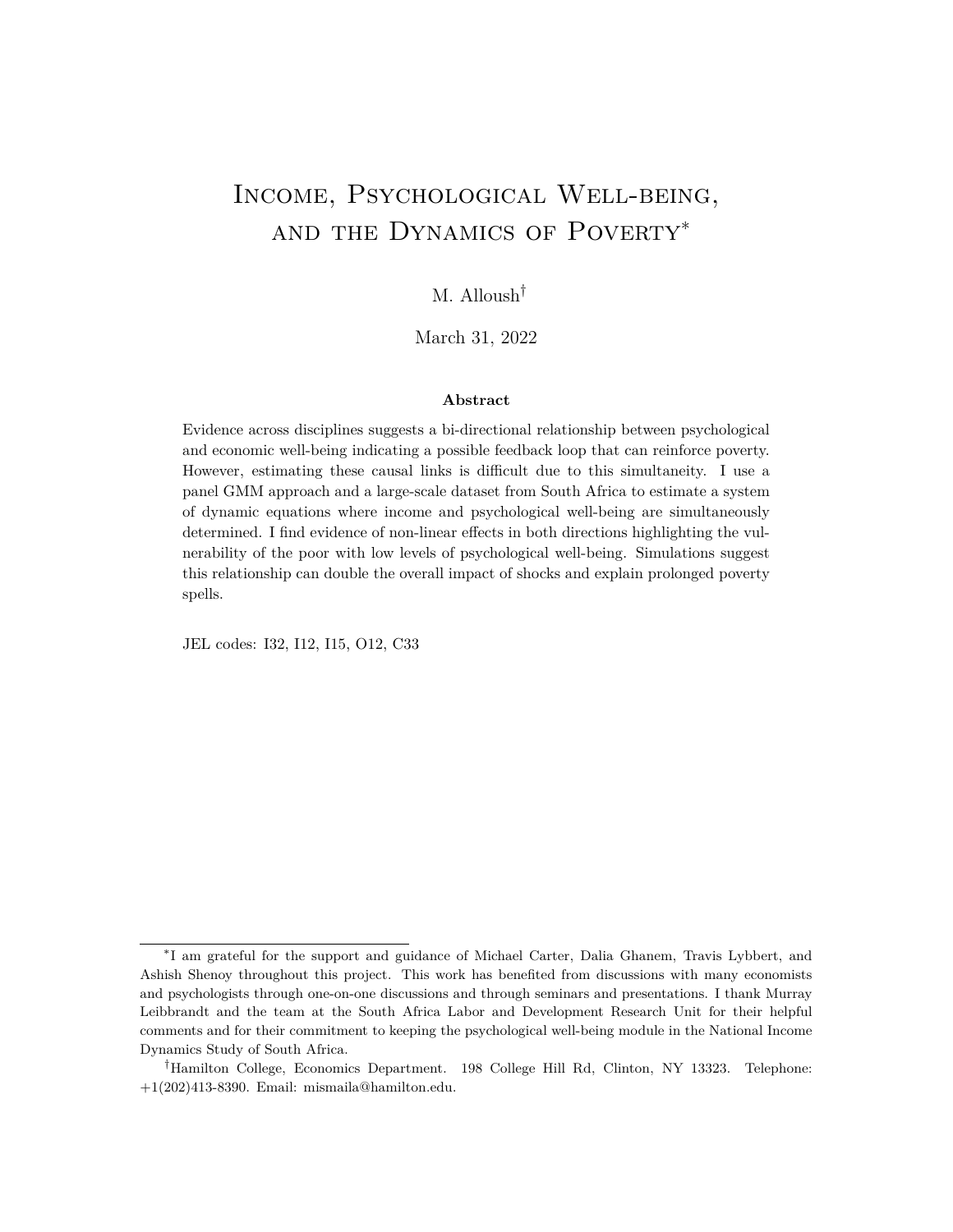# Income, Psychological Well-being, and the Dynamics of Poverty*

M. Alloush†

March 31, 2022

**Abstract**

Evidence across disciplines suggests a bi-directional relationship between psychological and economic well-being indicating a possible feedback loop that can reinforce poverty. However, estimating these causal links is difficult due to this simultaneity. I use a panel GMM approach and a large-scale dataset from South Africa to estimate a system of dynamic equations where income and psychological well-being are simultaneously determined. I find evidence of non-linear effects in both directions highlighting the vulnerability of the poor with low levels of psychological well-being. Simulations suggest this relationship can double the overall impact of shocks and explain prolonged poverty spells.

JEL codes: I32, I12, I15, O12, C33

---

*I am grateful for the support and guidance of Michael Carter, Dalia Ghanem, Travis Lybbert, and Ashish Shenoy throughout this project. This work has benefited from discussions with many economists and psychologists through one-on-one discussions and through seminars and presentations. I thank Murray Leibbrandt and the team at the South Africa Labor and Development Research Unit for their helpful comments and for their commitment to keeping the psychological well-being module in the National Income Dynamics Study of South Africa.

†Hamilton College, Economics Department. 198 College Hill Rd, Clinton, NY 13323. Telephone: +1(202)413-8390. Email: mismaila@hamilton.edu.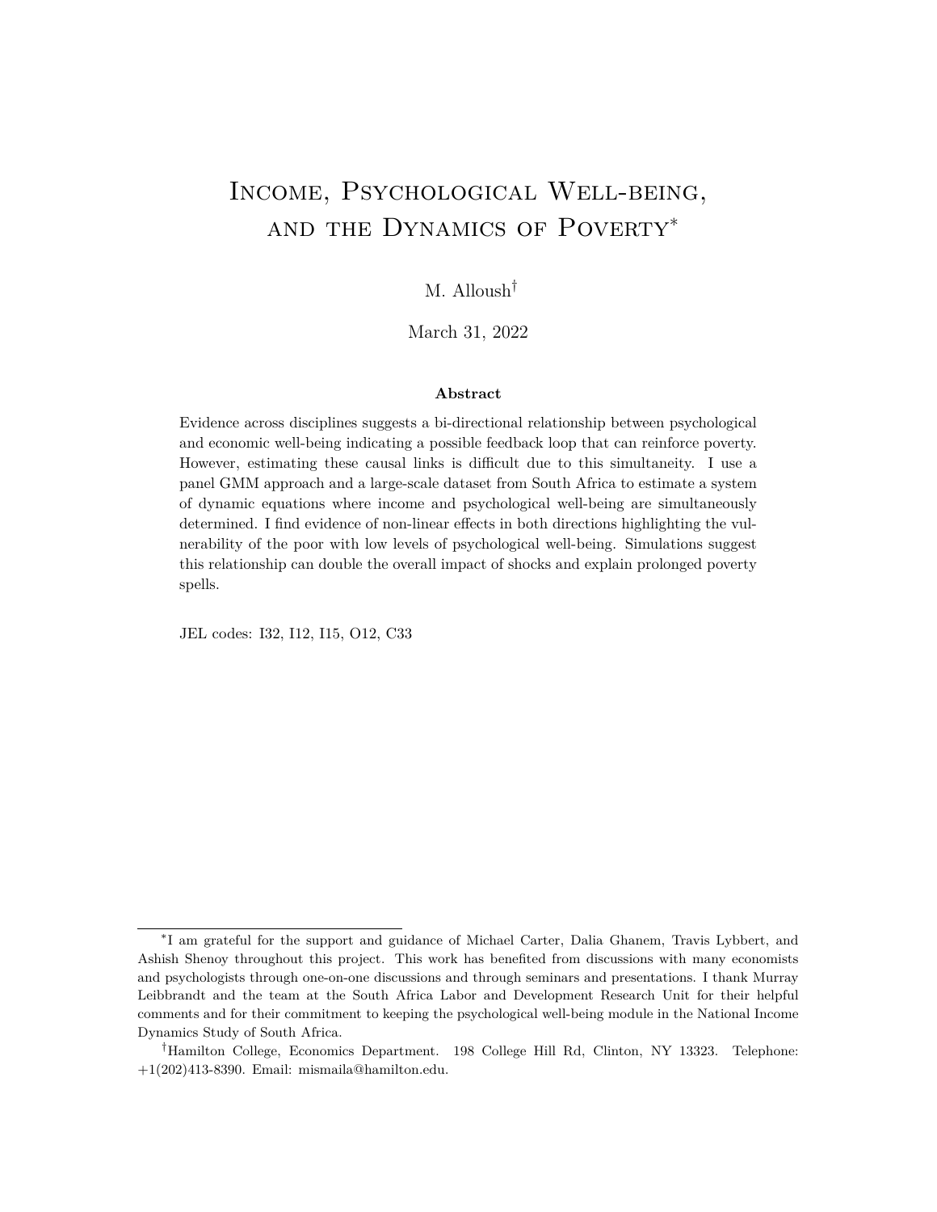# Income, Psychological Well-being, and the Dynamics of Poverty[*]

M. Alloush[†]

March 31, 2022

### Abstract

Evidence across disciplines suggests a bi-directional relationship between psychological and economic well-being indicating a possible feedback loop that can reinforce poverty. However, estimating these causal links is difficult due to this simultaneity. I use a panel GMM approach and a large-scale dataset from South Africa to estimate a system of dynamic equations where income and psychological well-being are simultaneously determined. I find evidence of non-linear effects in both directions highlighting the vulnerability of the poor with low levels of psychological well-being. Simulations suggest this relationship can double the overall impact of shocks and explain prolonged poverty spells.

JEL codes: I32, I12, I15, O12, C33

---

[*] I am grateful for the support and guidance of Michael Carter, Dalia Ghanem, Travis Lybbert, and Ashish Shenoy throughout this project. This work has benefited from discussions with many economists and psychologists through one-on-one discussions and through seminars and presentations. I thank Murray Leibbrandt and the team at the South Africa Labor and Development Research Unit for their helpful comments and for their commitment to keeping the psychological well-being module in the National Income Dynamics Study of South Africa.

[†] Hamilton College, Economics Department. 198 College Hill Rd, Clinton, NY 13323. Telephone: +1(202)413-8390. Email: mismaila@hamilton.edu.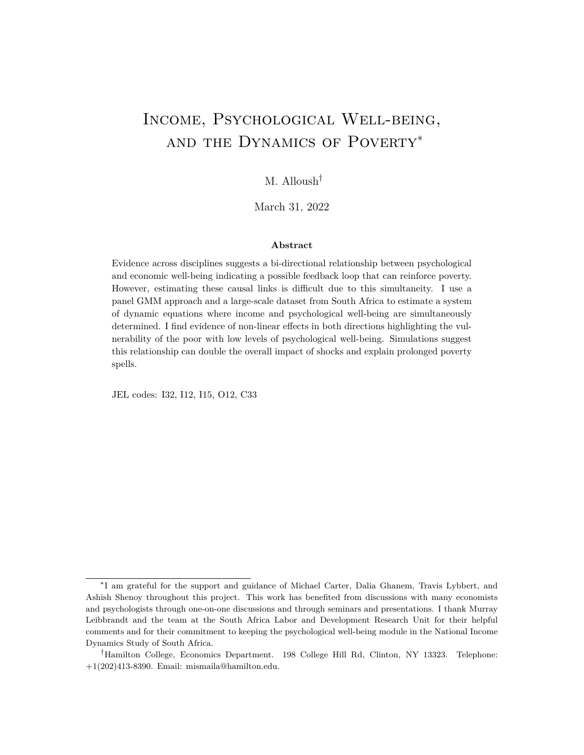# Income, Psychological Well-being, and the Dynamics of Poverty*

M. Alloush†

March 31, 2022

### Abstract

Evidence across disciplines suggests a bi-directional relationship between psychological and economic well-being indicating a possible feedback loop that can reinforce poverty. However, estimating these causal links is difficult due to this simultaneity. I use a panel GMM approach and a large-scale dataset from South Africa to estimate a system of dynamic equations where income and psychological well-being are simultaneously determined. I find evidence of non-linear effects in both directions highlighting the vulnerability of the poor with low levels of psychological well-being. Simulations suggest this relationship can double the overall impact of shocks and explain prolonged poverty spells.

JEL codes: I32, I12, I15, O12, C33

---

*I am grateful for the support and guidance of Michael Carter, Dalia Ghanem, Travis Lybbert, and Ashish Shenoy throughout this project. This work has benefited from discussions with many economists and psychologists through one-on-one discussions and through seminars and presentations. I thank Murray Leibbrandt and the team at the South Africa Labor and Development Research Unit for their helpful comments and for their commitment to keeping the psychological well-being module in the National Income Dynamics Study of South Africa.

†Hamilton College, Economics Department. 198 College Hill Rd, Clinton, NY 13323. Telephone: +1(202)413-8390. Email: mismaila@hamilton.edu.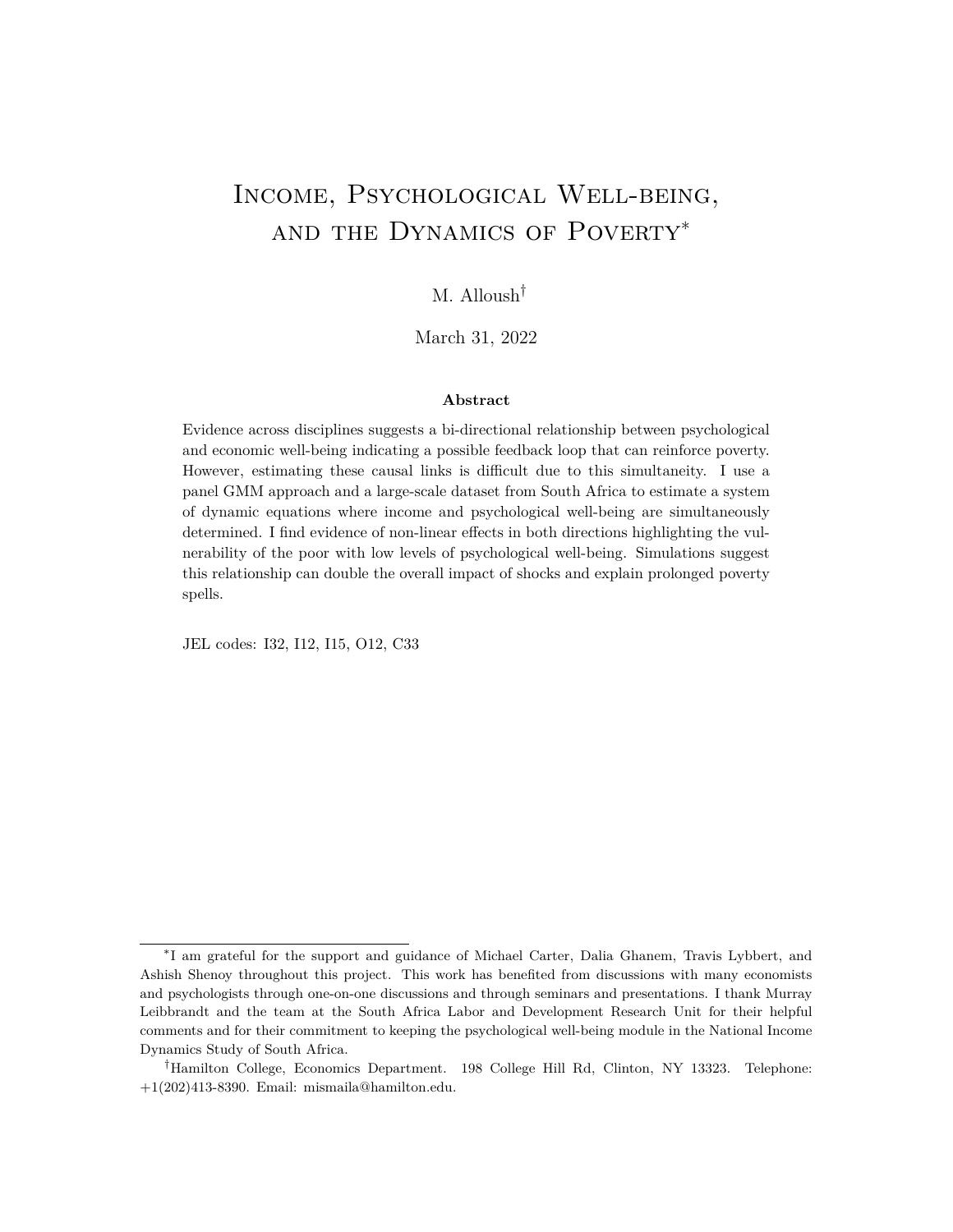# Income, Psychological Well-being, and the Dynamics of Poverty*

M. Alloush[†]

March 31, 2022

### Abstract

Evidence across disciplines suggests a bi-directional relationship between psychological and economic well-being indicating a possible feedback loop that can reinforce poverty. However, estimating these causal links is difficult due to this simultaneity. I use a panel GMM approach and a large-scale dataset from South Africa to estimate a system of dynamic equations where income and psychological well-being are simultaneously determined. I find evidence of non-linear effects in both directions highlighting the vulnerability of the poor with low levels of psychological well-being. Simulations suggest this relationship can double the overall impact of shocks and explain prolonged poverty spells.

JEL codes: I32, I12, I15, O12, C33

---

*I am grateful for the support and guidance of Michael Carter, Dalia Ghanem, Travis Lybbert, and Ashish Shenoy throughout this project. This work has benefited from discussions with many economists and psychologists through one-on-one discussions and through seminars and presentations. I thank Murray Leibbrandt and the team at the South Africa Labor and Development Research Unit for their helpful comments and for their commitment to keeping the psychological well-being module in the National Income Dynamics Study of South Africa.

[†]Hamilton College, Economics Department. 198 College Hill Rd, Clinton, NY 13323. Telephone: +1(202)413-8390. Email: mismaila@hamilton.edu.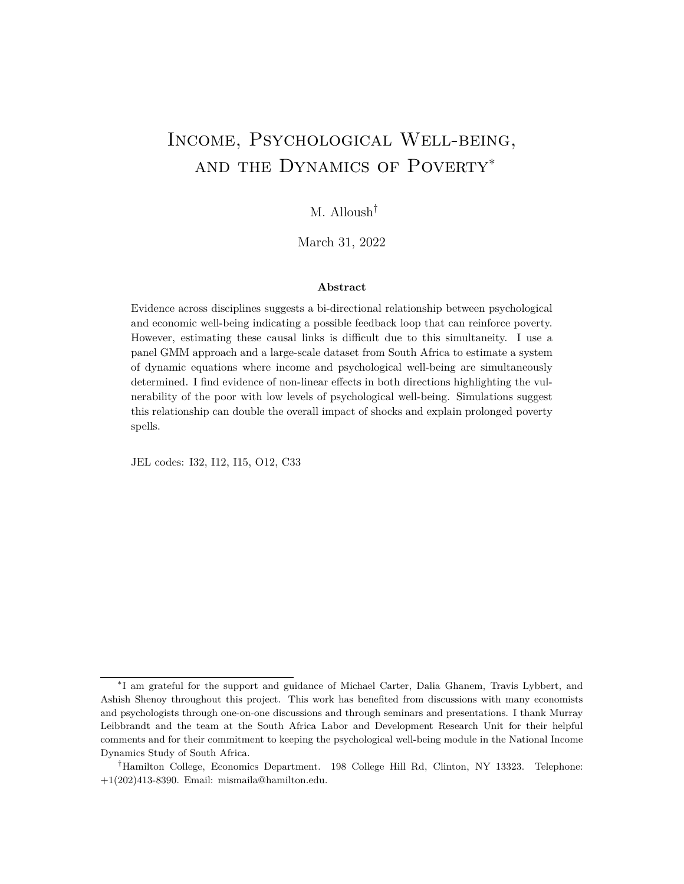# Income, Psychological Well-being, and the Dynamics of Poverty[*]

M. Alloush[†]

March 31, 2022

**Abstract**

Evidence across disciplines suggests a bi-directional relationship between psychological and economic well-being indicating a possible feedback loop that can reinforce poverty. However, estimating these causal links is difficult due to this simultaneity. I use a panel GMM approach and a large-scale dataset from South Africa to estimate a system of dynamic equations where income and psychological well-being are simultaneously determined. I find evidence of non-linear effects in both directions highlighting the vulnerability of the poor with low levels of psychological well-being. Simulations suggest this relationship can double the overall impact of shocks and explain prolonged poverty spells.

JEL codes: I32, I12, I15, O12, C33

---

[*]I am grateful for the support and guidance of Michael Carter, Dalia Ghanem, Travis Lybbert, and Ashish Shenoy throughout this project. This work has benefited from discussions with many economists and psychologists through one-on-one discussions and through seminars and presentations. I thank Murray Leibbrandt and the team at the South Africa Labor and Development Research Unit for their helpful comments and for their commitment to keeping the psychological well-being module in the National Income Dynamics Study of South Africa.

[†]Hamilton College, Economics Department. 198 College Hill Rd, Clinton, NY 13323. Telephone: +1(202)413-8390. Email: mismaila@hamilton.edu.